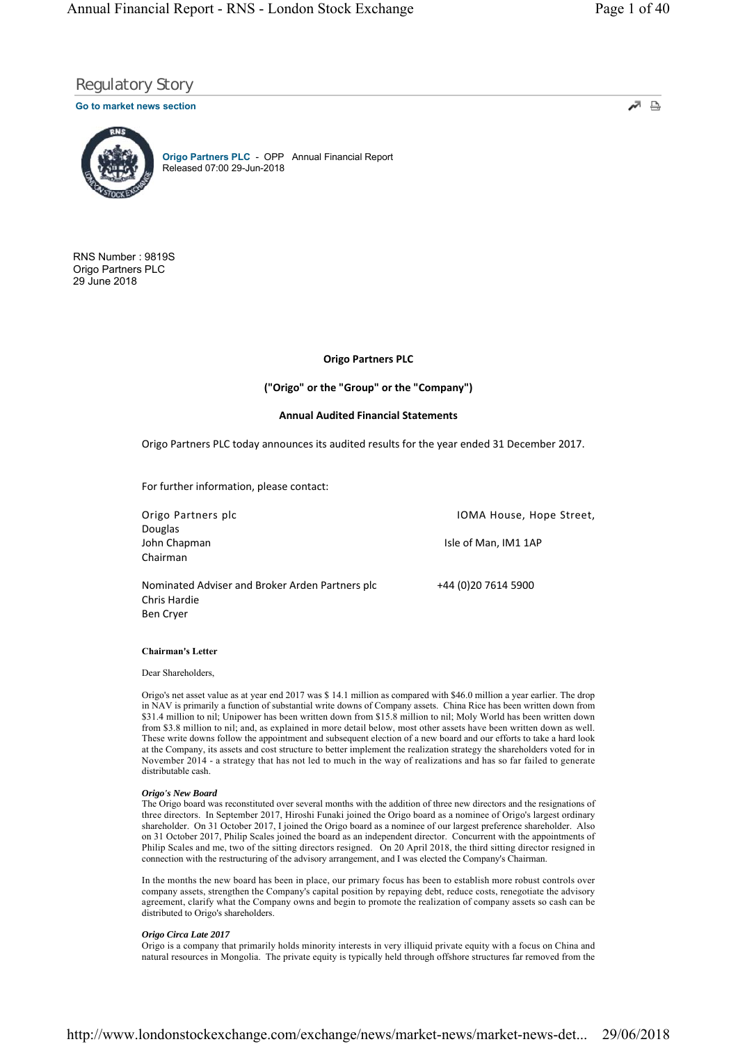Regulatory Story

Go to market news section

**Origo Partners PLC** - OPP Annual Financial Report
Released 07:00 29-Jun-2018

RNS Number : 9819S
Origo Partners PLC
29 June 2018

**Origo Partners PLC**

**("Origo" or the "Group" or the "Company")**

**Annual Audited Financial Statements**

Origo Partners PLC today announces its audited results for the year ended 31 December 2017.

For further information, please contact:

| | |
|---|---|
| Origo Partners plc | IOMA House, Hope Street, Douglas |
| John Chapman | Isle of Man, IM1 1AP |
| Chairman | |
| | |
| Nominated Adviser and Broker Arden Partners plc | +44 (0)20 7614 5900 |
| Chris Hardie | |
| Ben Cryer | |

**Chairman's Letter**

Dear Shareholders,

Origo's net asset value as at year end 2017 was $ 14.1 million as compared with $46.0 million a year earlier. The drop in NAV is primarily a function of substantial write downs of Company assets. China Rice has been written down from $31.4 million to nil; Unipower has been written down from $15.8 million to nil; Moly World has been written down from $3.8 million to nil; and, as explained in more detail below, most other assets have been written down as well. These write downs follow the appointment and subsequent election of a new board and our efforts to take a hard look at the Company, its assets and cost structure to better implement the realization strategy the shareholders voted for in November 2014 - a strategy that has not led to much in the way of realizations and has so far failed to generate distributable cash.

***Origo's New Board***

The Origo board was reconstituted over several months with the addition of three new directors and the resignations of three directors. In September 2017, Hiroshi Funaki joined the Origo board as a nominee of Origo's largest ordinary shareholder. On 31 October 2017, I joined the Origo board as a nominee of our largest preference shareholder. Also on 31 October 2017, Philip Scales joined the board as an independent director. Concurrent with the appointments of Philip Scales and me, two of the sitting directors resigned. On 20 April 2018, the third sitting director resigned in connection with the restructuring of the advisory arrangement, and I was elected the Company's Chairman.

In the months the new board has been in place, our primary focus has been to establish more robust controls over company assets, strengthen the Company's capital position by repaying debt, reduce costs, renegotiate the advisory agreement, clarify what the Company owns and begin to promote the realization of company assets so cash can be distributed to Origo's shareholders.

***Origo Circa Late 2017***

Origo is a company that primarily holds minority interests in very illiquid private equity with a focus on China and natural resources in Mongolia. The private equity is typically held through offshore structures far removed from the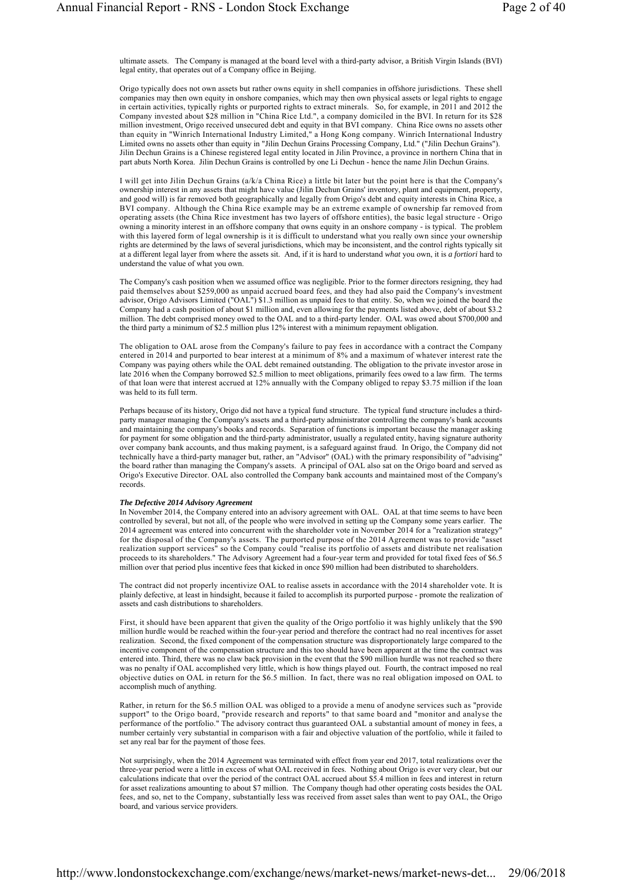ultimate assets. The Company is managed at the board level with a third-party advisor, a British Virgin Islands (BVI) legal entity, that operates out of a Company office in Beijing.

Origo typically does not own assets but rather owns equity in shell companies in offshore jurisdictions. These shell companies may then own equity in onshore companies, which may then own physical assets or legal rights to engage in certain activities, typically rights or purported rights to extract minerals. So, for example, in 2011 and 2012 the Company invested about $28 million in "China Rice Ltd.", a company domiciled in the BVI. In return for its $28 million investment, Origo received unsecured debt and equity in that BVI company. China Rice owns no assets other than equity in "Winrich International Industry Limited," a Hong Kong company. Winrich International Industry Limited owns no assets other than equity in "Jilin Dechun Grains Processing Company, Ltd." ("Jilin Dechun Grains"). Jilin Dechun Grains is a Chinese registered legal entity located in Jilin Province, a province in northern China that in part abuts North Korea. Jilin Dechun Grains is controlled by one Li Dechun - hence the name Jilin Dechun Grains.

I will get into Jilin Dechun Grains (a/k/a China Rice) a little bit later but the point here is that the Company's ownership interest in any assets that might have value (Jilin Dechun Grains' inventory, plant and equipment, property, and good will) is far removed both geographically and legally from Origo's debt and equity interests in China Rice, a BVI company. Although the China Rice example may be an extreme example of ownership far removed from operating assets (the China Rice investment has two layers of offshore entities), the basic legal structure - Origo owning a minority interest in an offshore company that owns equity in an onshore company - is typical. The problem with this layered form of legal ownership is it is difficult to understand what you really own since your ownership rights are determined by the laws of several jurisdictions, which may be inconsistent, and the control rights typically sit at a different legal layer from where the assets sit. And, if it is hard to understand *what* you own, it is *a fortiori* hard to understand the value of what you own.

The Company's cash position when we assumed office was negligible. Prior to the former directors resigning, they had paid themselves about $259,000 as unpaid accrued board fees, and they had also paid the Company's investment advisor, Origo Advisors Limited ("OAL") $1.3 million as unpaid fees to that entity. So, when we joined the board the Company had a cash position of about $1 million and, even allowing for the payments listed above, debt of about $3.2 million. The debt comprised money owed to the OAL and to a third-party lender. OAL was owed about $700,000 and the third party a minimum of $2.5 million plus 12% interest with a minimum repayment obligation.

The obligation to OAL arose from the Company's failure to pay fees in accordance with a contract the Company entered in 2014 and purported to bear interest at a minimum of 8% and a maximum of whatever interest rate the Company was paying others while the OAL debt remained outstanding. The obligation to the private investor arose in late 2016 when the Company borrowed $2.5 million to meet obligations, primarily fees owed to a law firm. The terms of that loan were that interest accrued at 12% annually with the Company obliged to repay $3.75 million if the loan was held to its full term.

Perhaps because of its history, Origo did not have a typical fund structure. The typical fund structure includes a third-party manager managing the Company's assets and a third-party administrator controlling the company's bank accounts and maintaining the company's books and records. Separation of functions is important because the manager asking for payment for some obligation and the third-party administrator, usually a regulated entity, having signature authority over company bank accounts, and thus making payment, is a safeguard against fraud. In Origo, the Company did not technically have a third-party manager but, rather, an "Advisor" (OAL) with the primary responsibility of "advising" the board rather than managing the Company's assets. A principal of OAL also sat on the Origo board and served as Origo's Executive Director. OAL also controlled the Company bank accounts and maintained most of the Company's records.

***The Defective 2014 Advisory Agreement***

In November 2014, the Company entered into an advisory agreement with OAL. OAL at that time seems to have been controlled by several, but not all, of the people who were involved in setting up the Company some years earlier. The 2014 agreement was entered into concurrent with the shareholder vote in November 2014 for a "realization strategy" for the disposal of the Company's assets. The purported purpose of the 2014 Agreement was to provide "asset realization support services" so the Company could "realise its portfolio of assets and distribute net realisation proceeds to its shareholders." The Advisory Agreement had a four-year term and provided for total fixed fees of $6.5 million over that period plus incentive fees that kicked in once $90 million had been distributed to shareholders.

The contract did not properly incentivize OAL to realise assets in accordance with the 2014 shareholder vote. It is plainly defective, at least in hindsight, because it failed to accomplish its purported purpose - promote the realization of assets and cash distributions to shareholders.

First, it should have been apparent that given the quality of the Origo portfolio it was highly unlikely that the $90 million hurdle would be reached within the four-year period and therefore the contract had no real incentives for asset realization. Second, the fixed component of the compensation structure was disproportionately large compared to the incentive component of the compensation structure and this too should have been apparent at the time the contract was entered into. Third, there was no claw back provision in the event that the $90 million hurdle was not reached so there was no penalty if OAL accomplished very little, which is how things played out. Fourth, the contract imposed no real objective duties on OAL in return for the $6.5 million. In fact, there was no real obligation imposed on OAL to accomplish much of anything.

Rather, in return for the $6.5 million OAL was obliged to a provide a menu of anodyne services such as "provide support" to the Origo board, "provide research and reports" to that same board and "monitor and analyse the performance of the portfolio." The advisory contract thus guaranteed OAL a substantial amount of money in fees, a number certainly very substantial in comparison with a fair and objective valuation of the portfolio, while it failed to set any real bar for the payment of those fees.

Not surprisingly, when the 2014 Agreement was terminated with effect from year end 2017, total realizations over the three-year period were a little in excess of what OAL received in fees. Nothing about Origo is ever very clear, but our calculations indicate that over the period of the contract OAL accrued about $5.4 million in fees and interest in return for asset realizations amounting to about $7 million. The Company though had other operating costs besides the OAL fees, and so, net to the Company, substantially less was received from asset sales than went to pay OAL, the Origo board, and various service providers.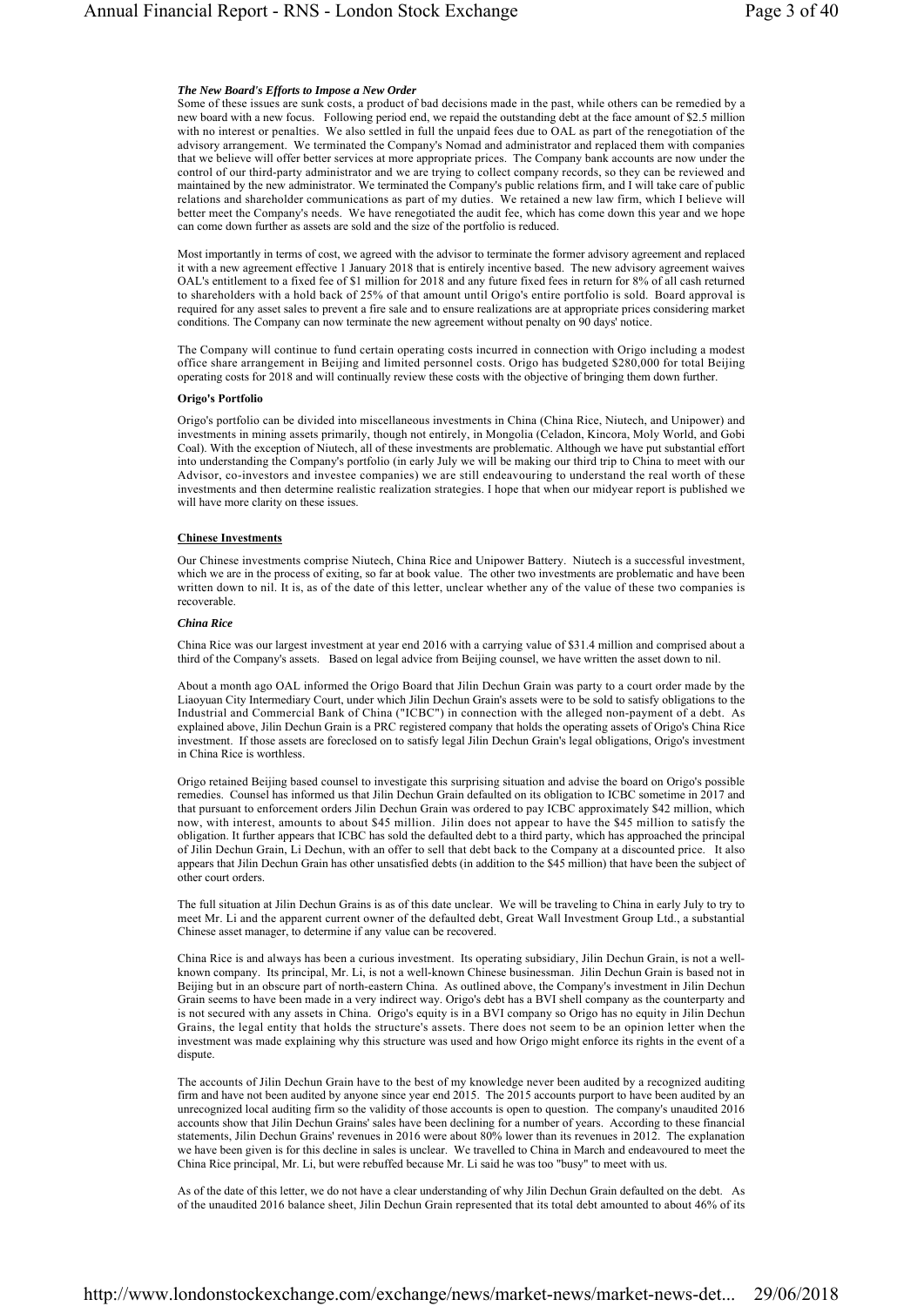### *The New Board's Efforts to Impose a New Order*

Some of these issues are sunk costs, a product of bad decisions made in the past, while others can be remedied by a new board with a new focus. Following period end, we repaid the outstanding debt at the face amount of $2.5 million with no interest or penalties. We also settled in full the unpaid fees due to OAL as part of the renegotiation of the advisory arrangement. We terminated the Company's Nomad and administrator and replaced them with companies that we believe will offer better services at more appropriate prices. The Company bank accounts are now under the control of our third-party administrator and we are trying to collect company records, so they can be reviewed and maintained by the new administrator. We terminated the Company's public relations firm, and I will take care of public relations and shareholder communications as part of my duties. We retained a new law firm, which I believe will better meet the Company's needs. We have renegotiated the audit fee, which has come down this year and we hope can come down further as assets are sold and the size of the portfolio is reduced.

Most importantly in terms of cost, we agreed with the advisor to terminate the former advisory agreement and replaced it with a new agreement effective 1 January 2018 that is entirely incentive based. The new advisory agreement waives OAL's entitlement to a fixed fee of $1 million for 2018 and any future fixed fees in return for 8% of all cash returned to shareholders with a hold back of 25% of that amount until Origo's entire portfolio is sold. Board approval is required for any asset sales to prevent a fire sale and to ensure realizations are at appropriate prices considering market conditions. The Company can now terminate the new agreement without penalty on 90 days' notice.

The Company will continue to fund certain operating costs incurred in connection with Origo including a modest office share arrangement in Beijing and limited personnel costs. Origo has budgeted $280,000 for total Beijing operating costs for 2018 and will continually review these costs with the objective of bringing them down further.

**Origo's Portfolio**

Origo's portfolio can be divided into miscellaneous investments in China (China Rice, Niutech, and Unipower) and investments in mining assets primarily, though not entirely, in Mongolia (Celadon, Kincora, Moly World, and Gobi Coal). With the exception of Niutech, all of these investments are problematic. Although we have put substantial effort into understanding the Company's portfolio (in early July we will be making our third trip to China to meet with our Advisor, co-investors and investee companies) we are still endeavouring to understand the real worth of these investments and then determine realistic realization strategies. I hope that when our midyear report is published we will have more clarity on these issues.

**Chinese Investments**

Our Chinese investments comprise Niutech, China Rice and Unipower Battery. Niutech is a successful investment, which we are in the process of exiting, so far at book value. The other two investments are problematic and have been written down to nil. It is, as of the date of this letter, unclear whether any of the value of these two companies is recoverable.

***China Rice***

China Rice was our largest investment at year end 2016 with a carrying value of $31.4 million and comprised about a third of the Company's assets. Based on legal advice from Beijing counsel, we have written the asset down to nil.

About a month ago OAL informed the Origo Board that Jilin Dechun Grain was party to a court order made by the Liaoyuan City Intermediary Court, under which Jilin Dechun Grain's assets were to be sold to satisfy obligations to the Industrial and Commercial Bank of China ("ICBC") in connection with the alleged non-payment of a debt. As explained above, Jilin Dechun Grain is a PRC registered company that holds the operating assets of Origo's China Rice investment. If those assets are foreclosed on to satisfy legal Jilin Dechun Grain's legal obligations, Origo's investment in China Rice is worthless.

Origo retained Beijing based counsel to investigate this surprising situation and advise the board on Origo's possible remedies. Counsel has informed us that Jilin Dechun Grain defaulted on its obligation to ICBC sometime in 2017 and that pursuant to enforcement orders Jilin Dechun Grain was ordered to pay ICBC approximately $42 million, which now, with interest, amounts to about $45 million. Jilin does not appear to have the $45 million to satisfy the obligation. It further appears that ICBC has sold the defaulted debt to a third party, which has approached the principal of Jilin Dechun Grain, Li Dechun, with an offer to sell that debt back to the Company at a discounted price. It also appears that Jilin Dechun Grain has other unsatisfied debts (in addition to the $45 million) that have been the subject of other court orders.

The full situation at Jilin Dechun Grains is as of this date unclear. We will be traveling to China in early July to try to meet Mr. Li and the apparent current owner of the defaulted debt, Great Wall Investment Group Ltd., a substantial Chinese asset manager, to determine if any value can be recovered.

China Rice is and always has been a curious investment. Its operating subsidiary, Jilin Dechun Grain, is not a well-known company. Its principal, Mr. Li, is not a well-known Chinese businessman. Jilin Dechun Grain is based not in Beijing but in an obscure part of north-eastern China. As outlined above, the Company's investment in Jilin Dechun Grain seems to have been made in a very indirect way. Origo's debt has a BVI shell company as the counterparty and is not secured with any assets in China. Origo's equity is in a BVI company so Origo has no equity in Jilin Dechun Grains, the legal entity that holds the structure's assets. There does not seem to be an opinion letter when the investment was made explaining why this structure was used and how Origo might enforce its rights in the event of a dispute.

The accounts of Jilin Dechun Grain have to the best of my knowledge never been audited by a recognized auditing firm and have not been audited by anyone since year end 2015. The 2015 accounts purport to have been audited by an unrecognized local auditing firm so the validity of those accounts is open to question. The company's unaudited 2016 accounts show that Jilin Dechun Grains' sales have been declining for a number of years. According to these financial statements, Jilin Dechun Grains' revenues in 2016 were about 80% lower than its revenues in 2012. The explanation we have been given is for this decline in sales is unclear. We travelled to China in March and endeavoured to meet the China Rice principal, Mr. Li, but were rebuffed because Mr. Li said he was too "busy" to meet with us.

As of the date of this letter, we do not have a clear understanding of why Jilin Dechun Grain defaulted on the debt. As of the unaudited 2016 balance sheet, Jilin Dechun Grain represented that its total debt amounted to about 46% of its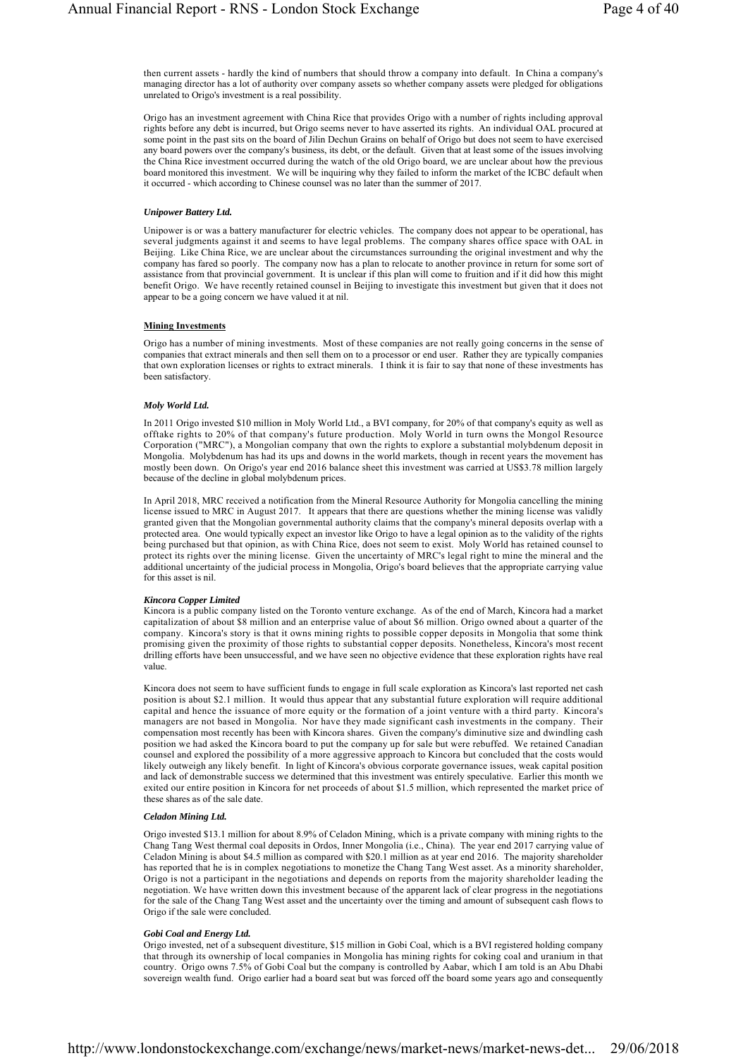then current assets - hardly the kind of numbers that should throw a company into default. In China a company's managing director has a lot of authority over company assets so whether company assets were pledged for obligations unrelated to Origo's investment is a real possibility.

Origo has an investment agreement with China Rice that provides Origo with a number of rights including approval rights before any debt is incurred, but Origo seems never to have asserted its rights. An individual OAL procured at some point in the past sits on the board of Jilin Dechun Grains on behalf of Origo but does not seem to have exercised any board powers over the company's business, its debt, or the default. Given that at least some of the issues involving the China Rice investment occurred during the watch of the old Origo board, we are unclear about how the previous board monitored this investment. We will be inquiring why they failed to inform the market of the ICBC default when it occurred - which according to Chinese counsel was no later than the summer of 2017.

***Unipower Battery Ltd.***

Unipower is or was a battery manufacturer for electric vehicles. The company does not appear to be operational, has several judgments against it and seems to have legal problems. The company shares office space with OAL in Beijing. Like China Rice, we are unclear about the circumstances surrounding the original investment and why the company has fared so poorly. The company now has a plan to relocate to another province in return for some sort of assistance from that provincial government. It is unclear if this plan will come to fruition and if it did how this might benefit Origo. We have recently retained counsel in Beijing to investigate this investment but given that it does not appear to be a going concern we have valued it at nil.

**Mining Investments**

Origo has a number of mining investments. Most of these companies are not really going concerns in the sense of companies that extract minerals and then sell them on to a processor or end user. Rather they are typically companies that own exploration licenses or rights to extract minerals. I think it is fair to say that none of these investments has been satisfactory.

***Moly World Ltd.***

In 2011 Origo invested $10 million in Moly World Ltd., a BVI company, for 20% of that company's equity as well as offtake rights to 20% of that company's future production. Moly World in turn owns the Mongol Resource Corporation ("MRC"), a Mongolian company that own the rights to explore a substantial molybdenum deposit in Mongolia. Molybdenum has had its ups and downs in the world markets, though in recent years the movement has mostly been down. On Origo's year end 2016 balance sheet this investment was carried at US$3.78 million largely because of the decline in global molybdenum prices.

In April 2018, MRC received a notification from the Mineral Resource Authority for Mongolia cancelling the mining license issued to MRC in August 2017. It appears that there are questions whether the mining license was validly granted given that the Mongolian governmental authority claims that the company's mineral deposits overlap with a protected area. One would typically expect an investor like Origo to have a legal opinion as to the validity of the rights being purchased but that opinion, as with China Rice, does not seem to exist. Moly World has retained counsel to protect its rights over the mining license. Given the uncertainty of MRC's legal right to mine the mineral and the additional uncertainty of the judicial process in Mongolia, Origo's board believes that the appropriate carrying value for this asset is nil.

***Kincora Copper Limited***

Kincora is a public company listed on the Toronto venture exchange. As of the end of March, Kincora had a market capitalization of about $8 million and an enterprise value of about $6 million. Origo owned about a quarter of the company. Kincora's story is that it owns mining rights to possible copper deposits in Mongolia that some think promising given the proximity of those rights to substantial copper deposits. Nonetheless, Kincora's most recent drilling efforts have been unsuccessful, and we have seen no objective evidence that these exploration rights have real value.

Kincora does not seem to have sufficient funds to engage in full scale exploration as Kincora's last reported net cash position is about $2.1 million. It would thus appear that any substantial future exploration will require additional capital and hence the issuance of more equity or the formation of a joint venture with a third party. Kincora's managers are not based in Mongolia. Nor have they made significant cash investments in the company. Their compensation most recently has been with Kincora shares. Given the company's diminutive size and dwindling cash position we had asked the Kincora board to put the company up for sale but were rebuffed. We retained Canadian counsel and explored the possibility of a more aggressive approach to Kincora but concluded that the costs would likely outweigh any likely benefit. In light of Kincora's obvious corporate governance issues, weak capital position and lack of demonstrable success we determined that this investment was entirely speculative. Earlier this month we exited our entire position in Kincora for net proceeds of about $1.5 million, which represented the market price of these shares as of the sale date.

***Celadon Mining Ltd.***

Origo invested $13.1 million for about 8.9% of Celadon Mining, which is a private company with mining rights to the Chang Tang West thermal coal deposits in Ordos, Inner Mongolia (i.e., China). The year end 2017 carrying value of Celadon Mining is about $4.5 million as compared with $20.1 million as at year end 2016. The majority shareholder has reported that he is in complex negotiations to monetize the Chang Tang West asset. As a minority shareholder, Origo is not a participant in the negotiations and depends on reports from the majority shareholder leading the negotiation. We have written down this investment because of the apparent lack of clear progress in the negotiations for the sale of the Chang Tang West asset and the uncertainty over the timing and amount of subsequent cash flows to Origo if the sale were concluded.

***Gobi Coal and Energy Ltd.***

Origo invested, net of a subsequent divestiture, $15 million in Gobi Coal, which is a BVI registered holding company that through its ownership of local companies in Mongolia has mining rights for coking coal and uranium in that country. Origo owns 7.5% of Gobi Coal but the company is controlled by Aabar, which I am told is an Abu Dhabi sovereign wealth fund. Origo earlier had a board seat but was forced off the board some years ago and consequently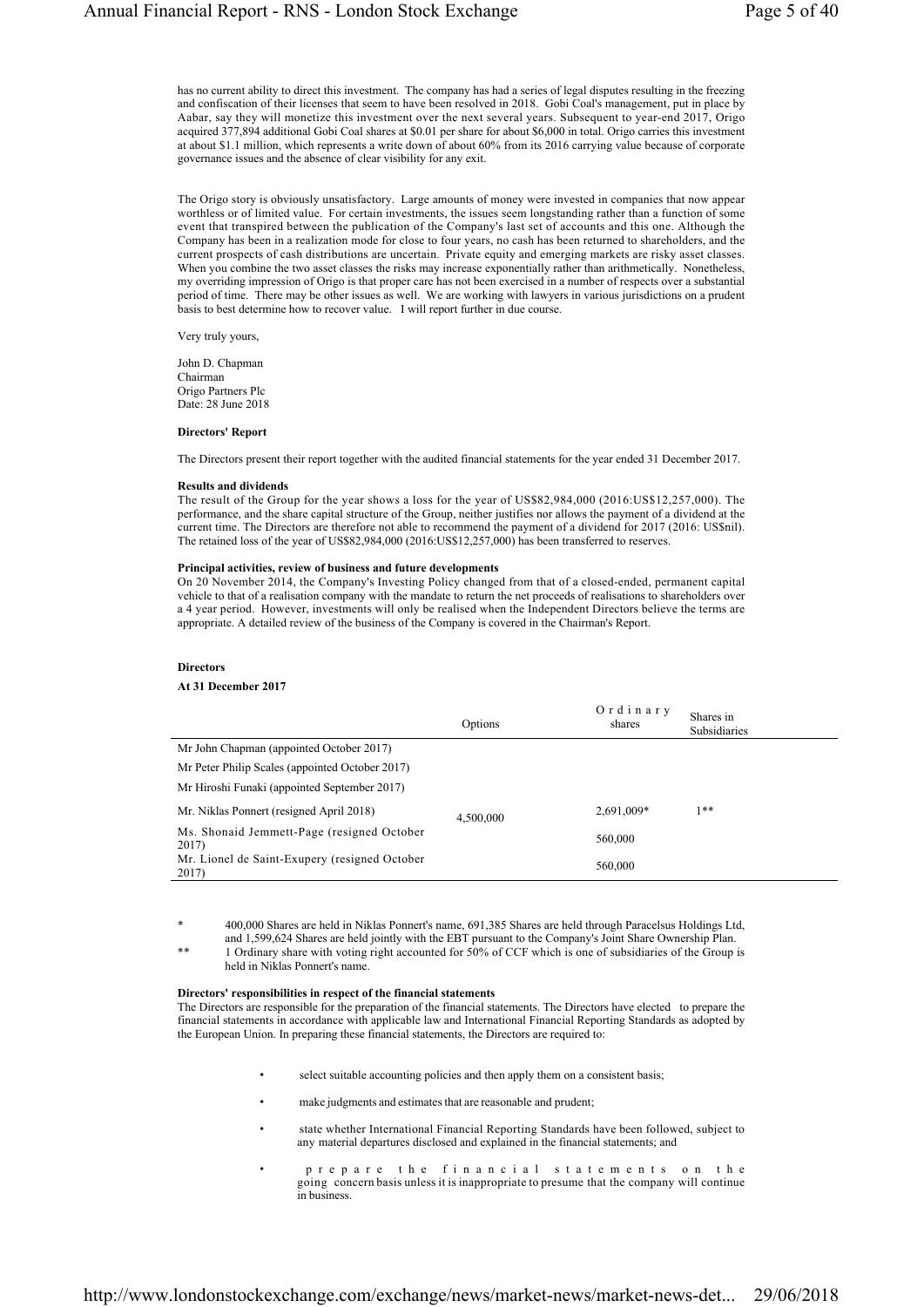has no current ability to direct this investment. The company has had a series of legal disputes resulting in the freezing and confiscation of their licenses that seem to have been resolved in 2018. Gobi Coal's management, put in place by Aabar, say they will monetize this investment over the next several years. Subsequent to year-end 2017, Origo acquired 377,894 additional Gobi Coal shares at $0.01 per share for about $6,000 in total. Origo carries this investment at about $1.1 million, which represents a write down of about 60% from its 2016 carrying value because of corporate governance issues and the absence of clear visibility for any exit.

The Origo story is obviously unsatisfactory. Large amounts of money were invested in companies that now appear worthless or of limited value. For certain investments, the issues seem longstanding rather than a function of some event that transpired between the publication of the Company's last set of accounts and this one. Although the Company has been in a realization mode for close to four years, no cash has been returned to shareholders, and the current prospects of cash distributions are uncertain. Private equity and emerging markets are risky asset classes. When you combine the two asset classes the risks may increase exponentially rather than arithmetically. Nonetheless, my overriding impression of Origo is that proper care has not been exercised in a number of respects over a substantial period of time. There may be other issues as well. We are working with lawyers in various jurisdictions on a prudent basis to best determine how to recover value. I will report further in due course.

Very truly yours,

John D. Chapman
Chairman
Origo Partners Plc
Date: 28 June 2018

**Directors' Report**

The Directors present their report together with the audited financial statements for the year ended 31 December 2017.

**Results and dividends**

The result of the Group for the year shows a loss for the year of US$82,984,000 (2016:US$12,257,000). The performance, and the share capital structure of the Group, neither justifies nor allows the payment of a dividend at the current time. The Directors are therefore not able to recommend the payment of a dividend for 2017 (2016: US$nil). The retained loss of the year of US$82,984,000 (2016:US$12,257,000) has been transferred to reserves.

**Principal activities, review of business and future developments**

On 20 November 2014, the Company's Investing Policy changed from that of a closed-ended, permanent capital vehicle to that of a realisation company with the mandate to return the net proceeds of realisations to shareholders over a 4 year period. However, investments will only be realised when the Independent Directors believe the terms are appropriate. A detailed review of the business of the Company is covered in the Chairman's Report.

**Directors**

**At 31 December 2017**

| | Options | Ordinary shares | Shares in Subsidiaries |
|---|---|---|---|
| Mr John Chapman (appointed October 2017) | | | |
| Mr Peter Philip Scales (appointed October 2017) | | | |
| Mr Hiroshi Funaki (appointed September 2017) | | | |
| Mr. Niklas Ponnert (resigned April 2018) | 4,500,000 | 2,691,009* | 1** |
| Ms. Shonaid Jemmett-Page (resigned October 2017) | | 560,000 | |
| Mr. Lionel de Saint-Exupery (resigned October 2017) | | 560,000 | |

\* 400,000 Shares are held in Niklas Ponnert's name, 691,385 Shares are held through Paracelsus Holdings Ltd, and 1,599,624 Shares are held jointly with the EBT pursuant to the Company's Joint Share Ownership Plan.

\*\* 1 Ordinary share with voting right accounted for 50% of CCF which is one of subsidiaries of the Group is held in Niklas Ponnert's name.

**Directors' responsibilities in respect of the financial statements**

The Directors are responsible for the preparation of the financial statements. The Directors have elected to prepare the financial statements in accordance with applicable law and International Financial Reporting Standards as adopted by the European Union. In preparing these financial statements, the Directors are required to:

- select suitable accounting policies and then apply them on a consistent basis;
- make judgments and estimates that are reasonable and prudent;
- state whether International Financial Reporting Standards have been followed, subject to any material departures disclosed and explained in the financial statements; and
- prepare the financial statements on the going concern basis unless it is inappropriate to presume that the company will continue in business.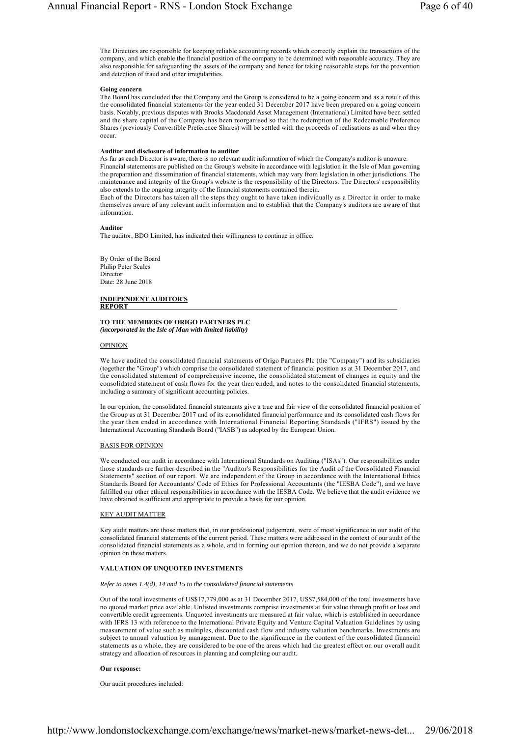The Directors are responsible for keeping reliable accounting records which correctly explain the transactions of the company, and which enable the financial position of the company to be determined with reasonable accuracy. They are also responsible for safeguarding the assets of the company and hence for taking reasonable steps for the prevention and detection of fraud and other irregularities.

**Going concern**

The Board has concluded that the Company and the Group is considered to be a going concern and as a result of this the consolidated financial statements for the year ended 31 December 2017 have been prepared on a going concern basis. Notably, previous disputes with Brooks Macdonald Asset Management (International) Limited have been settled and the share capital of the Company has been reorganised so that the redemption of the Redeemable Preference Shares (previously Convertible Preference Shares) will be settled with the proceeds of realisations as and when they occur.

**Auditor and disclosure of information to auditor**

As far as each Director is aware, there is no relevant audit information of which the Company's auditor is unaware. Financial statements are published on the Group's website in accordance with legislation in the Isle of Man governing the preparation and dissemination of financial statements, which may vary from legislation in other jurisdictions. The maintenance and integrity of the Group's website is the responsibility of the Directors. The Directors' responsibility also extends to the ongoing integrity of the financial statements contained therein.

Each of the Directors has taken all the steps they ought to have taken individually as a Director in order to make themselves aware of any relevant audit information and to establish that the Company's auditors are aware of that information.

**Auditor**

The auditor, BDO Limited, has indicated their willingness to continue in office.

By Order of the Board
Philip Peter Scales
Director
Date: 28 June 2018

## INDEPENDENT AUDITOR'S REPORT

**TO THE MEMBERS OF ORIGO PARTNERS PLC**
***(incorporated in the Isle of Man with limited liability)***

### OPINION

We have audited the consolidated financial statements of Origo Partners Plc (the "Company") and its subsidiaries (together the "Group") which comprise the consolidated statement of financial position as at 31 December 2017, and the consolidated statement of comprehensive income, the consolidated statement of changes in equity and the consolidated statement of cash flows for the year then ended, and notes to the consolidated financial statements, including a summary of significant accounting policies.

In our opinion, the consolidated financial statements give a true and fair view of the consolidated financial position of the Group as at 31 December 2017 and of its consolidated financial performance and its consolidated cash flows for the year then ended in accordance with International Financial Reporting Standards ("IFRS") issued by the International Accounting Standards Board ("IASB") as adopted by the European Union.

### BASIS FOR OPINION

We conducted our audit in accordance with International Standards on Auditing ("ISAs"). Our responsibilities under those standards are further described in the "Auditor's Responsibilities for the Audit of the Consolidated Financial Statements" section of our report. We are independent of the Group in accordance with the International Ethics Standards Board for Accountants' Code of Ethics for Professional Accountants (the "IESBA Code"), and we have fulfilled our other ethical responsibilities in accordance with the IESBA Code. We believe that the audit evidence we have obtained is sufficient and appropriate to provide a basis for our opinion.

### KEY AUDIT MATTER

Key audit matters are those matters that, in our professional judgement, were of most significance in our audit of the consolidated financial statements of the current period. These matters were addressed in the context of our audit of the consolidated financial statements as a whole, and in forming our opinion thereon, and we do not provide a separate opinion on these matters.

**VALUATION OF UNQUOTED INVESTMENTS**

*Refer to notes 1.4(d), 14 and 15 to the consolidated financial statements*

Out of the total investments of US$17,779,000 as at 31 December 2017, US$7,584,000 of the total investments have no quoted market price available. Unlisted investments comprise investments at fair value through profit or loss and convertible credit agreements. Unquoted investments are measured at fair value, which is established in accordance with IFRS 13 with reference to the International Private Equity and Venture Capital Valuation Guidelines by using measurement of value such as multiples, discounted cash flow and industry valuation benchmarks. Investments are subject to annual valuation by management. Due to the significance in the context of the consolidated financial statements as a whole, they are considered to be one of the areas which had the greatest effect on our overall audit strategy and allocation of resources in planning and completing our audit.

**Our response:**

Our audit procedures included: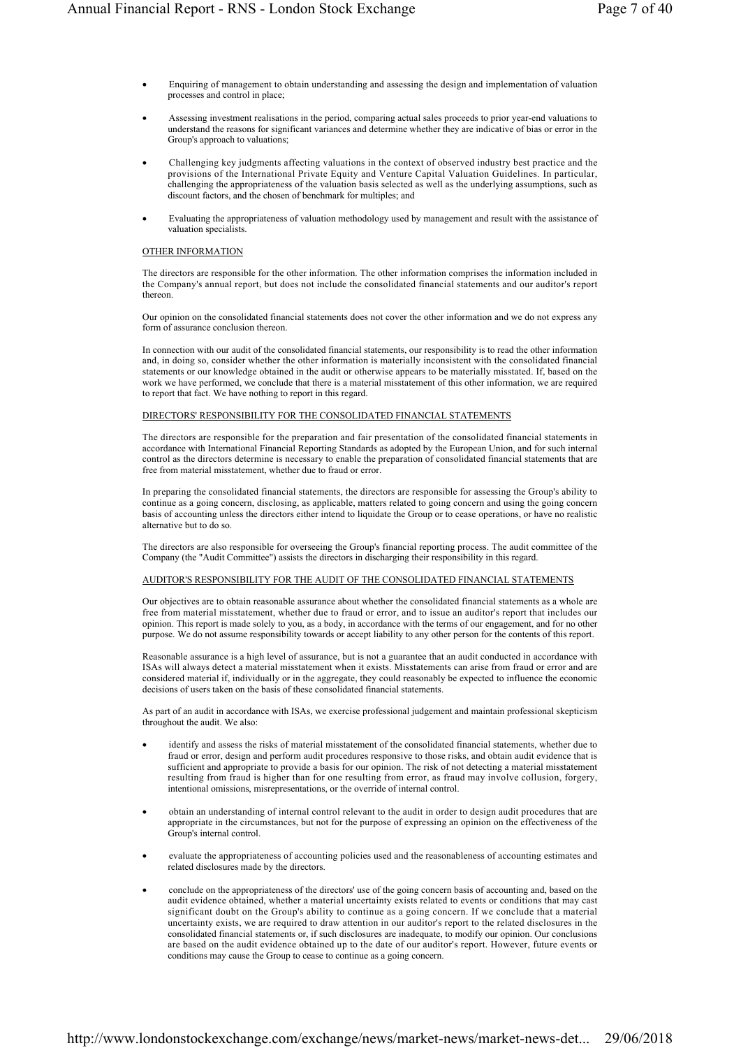- Enquiring of management to obtain understanding and assessing the design and implementation of valuation processes and control in place;

- Assessing investment realisations in the period, comparing actual sales proceeds to prior year-end valuations to understand the reasons for significant variances and determine whether they are indicative of bias or error in the Group's approach to valuations;

- Challenging key judgments affecting valuations in the context of observed industry best practice and the provisions of the International Private Equity and Venture Capital Valuation Guidelines. In particular, challenging the appropriateness of the valuation basis selected as well as the underlying assumptions, such as discount factors, and the chosen of benchmark for multiples; and

- Evaluating the appropriateness of valuation methodology used by management and result with the assistance of valuation specialists.

## OTHER INFORMATION

The directors are responsible for the other information. The other information comprises the information included in the Company's annual report, but does not include the consolidated financial statements and our auditor's report thereon.

Our opinion on the consolidated financial statements does not cover the other information and we do not express any form of assurance conclusion thereon.

In connection with our audit of the consolidated financial statements, our responsibility is to read the other information and, in doing so, consider whether the other information is materially inconsistent with the consolidated financial statements or our knowledge obtained in the audit or otherwise appears to be materially misstated. If, based on the work we have performed, we conclude that there is a material misstatement of this other information, we are required to report that fact. We have nothing to report in this regard.

## DIRECTORS' RESPONSIBILITY FOR THE CONSOLIDATED FINANCIAL STATEMENTS

The directors are responsible for the preparation and fair presentation of the consolidated financial statements in accordance with International Financial Reporting Standards as adopted by the European Union, and for such internal control as the directors determine is necessary to enable the preparation of consolidated financial statements that are free from material misstatement, whether due to fraud or error.

In preparing the consolidated financial statements, the directors are responsible for assessing the Group's ability to continue as a going concern, disclosing, as applicable, matters related to going concern and using the going concern basis of accounting unless the directors either intend to liquidate the Group or to cease operations, or have no realistic alternative but to do so.

The directors are also responsible for overseeing the Group's financial reporting process. The audit committee of the Company (the "Audit Committee") assists the directors in discharging their responsibility in this regard.

## AUDITOR'S RESPONSIBILITY FOR THE AUDIT OF THE CONSOLIDATED FINANCIAL STATEMENTS

Our objectives are to obtain reasonable assurance about whether the consolidated financial statements as a whole are free from material misstatement, whether due to fraud or error, and to issue an auditor's report that includes our opinion. This report is made solely to you, as a body, in accordance with the terms of our engagement, and for no other purpose. We do not assume responsibility towards or accept liability to any other person for the contents of this report.

Reasonable assurance is a high level of assurance, but is not a guarantee that an audit conducted in accordance with ISAs will always detect a material misstatement when it exists. Misstatements can arise from fraud or error and are considered material if, individually or in the aggregate, they could reasonably be expected to influence the economic decisions of users taken on the basis of these consolidated financial statements.

As part of an audit in accordance with ISAs, we exercise professional judgement and maintain professional skepticism throughout the audit. We also:

- identify and assess the risks of material misstatement of the consolidated financial statements, whether due to fraud or error, design and perform audit procedures responsive to those risks, and obtain audit evidence that is sufficient and appropriate to provide a basis for our opinion. The risk of not detecting a material misstatement resulting from fraud is higher than for one resulting from error, as fraud may involve collusion, forgery, intentional omissions, misrepresentations, or the override of internal control.

- obtain an understanding of internal control relevant to the audit in order to design audit procedures that are appropriate in the circumstances, but not for the purpose of expressing an opinion on the effectiveness of the Group's internal control.

- evaluate the appropriateness of accounting policies used and the reasonableness of accounting estimates and related disclosures made by the directors.

- conclude on the appropriateness of the directors' use of the going concern basis of accounting and, based on the audit evidence obtained, whether a material uncertainty exists related to events or conditions that may cast significant doubt on the Group's ability to continue as a going concern. If we conclude that a material uncertainty exists, we are required to draw attention in our auditor's report to the related disclosures in the consolidated financial statements or, if such disclosures are inadequate, to modify our opinion. Our conclusions are based on the audit evidence obtained up to the date of our auditor's report. However, future events or conditions may cause the Group to cease to continue as a going concern.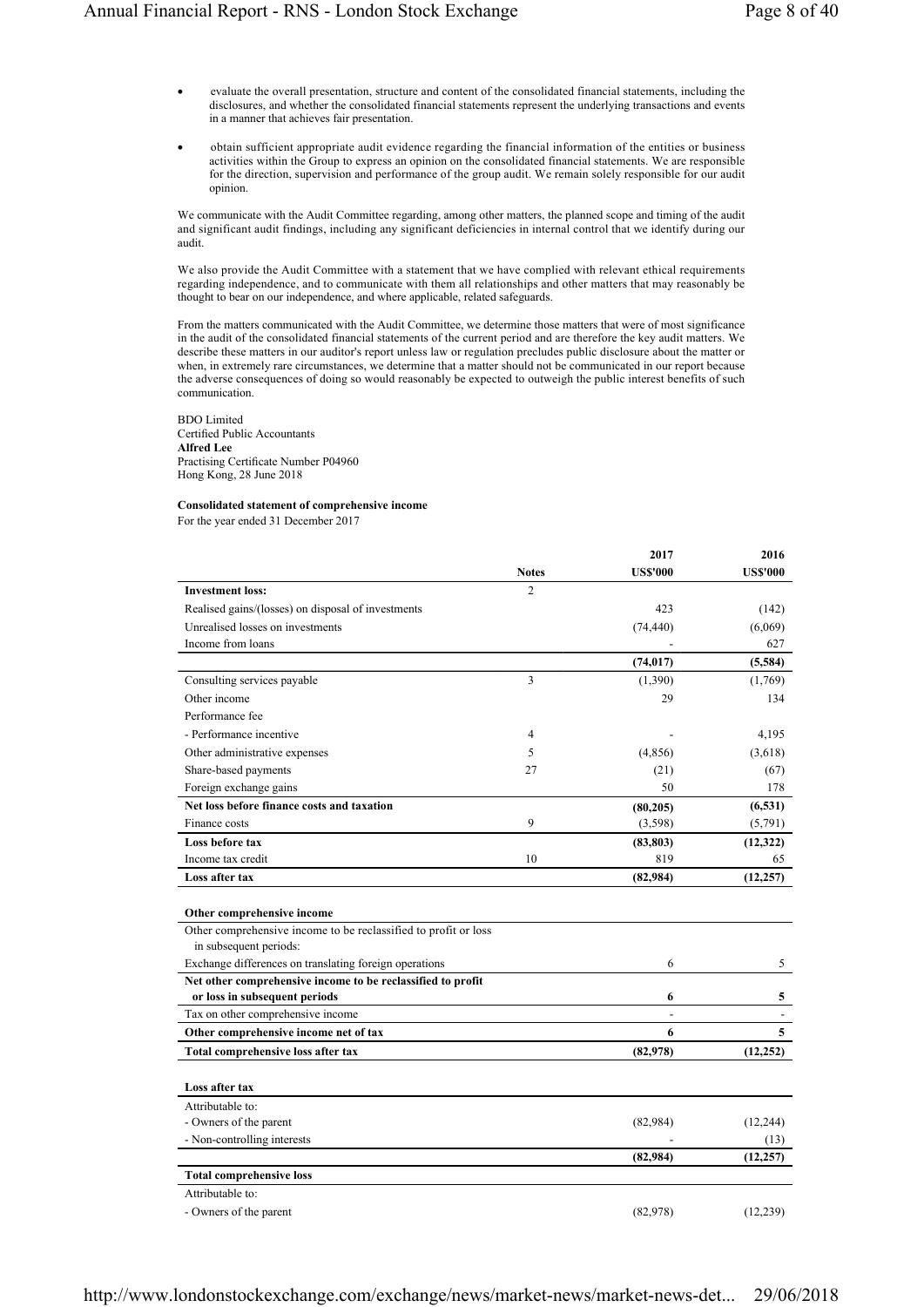- evaluate the overall presentation, structure and content of the consolidated financial statements, including the disclosures, and whether the consolidated financial statements represent the underlying transactions and events in a manner that achieves fair presentation.

- obtain sufficient appropriate audit evidence regarding the financial information of the entities or business activities within the Group to express an opinion on the consolidated financial statements. We are responsible for the direction, supervision and performance of the group audit. We remain solely responsible for our audit opinion.

We communicate with the Audit Committee regarding, among other matters, the planned scope and timing of the audit and significant audit findings, including any significant deficiencies in internal control that we identify during our audit.

We also provide the Audit Committee with a statement that we have complied with relevant ethical requirements regarding independence, and to communicate with them all relationships and other matters that may reasonably be thought to bear on our independence, and where applicable, related safeguards.

From the matters communicated with the Audit Committee, we determine those matters that were of most significance in the audit of the consolidated financial statements of the current period and are therefore the key audit matters. We describe these matters in our auditor's report unless law or regulation precludes public disclosure about the matter or when, in extremely rare circumstances, we determine that a matter should not be communicated in our report because the adverse consequences of doing so would reasonably be expected to outweigh the public interest benefits of such communication.

BDO Limited
Certified Public Accountants
**Alfred Lee**
Practising Certificate Number P04960
Hong Kong, 28 June 2018

**Consolidated statement of comprehensive income**
For the year ended 31 December 2017

| | Notes | 2017 US$'000 | 2016 US$'000 |
|---|---|---|---|
| **Investment loss:** | 2 | | |
| Realised gains/(losses) on disposal of investments | | 423 | (142) |
| Unrealised losses on investments | | (74,440) | (6,069) |
| Income from loans | | - | 627 |
| | | **(74,017)** | **(5,584)** |
| Consulting services payable | 3 | (1,390) | (1,769) |
| Other income | | 29 | 134 |
| Performance fee | | | |
| - Performance incentive | 4 | - | 4,195 |
| Other administrative expenses | 5 | (4,856) | (3,618) |
| Share-based payments | 27 | (21) | (67) |
| Foreign exchange gains | | 50 | 178 |
| **Net loss before finance costs and taxation** | | **(80,205)** | **(6,531)** |
| Finance costs | 9 | (3,598) | (5,791) |
| **Loss before tax** | | **(83,803)** | **(12,322)** |
| Income tax credit | 10 | 819 | 65 |
| **Loss after tax** | | **(82,984)** | **(12,257)** |
| | | | |
| **Other comprehensive income** | | | |
| Other comprehensive income to be reclassified to profit or loss in subsequent periods: | | | |
| Exchange differences on translating foreign operations | | 6 | 5 |
| **Net other comprehensive income to be reclassified to profit or loss in subsequent periods** | | **6** | **5** |
| Tax on other comprehensive income | | - | - |
| **Other comprehensive income net of tax** | | **6** | **5** |
| **Total comprehensive loss after tax** | | **(82,978)** | **(12,252)** |
| | | | |
| **Loss after tax** | | | |
| Attributable to: | | | |
| - Owners of the parent | | (82,984) | (12,244) |
| - Non-controlling interests | | - | (13) |
| | | **(82,984)** | **(12,257)** |
| **Total comprehensive loss** | | | |
| Attributable to: | | | |
| - Owners of the parent | | (82,978) | (12,239) |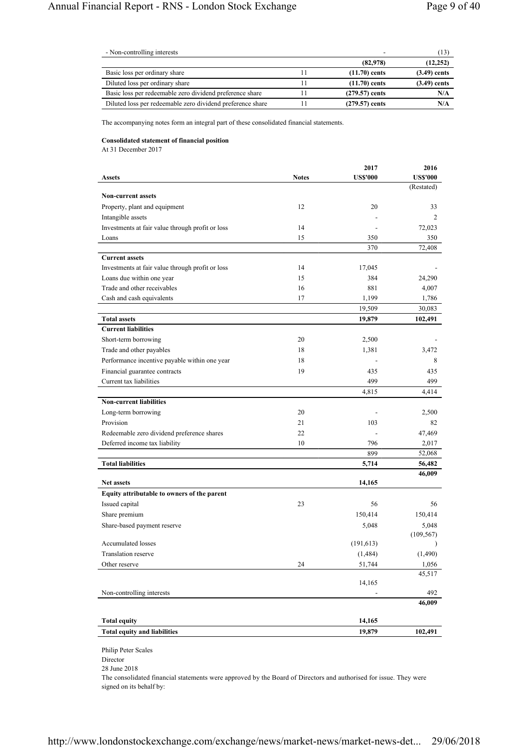| | | | |
|---|---|---|---|
| - Non-controlling interests | | - | (13) |
| | | **(82,978)** | **(12,252)** |
| Basic loss per ordinary share | 11 | **(11.70) cents** | **(3.49) cents** |
| Diluted loss per ordinary share | 11 | **(11.70) cents** | **(3.49) cents** |
| Basic loss per redeemable zero dividend preference share | 11 | **(279.57) cents** | **N/A** |
| Diluted loss per redeemable zero dividend preference share | 11 | **(279.57) cents** | **N/A** |

The accompanying notes form an integral part of these consolidated financial statements.

**Consolidated statement of financial position**

At 31 December 2017

| **Assets** | **Notes** | **2017 US$'000** | **2016 US$'000** (Restated) |
|---|---|---|---|
| **Non-current assets** | | | |
| Property, plant and equipment | 12 | 20 | 33 |
| Intangible assets | | - | 2 |
| Investments at fair value through profit or loss | 14 | - | 72,023 |
| Loans | 15 | 350 | 350 |
| | | 370 | 72,408 |
| **Current assets** | | | |
| Investments at fair value through profit or loss | 14 | 17,045 | - |
| Loans due within one year | 15 | 384 | 24,290 |
| Trade and other receivables | 16 | 881 | 4,007 |
| Cash and cash equivalents | 17 | 1,199 | 1,786 |
| | | 19,509 | 30,083 |
| **Total assets** | | **19,879** | **102,491** |
| **Current liabilities** | | | |
| Short-term borrowing | 20 | 2,500 | - |
| Trade and other payables | 18 | 1,381 | 3,472 |
| Performance incentive payable within one year | 18 | - | 8 |
| Financial guarantee contracts | 19 | 435 | 435 |
| Current tax liabilities | | 499 | 499 |
| | | 4,815 | 4,414 |
| **Non-current liabilities** | | | |
| Long-term borrowing | 20 | - | 2,500 |
| Provision | 21 | 103 | 82 |
| Redeemable zero dividend preference shares | 22 | - | 47,469 |
| Deferred income tax liability | 10 | 796 | 2,017 |
| | | 899 | 52,068 |
| **Total liabilities** | | **5,714** | **56,482** |
| **Net assets** | | **14,165** | **46,009** |
| **Equity attributable to owners of the parent** | | | |
| Issued capital | 23 | 56 | 56 |
| Share premium | | 150,414 | 150,414 |
| Share-based payment reserve | | 5,048 | 5,048 |
| Accumulated losses | | (191,613) | (109,567) |
| Translation reserve | | (1,484) | (1,490) |
| Other reserve | 24 | 51,744 | 1,056 |
| | | 14,165 | 45,517 |
| Non-controlling interests | | - | 492 |
| | | | **46,009** |
| **Total equity** | | **14,165** | |
| **Total equity and liabilities** | | **19,879** | **102,491** |

Philip Peter Scales

Director

28 June 2018

The consolidated financial statements were approved by the Board of Directors and authorised for issue. They were signed on its behalf by: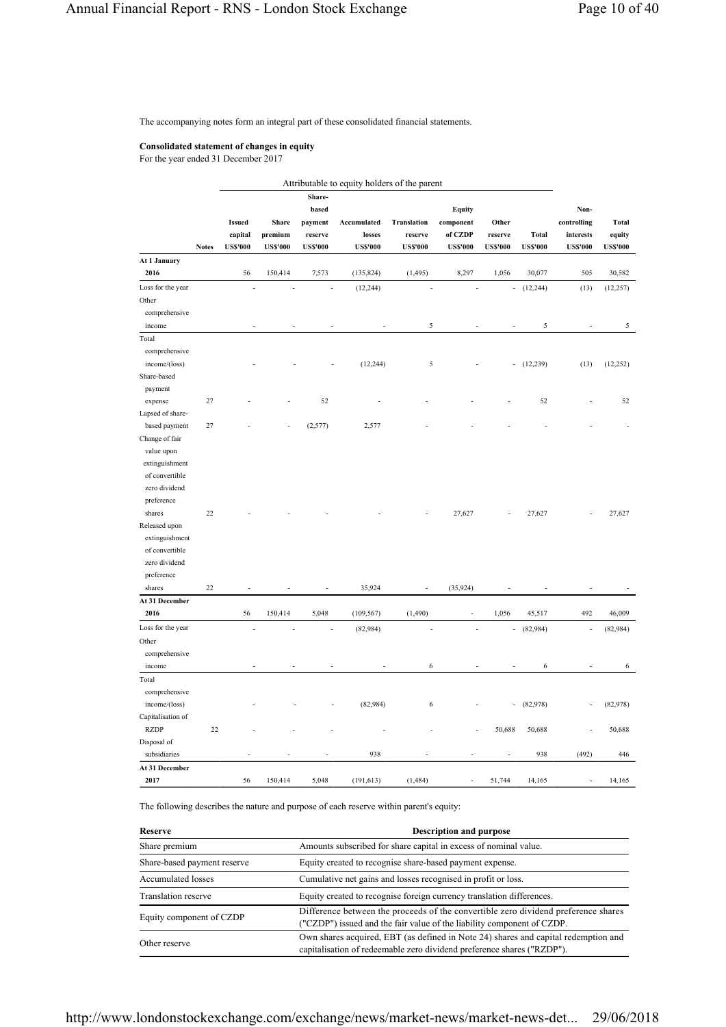The accompanying notes form an integral part of these consolidated financial statements.

**Consolidated statement of changes in equity**
For the year ended 31 December 2017

| | | Attributable to equity holders of the parent | | | | | | | | | |
|---|---|---|---|---|---|---|---|---|---|---|---|
| | Notes | Issued capital US$'000 | Share premium US$'000 | Share-based payment reserve US$'000 | Accumulated losses US$'000 | Translation reserve US$'000 | Equity component of CZDP US$'000 | Other reserve US$'000 | Total US$'000 | Non-controlling interests US$'000 | Total equity US$'000 |
| **At 1 January 2016** | | 56 | 150,414 | 7,573 | (135,824) | (1,495) | 8,297 | 1,056 | 30,077 | 505 | 30,582 |
| Loss for the year | | - | - | - | (12,244) | - | - | - | (12,244) | (13) | (12,257) |
| Other comprehensive income | | - | - | - | - | 5 | - | - | 5 | - | 5 |
| Total comprehensive income/(loss) | | - | - | - | (12,244) | 5 | - | - | (12,239) | (13) | (12,252) |
| Share-based payment expense | 27 | - | - | 52 | - | - | - | - | 52 | - | 52 |
| Lapsed of share-based payment | 27 | - | - | (2,577) | 2,577 | - | - | - | - | - | - |
| Change of fair value upon extinguishment of convertible zero dividend preference shares | 22 | - | - | - | - | - | 27,627 | - | 27,627 | - | 27,627 |
| Released upon extinguishment of convertible zero dividend preference shares | 22 | - | - | - | 35,924 | - | (35,924) | - | - | - | - |
| **At 31 December 2016** | | 56 | 150,414 | 5,048 | (109,567) | (1,490) | - | 1,056 | 45,517 | 492 | 46,009 |
| Loss for the year | | - | - | - | (82,984) | - | - | - | (82,984) | - | (82,984) |
| Other comprehensive income | | - | - | - | - | 6 | - | - | 6 | - | 6 |
| Total comprehensive income/(loss) | | - | - | - | (82,984) | 6 | - | - | (82,978) | - | (82,978) |
| Capitalisation of RZDP | 22 | - | - | - | - | - | - | 50,688 | 50,688 | - | 50,688 |
| Disposal of subsidiaries | | - | - | - | 938 | - | - | - | 938 | (492) | 446 |
| **At 31 December 2017** | | 56 | 150,414 | 5,048 | (191,613) | (1,484) | - | 51,744 | 14,165 | - | 14,165 |

The following describes the nature and purpose of each reserve within parent's equity:

| Reserve | Description and purpose |
|---|---|
| Share premium | Amounts subscribed for share capital in excess of nominal value. |
| Share-based payment reserve | Equity created to recognise share-based payment expense. |
| Accumulated losses | Cumulative net gains and losses recognised in profit or loss. |
| Translation reserve | Equity created to recognise foreign currency translation differences. |
| Equity component of CZDP | Difference between the proceeds of the convertible zero dividend preference shares ("CZDP") issued and the fair value of the liability component of CZDP. |
| Other reserve | Own shares acquired, EBT (as defined in Note 24) shares and capital redemption and capitalisation of redeemable zero dividend preference shares ("RZDP"). |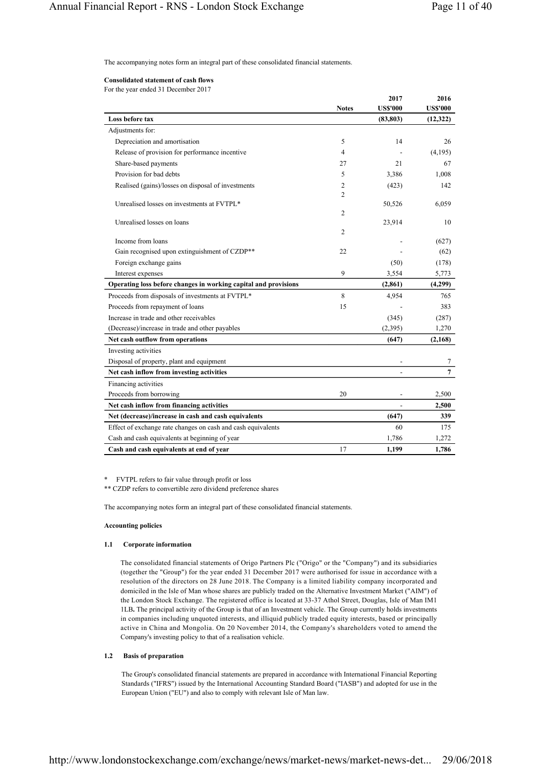The accompanying notes form an integral part of these consolidated financial statements.

**Consolidated statement of cash flows**

For the year ended 31 December 2017

| | Notes | 2017 US$'000 | 2016 US$'000 |
|---|---|---|---|
| **Loss before tax** | | **(83,803)** | **(12,322)** |
| Adjustments for: | | | |
| Depreciation and amortisation | 5 | 14 | 26 |
| Release of provision for performance incentive | 4 | - | (4,195) |
| Share-based payments | 27 | 21 | 67 |
| Provision for bad debts | 5 | 3,386 | 1,008 |
| Realised (gains)/losses on disposal of investments | 2 | (423) | 142 |
| Unrealised losses on investments at FVTPL* | 2 | 50,526 | 6,059 |
| Unrealised losses on loans | 2 | 23,914 | 10 |
| Income from loans | 2 | - | (627) |
| Gain recognised upon extinguishment of CZDP** | 22 | - | (62) |
| Foreign exchange gains | | (50) | (178) |
| Interest expenses | 9 | 3,554 | 5,773 |
| **Operating loss before changes in working capital and provisions** | | **(2,861)** | **(4,299)** |
| Proceeds from disposals of investments at FVTPL* | 8 | 4,954 | 765 |
| Proceeds from repayment of loans | 15 | - | 383 |
| Increase in trade and other receivables | | (345) | (287) |
| (Decrease)/increase in trade and other payables | | (2,395) | 1,270 |
| **Net cash outflow from operations** | | **(647)** | **(2,168)** |
| Investing activities | | | |
| Disposal of property, plant and equipment | | - | 7 |
| **Net cash inflow from investing activities** | | **-** | **7** |
| Financing activities | | | |
| Proceeds from borrowing | 20 | - | 2,500 |
| **Net cash inflow from financing activities** | | **-** | **2,500** |
| **Net (decrease)/increase in cash and cash equivalents** | | **(647)** | **339** |
| Effect of exchange rate changes on cash and cash equivalents | | 60 | 175 |
| Cash and cash equivalents at beginning of year | | 1,786 | 1,272 |
| **Cash and cash equivalents at end of year** | 17 | **1,199** | **1,786** |

\* FVTPL refers to fair value through profit or loss

** CZDP refers to convertible zero dividend preference shares

The accompanying notes form an integral part of these consolidated financial statements.

**Accounting policies**

**1.1 Corporate information**

The consolidated financial statements of Origo Partners Plc ("Origo" or the "Company") and its subsidiaries (together the "Group") for the year ended 31 December 2017 were authorised for issue in accordance with a resolution of the directors on 28 June 2018. The Company is a limited liability company incorporated and domiciled in the Isle of Man whose shares are publicly traded on the Alternative Investment Market ("AIM") of the London Stock Exchange. The registered office is located at 33-37 Athol Street, Douglas, Isle of Man IM1 1LB. The principal activity of the Group is that of an Investment vehicle. The Group currently holds investments in companies including unquoted interests, and illiquid publicly traded equity interests, based or principally active in China and Mongolia. On 20 November 2014, the Company's shareholders voted to amend the Company's investing policy to that of a realisation vehicle.

**1.2 Basis of preparation**

The Group's consolidated financial statements are prepared in accordance with International Financial Reporting Standards ("IFRS") issued by the International Accounting Standard Board ("IASB") and adopted for use in the European Union ("EU") and also to comply with relevant Isle of Man law.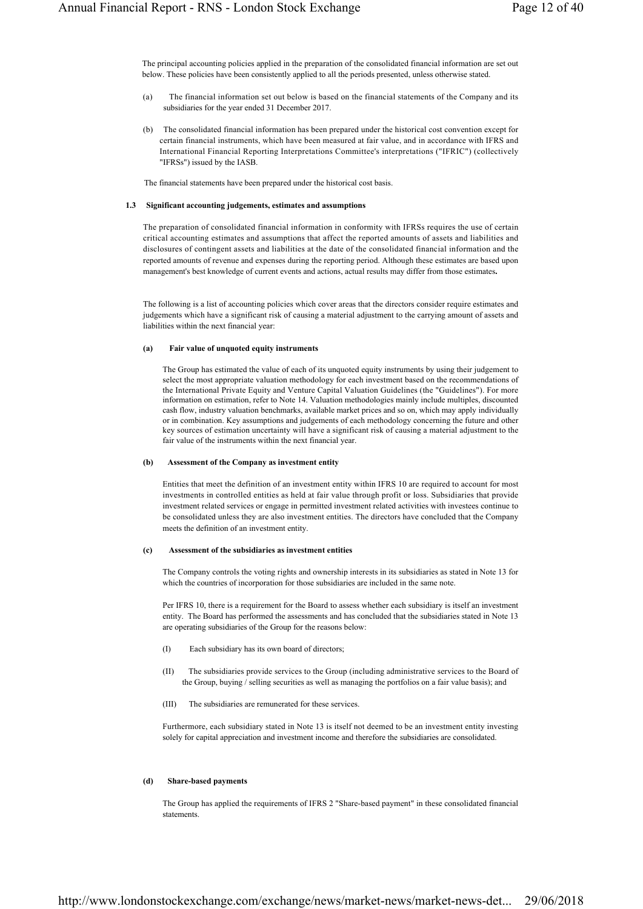The principal accounting policies applied in the preparation of the consolidated financial information are set out below. These policies have been consistently applied to all the periods presented, unless otherwise stated.

(a) The financial information set out below is based on the financial statements of the Company and its subsidiaries for the year ended 31 December 2017.

(b) The consolidated financial information has been prepared under the historical cost convention except for certain financial instruments, which have been measured at fair value, and in accordance with IFRS and International Financial Reporting Interpretations Committee's interpretations ("IFRIC") (collectively "IFRSs") issued by the IASB.

The financial statements have been prepared under the historical cost basis.

### 1.3 Significant accounting judgements, estimates and assumptions

The preparation of consolidated financial information in conformity with IFRSs requires the use of certain critical accounting estimates and assumptions that affect the reported amounts of assets and liabilities and disclosures of contingent assets and liabilities at the date of the consolidated financial information and the reported amounts of revenue and expenses during the reporting period. Although these estimates are based upon management's best knowledge of current events and actions, actual results may differ from those estimates**.**

The following is a list of accounting policies which cover areas that the directors consider require estimates and judgements which have a significant risk of causing a material adjustment to the carrying amount of assets and liabilities within the next financial year:

#### (a) Fair value of unquoted equity instruments

The Group has estimated the value of each of its unquoted equity instruments by using their judgement to select the most appropriate valuation methodology for each investment based on the recommendations of the International Private Equity and Venture Capital Valuation Guidelines (the "Guidelines"). For more information on estimation, refer to Note 14. Valuation methodologies mainly include multiples, discounted cash flow, industry valuation benchmarks, available market prices and so on, which may apply individually or in combination. Key assumptions and judgements of each methodology concerning the future and other key sources of estimation uncertainty will have a significant risk of causing a material adjustment to the fair value of the instruments within the next financial year.

#### (b) Assessment of the Company as investment entity

Entities that meet the definition of an investment entity within IFRS 10 are required to account for most investments in controlled entities as held at fair value through profit or loss. Subsidiaries that provide investment related services or engage in permitted investment related activities with investees continue to be consolidated unless they are also investment entities. The directors have concluded that the Company meets the definition of an investment entity.

#### (c) Assessment of the subsidiaries as investment entities

The Company controls the voting rights and ownership interests in its subsidiaries as stated in Note 13 for which the countries of incorporation for those subsidiaries are included in the same note.

Per IFRS 10, there is a requirement for the Board to assess whether each subsidiary is itself an investment entity. The Board has performed the assessments and has concluded that the subsidiaries stated in Note 13 are operating subsidiaries of the Group for the reasons below:

(I) Each subsidiary has its own board of directors;

(II) The subsidiaries provide services to the Group (including administrative services to the Board of the Group, buying / selling securities as well as managing the portfolios on a fair value basis); and

(III) The subsidiaries are remunerated for these services.

Furthermore, each subsidiary stated in Note 13 is itself not deemed to be an investment entity investing solely for capital appreciation and investment income and therefore the subsidiaries are consolidated.

#### (d) Share-based payments

The Group has applied the requirements of IFRS 2 "Share-based payment" in these consolidated financial statements.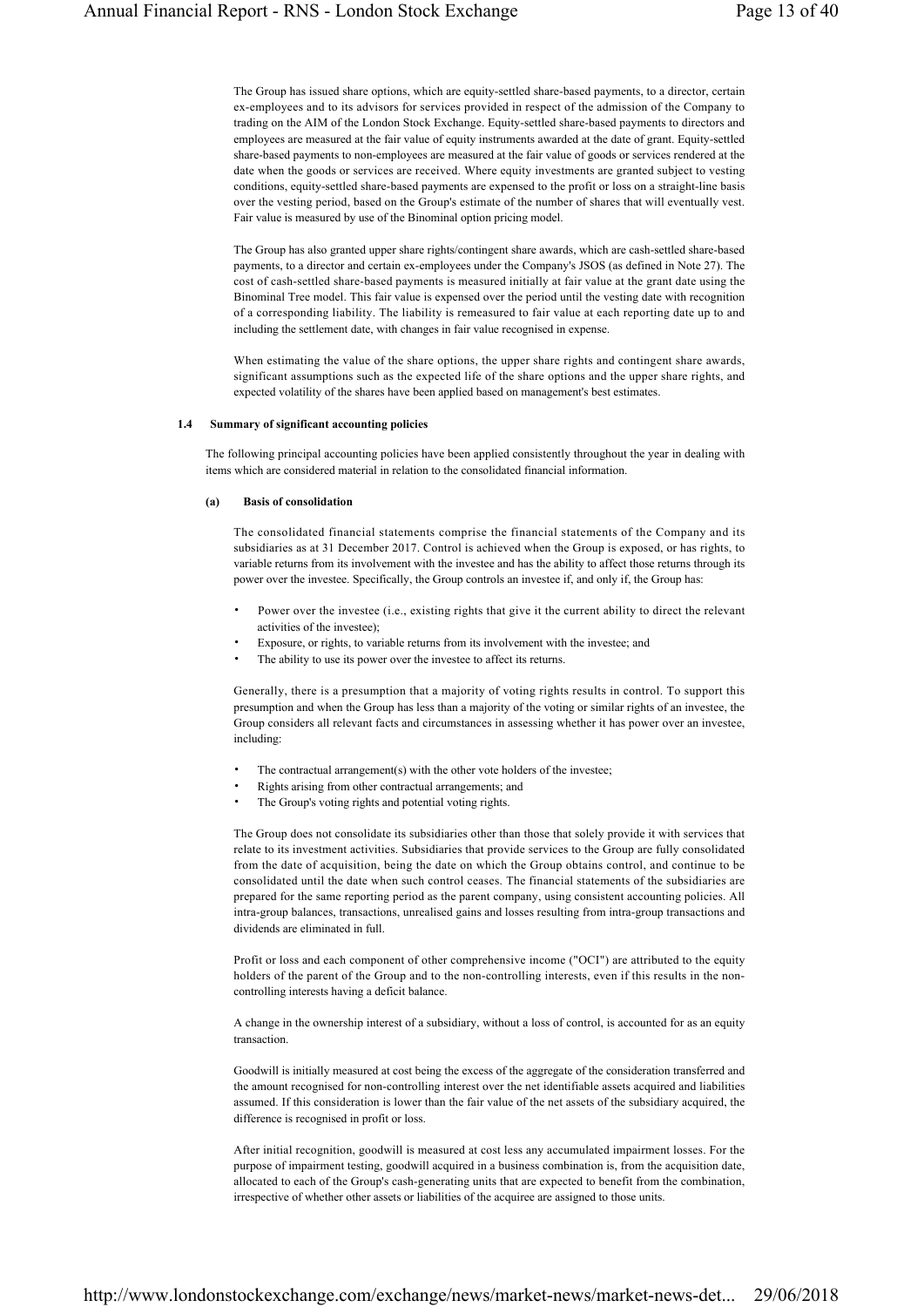The Group has issued share options, which are equity-settled share-based payments, to a director, certain ex-employees and to its advisors for services provided in respect of the admission of the Company to trading on the AIM of the London Stock Exchange. Equity-settled share-based payments to directors and employees are measured at the fair value of equity instruments awarded at the date of grant. Equity-settled share-based payments to non-employees are measured at the fair value of goods or services rendered at the date when the goods or services are received. Where equity investments are granted subject to vesting conditions, equity-settled share-based payments are expensed to the profit or loss on a straight-line basis over the vesting period, based on the Group's estimate of the number of shares that will eventually vest. Fair value is measured by use of the Binominal option pricing model.

The Group has also granted upper share rights/contingent share awards, which are cash-settled share-based payments, to a director and certain ex-employees under the Company's JSOS (as defined in Note 27). The cost of cash-settled share-based payments is measured initially at fair value at the grant date using the Binominal Tree model. This fair value is expensed over the period until the vesting date with recognition of a corresponding liability. The liability is remeasured to fair value at each reporting date up to and including the settlement date, with changes in fair value recognised in expense.

When estimating the value of the share options, the upper share rights and contingent share awards, significant assumptions such as the expected life of the share options and the upper share rights, and expected volatility of the shares have been applied based on management's best estimates.

## 1.4 Summary of significant accounting policies

The following principal accounting policies have been applied consistently throughout the year in dealing with items which are considered material in relation to the consolidated financial information.

### (a) Basis of consolidation

The consolidated financial statements comprise the financial statements of the Company and its subsidiaries as at 31 December 2017. Control is achieved when the Group is exposed, or has rights, to variable returns from its involvement with the investee and has the ability to affect those returns through its power over the investee. Specifically, the Group controls an investee if, and only if, the Group has:

- Power over the investee (i.e., existing rights that give it the current ability to direct the relevant activities of the investee);
- Exposure, or rights, to variable returns from its involvement with the investee; and
- The ability to use its power over the investee to affect its returns.

Generally, there is a presumption that a majority of voting rights results in control. To support this presumption and when the Group has less than a majority of the voting or similar rights of an investee, the Group considers all relevant facts and circumstances in assessing whether it has power over an investee, including:

- The contractual arrangement(s) with the other vote holders of the investee;
- Rights arising from other contractual arrangements; and
- The Group's voting rights and potential voting rights.

The Group does not consolidate its subsidiaries other than those that solely provide it with services that relate to its investment activities. Subsidiaries that provide services to the Group are fully consolidated from the date of acquisition, being the date on which the Group obtains control, and continue to be consolidated until the date when such control ceases. The financial statements of the subsidiaries are prepared for the same reporting period as the parent company, using consistent accounting policies. All intra-group balances, transactions, unrealised gains and losses resulting from intra-group transactions and dividends are eliminated in full.

Profit or loss and each component of other comprehensive income ("OCI") are attributed to the equity holders of the parent of the Group and to the non-controlling interests, even if this results in the non-controlling interests having a deficit balance.

A change in the ownership interest of a subsidiary, without a loss of control, is accounted for as an equity transaction.

Goodwill is initially measured at cost being the excess of the aggregate of the consideration transferred and the amount recognised for non-controlling interest over the net identifiable assets acquired and liabilities assumed. If this consideration is lower than the fair value of the net assets of the subsidiary acquired, the difference is recognised in profit or loss.

After initial recognition, goodwill is measured at cost less any accumulated impairment losses. For the purpose of impairment testing, goodwill acquired in a business combination is, from the acquisition date, allocated to each of the Group's cash-generating units that are expected to benefit from the combination, irrespective of whether other assets or liabilities of the acquiree are assigned to those units.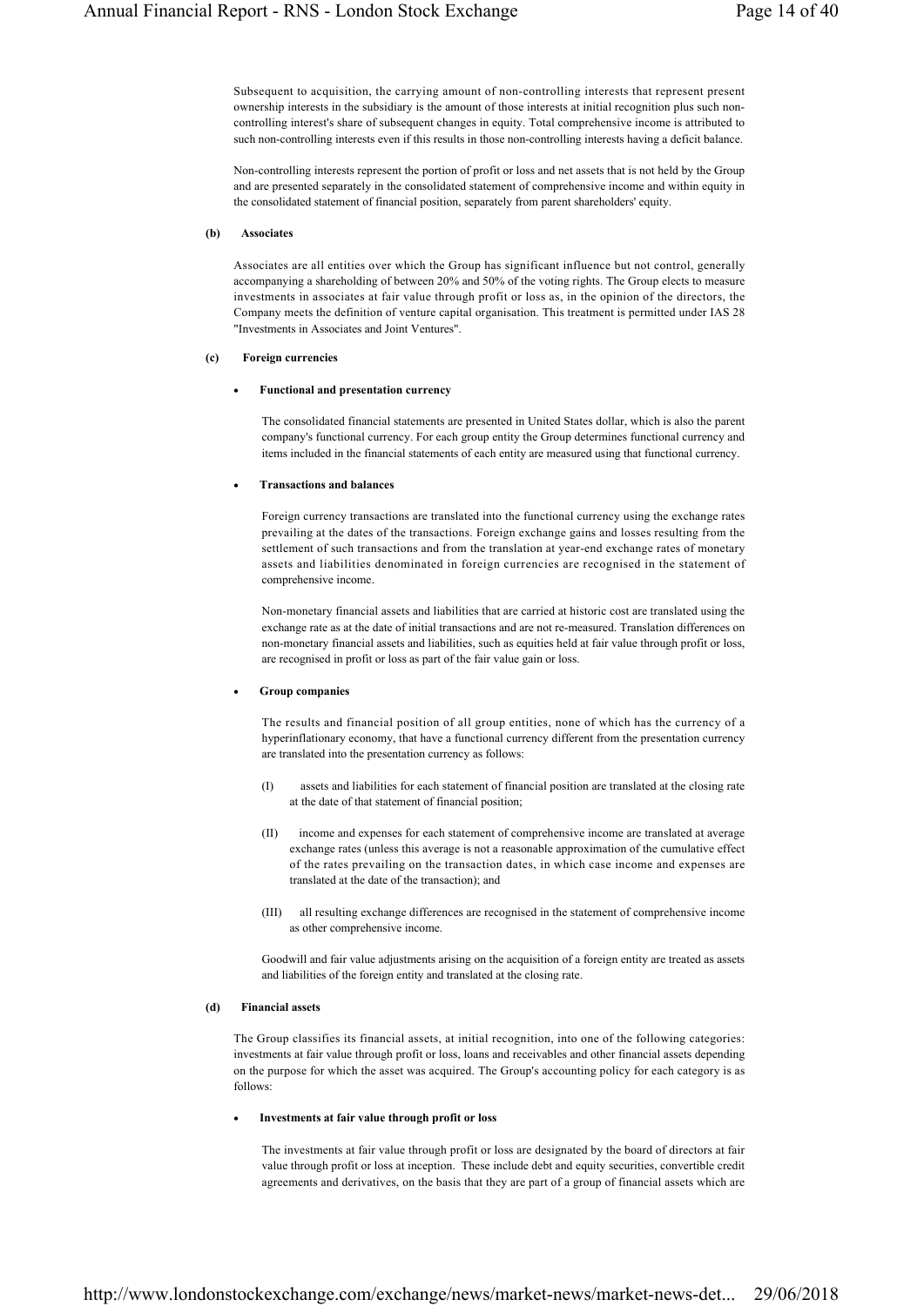Subsequent to acquisition, the carrying amount of non-controlling interests that represent present ownership interests in the subsidiary is the amount of those interests at initial recognition plus such non-controlling interest's share of subsequent changes in equity. Total comprehensive income is attributed to such non-controlling interests even if this results in those non-controlling interests having a deficit balance.

Non-controlling interests represent the portion of profit or loss and net assets that is not held by the Group and are presented separately in the consolidated statement of comprehensive income and within equity in the consolidated statement of financial position, separately from parent shareholders' equity.

**(b) Associates**

Associates are all entities over which the Group has significant influence but not control, generally accompanying a shareholding of between 20% and 50% of the voting rights. The Group elects to measure investments in associates at fair value through profit or loss as, in the opinion of the directors, the Company meets the definition of venture capital organisation. This treatment is permitted under IAS 28 "Investments in Associates and Joint Ventures".

**(c) Foreign currencies**

- **Functional and presentation currency**

  The consolidated financial statements are presented in United States dollar, which is also the parent company's functional currency. For each group entity the Group determines functional currency and items included in the financial statements of each entity are measured using that functional currency.

- **Transactions and balances**

  Foreign currency transactions are translated into the functional currency using the exchange rates prevailing at the dates of the transactions. Foreign exchange gains and losses resulting from the settlement of such transactions and from the translation at year-end exchange rates of monetary assets and liabilities denominated in foreign currencies are recognised in the statement of comprehensive income.

  Non-monetary financial assets and liabilities that are carried at historic cost are translated using the exchange rate as at the date of initial transactions and are not re-measured. Translation differences on non-monetary financial assets and liabilities, such as equities held at fair value through profit or loss, are recognised in profit or loss as part of the fair value gain or loss.

- **Group companies**

  The results and financial position of all group entities, none of which has the currency of a hyperinflationary economy, that have a functional currency different from the presentation currency are translated into the presentation currency as follows:

  (I) assets and liabilities for each statement of financial position are translated at the closing rate at the date of that statement of financial position;

  (II) income and expenses for each statement of comprehensive income are translated at average exchange rates (unless this average is not a reasonable approximation of the cumulative effect of the rates prevailing on the transaction dates, in which case income and expenses are translated at the date of the transaction); and

  (III) all resulting exchange differences are recognised in the statement of comprehensive income as other comprehensive income.

  Goodwill and fair value adjustments arising on the acquisition of a foreign entity are treated as assets and liabilities of the foreign entity and translated at the closing rate.

**(d) Financial assets**

The Group classifies its financial assets, at initial recognition, into one of the following categories: investments at fair value through profit or loss, loans and receivables and other financial assets depending on the purpose for which the asset was acquired. The Group's accounting policy for each category is as follows:

- **Investments at fair value through profit or loss**

  The investments at fair value through profit or loss are designated by the board of directors at fair value through profit or loss at inception. These include debt and equity securities, convertible credit agreements and derivatives, on the basis that they are part of a group of financial assets which are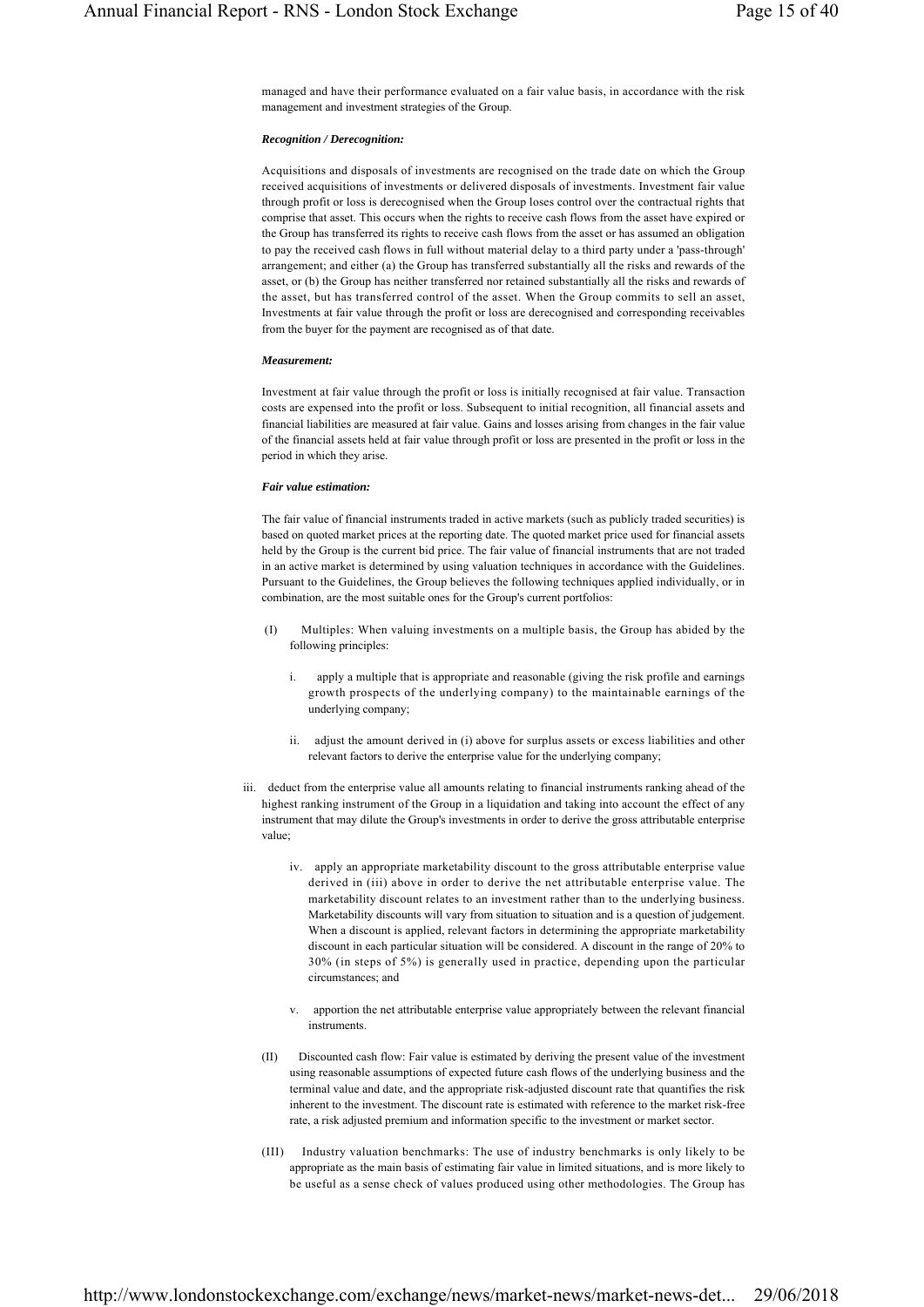managed and have their performance evaluated on a fair value basis, in accordance with the risk management and investment strategies of the Group.

***Recognition / Derecognition:***

Acquisitions and disposals of investments are recognised on the trade date on which the Group received acquisitions of investments or delivered disposals of investments. Investment fair value through profit or loss is derecognised when the Group loses control over the contractual rights that comprise that asset. This occurs when the rights to receive cash flows from the asset have expired or the Group has transferred its rights to receive cash flows from the asset or has assumed an obligation to pay the received cash flows in full without material delay to a third party under a 'pass-through' arrangement; and either (a) the Group has transferred substantially all the risks and rewards of the asset, or (b) the Group has neither transferred nor retained substantially all the risks and rewards of the asset, but has transferred control of the asset. When the Group commits to sell an asset, Investments at fair value through the profit or loss are derecognised and corresponding receivables from the buyer for the payment are recognised as of that date.

***Measurement:***

Investment at fair value through the profit or loss is initially recognised at fair value. Transaction costs are expensed into the profit or loss. Subsequent to initial recognition, all financial assets and financial liabilities are measured at fair value. Gains and losses arising from changes in the fair value of the financial assets held at fair value through profit or loss are presented in the profit or loss in the period in which they arise.

***Fair value estimation:***

The fair value of financial instruments traded in active markets (such as publicly traded securities) is based on quoted market prices at the reporting date. The quoted market price used for financial assets held by the Group is the current bid price. The fair value of financial instruments that are not traded in an active market is determined by using valuation techniques in accordance with the Guidelines. Pursuant to the Guidelines, the Group believes the following techniques applied individually, or in combination, are the most suitable ones for the Group's current portfolios:

(I) Multiples: When valuing investments on a multiple basis, the Group has abided by the following principles:

i. apply a multiple that is appropriate and reasonable (giving the risk profile and earnings growth prospects of the underlying company) to the maintainable earnings of the underlying company;

ii. adjust the amount derived in (i) above for surplus assets or excess liabilities and other relevant factors to derive the enterprise value for the underlying company;

iii. deduct from the enterprise value all amounts relating to financial instruments ranking ahead of the highest ranking instrument of the Group in a liquidation and taking into account the effect of any instrument that may dilute the Group's investments in order to derive the gross attributable enterprise value;

iv. apply an appropriate marketability discount to the gross attributable enterprise value derived in (iii) above in order to derive the net attributable enterprise value. The marketability discount relates to an investment rather than to the underlying business. Marketability discounts will vary from situation to situation and is a question of judgement. When a discount is applied, relevant factors in determining the appropriate marketability discount in each particular situation will be considered. A discount in the range of 20% to 30% (in steps of 5%) is generally used in practice, depending upon the particular circumstances; and

v. apportion the net attributable enterprise value appropriately between the relevant financial instruments.

(II) Discounted cash flow: Fair value is estimated by deriving the present value of the investment using reasonable assumptions of expected future cash flows of the underlying business and the terminal value and date, and the appropriate risk-adjusted discount rate that quantifies the risk inherent to the investment. The discount rate is estimated with reference to the market risk-free rate, a risk adjusted premium and information specific to the investment or market sector.

(III) Industry valuation benchmarks: The use of industry benchmarks is only likely to be appropriate as the main basis of estimating fair value in limited situations, and is more likely to be useful as a sense check of values produced using other methodologies. The Group has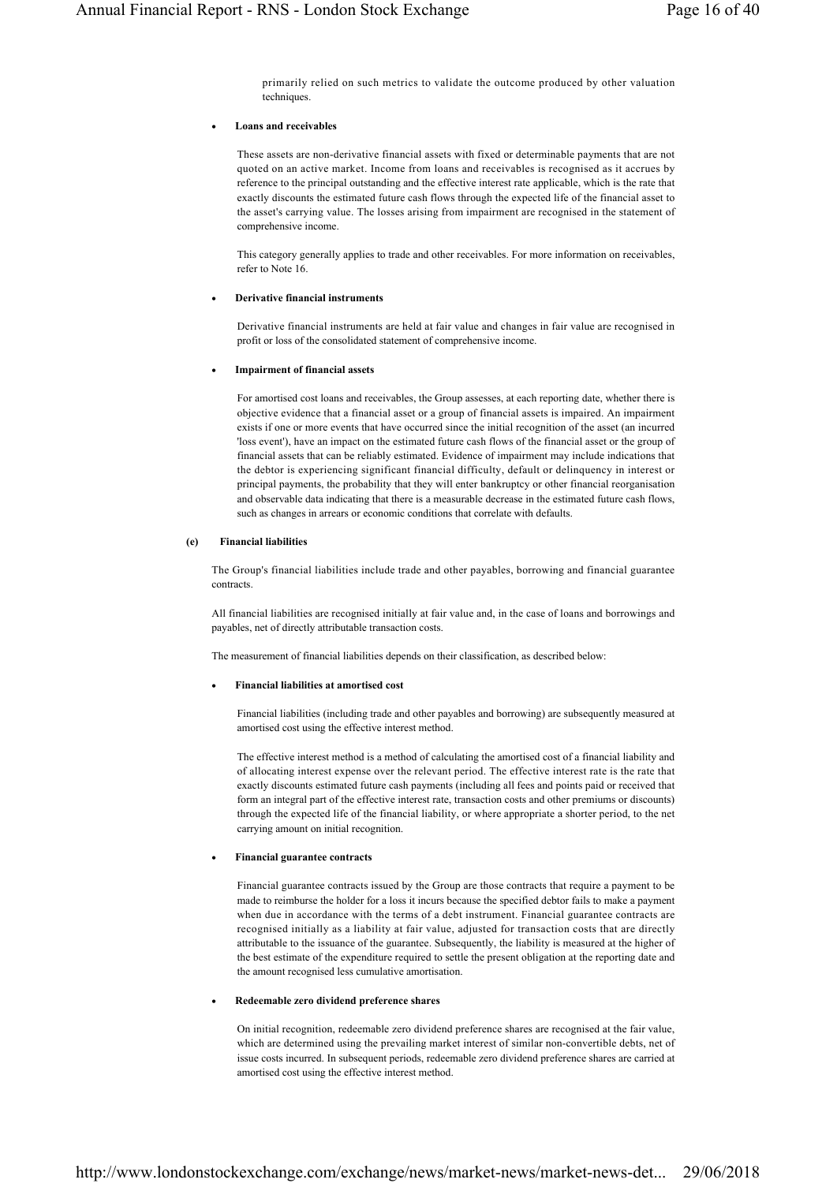primarily relied on such metrics to validate the outcome produced by other valuation techniques.

- **Loans and receivables**

  These assets are non-derivative financial assets with fixed or determinable payments that are not quoted on an active market. Income from loans and receivables is recognised as it accrues by reference to the principal outstanding and the effective interest rate applicable, which is the rate that exactly discounts the estimated future cash flows through the expected life of the financial asset to the asset's carrying value. The losses arising from impairment are recognised in the statement of comprehensive income.

  This category generally applies to trade and other receivables. For more information on receivables, refer to Note 16.

- **Derivative financial instruments**

  Derivative financial instruments are held at fair value and changes in fair value are recognised in profit or loss of the consolidated statement of comprehensive income.

- **Impairment of financial assets**

  For amortised cost loans and receivables, the Group assesses, at each reporting date, whether there is objective evidence that a financial asset or a group of financial assets is impaired. An impairment exists if one or more events that have occurred since the initial recognition of the asset (an incurred 'loss event'), have an impact on the estimated future cash flows of the financial asset or the group of financial assets that can be reliably estimated. Evidence of impairment may include indications that the debtor is experiencing significant financial difficulty, default or delinquency in interest or principal payments, the probability that they will enter bankruptcy or other financial reorganisation and observable data indicating that there is a measurable decrease in the estimated future cash flows, such as changes in arrears or economic conditions that correlate with defaults.

**(e) Financial liabilities**

The Group's financial liabilities include trade and other payables, borrowing and financial guarantee contracts.

All financial liabilities are recognised initially at fair value and, in the case of loans and borrowings and payables, net of directly attributable transaction costs.

The measurement of financial liabilities depends on their classification, as described below:

- **Financial liabilities at amortised cost**

  Financial liabilities (including trade and other payables and borrowing) are subsequently measured at amortised cost using the effective interest method.

  The effective interest method is a method of calculating the amortised cost of a financial liability and of allocating interest expense over the relevant period. The effective interest rate is the rate that exactly discounts estimated future cash payments (including all fees and points paid or received that form an integral part of the effective interest rate, transaction costs and other premiums or discounts) through the expected life of the financial liability, or where appropriate a shorter period, to the net carrying amount on initial recognition.

- **Financial guarantee contracts**

  Financial guarantee contracts issued by the Group are those contracts that require a payment to be made to reimburse the holder for a loss it incurs because the specified debtor fails to make a payment when due in accordance with the terms of a debt instrument. Financial guarantee contracts are recognised initially as a liability at fair value, adjusted for transaction costs that are directly attributable to the issuance of the guarantee. Subsequently, the liability is measured at the higher of the best estimate of the expenditure required to settle the present obligation at the reporting date and the amount recognised less cumulative amortisation.

- **Redeemable zero dividend preference shares**

  On initial recognition, redeemable zero dividend preference shares are recognised at the fair value, which are determined using the prevailing market interest of similar non-convertible debts, net of issue costs incurred. In subsequent periods, redeemable zero dividend preference shares are carried at amortised cost using the effective interest method.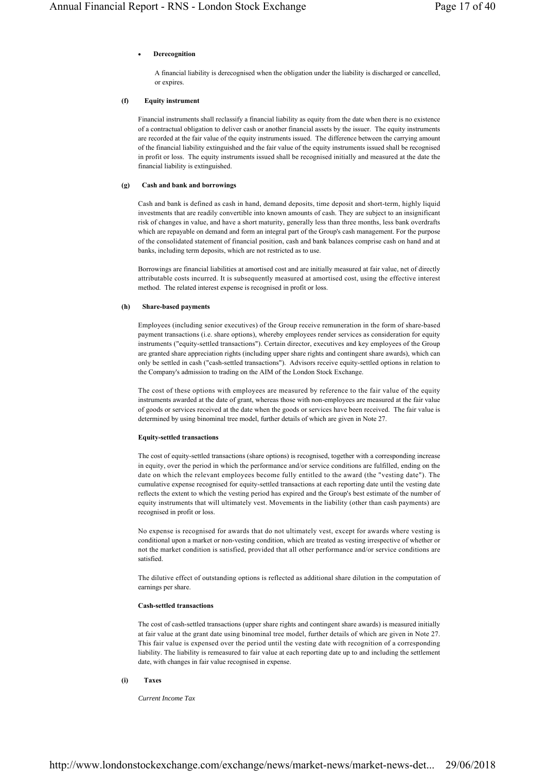- **Derecognition**

  A financial liability is derecognised when the obligation under the liability is discharged or cancelled, or expires.

**(f) Equity instrument**

Financial instruments shall reclassify a financial liability as equity from the date when there is no existence of a contractual obligation to deliver cash or another financial assets by the issuer. The equity instruments are recorded at the fair value of the equity instruments issued. The difference between the carrying amount of the financial liability extinguished and the fair value of the equity instruments issued shall be recognised in profit or loss. The equity instruments issued shall be recognised initially and measured at the date the financial liability is extinguished.

**(g) Cash and bank and borrowings**

Cash and bank is defined as cash in hand, demand deposits, time deposit and short-term, highly liquid investments that are readily convertible into known amounts of cash. They are subject to an insignificant risk of changes in value, and have a short maturity, generally less than three months, less bank overdrafts which are repayable on demand and form an integral part of the Group's cash management. For the purpose of the consolidated statement of financial position, cash and bank balances comprise cash on hand and at banks, including term deposits, which are not restricted as to use.

Borrowings are financial liabilities at amortised cost and are initially measured at fair value, net of directly attributable costs incurred. It is subsequently measured at amortised cost, using the effective interest method. The related interest expense is recognised in profit or loss.

**(h) Share-based payments**

Employees (including senior executives) of the Group receive remuneration in the form of share-based payment transactions (i.e. share options), whereby employees render services as consideration for equity instruments ("equity-settled transactions"). Certain director, executives and key employees of the Group are granted share appreciation rights (including upper share rights and contingent share awards), which can only be settled in cash ("cash-settled transactions"). Advisors receive equity-settled options in relation to the Company's admission to trading on the AIM of the London Stock Exchange.

The cost of these options with employees are measured by reference to the fair value of the equity instruments awarded at the date of grant, whereas those with non-employees are measured at the fair value of goods or services received at the date when the goods or services have been received. The fair value is determined by using binominal tree model, further details of which are given in Note 27.

**Equity-settled transactions**

The cost of equity-settled transactions (share options) is recognised, together with a corresponding increase in equity, over the period in which the performance and/or service conditions are fulfilled, ending on the date on which the relevant employees become fully entitled to the award (the "vesting date"). The cumulative expense recognised for equity-settled transactions at each reporting date until the vesting date reflects the extent to which the vesting period has expired and the Group's best estimate of the number of equity instruments that will ultimately vest. Movements in the liability (other than cash payments) are recognised in profit or loss.

No expense is recognised for awards that do not ultimately vest, except for awards where vesting is conditional upon a market or non-vesting condition, which are treated as vesting irrespective of whether or not the market condition is satisfied, provided that all other performance and/or service conditions are satisfied.

The dilutive effect of outstanding options is reflected as additional share dilution in the computation of earnings per share.

**Cash-settled transactions**

The cost of cash-settled transactions (upper share rights and contingent share awards) is measured initially at fair value at the grant date using binominal tree model, further details of which are given in Note 27. This fair value is expensed over the period until the vesting date with recognition of a corresponding liability. The liability is remeasured to fair value at each reporting date up to and including the settlement date, with changes in fair value recognised in expense.

**(i) Taxes**

*Current Income Tax*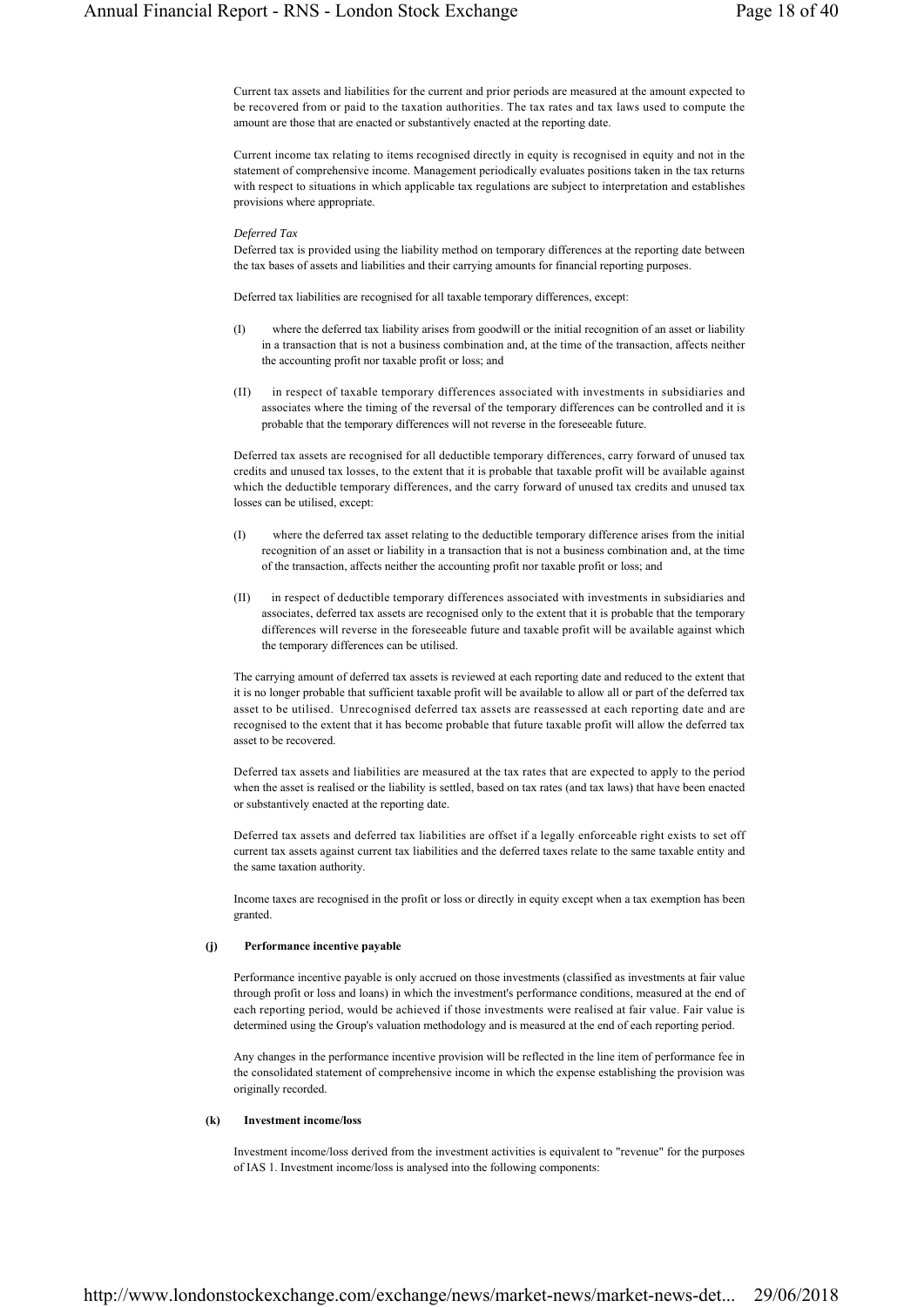Current tax assets and liabilities for the current and prior periods are measured at the amount expected to be recovered from or paid to the taxation authorities. The tax rates and tax laws used to compute the amount are those that are enacted or substantively enacted at the reporting date.

Current income tax relating to items recognised directly in equity is recognised in equity and not in the statement of comprehensive income. Management periodically evaluates positions taken in the tax returns with respect to situations in which applicable tax regulations are subject to interpretation and establishes provisions where appropriate.

*Deferred Tax*

Deferred tax is provided using the liability method on temporary differences at the reporting date between the tax bases of assets and liabilities and their carrying amounts for financial reporting purposes.

Deferred tax liabilities are recognised for all taxable temporary differences, except:

(I) where the deferred tax liability arises from goodwill or the initial recognition of an asset or liability in a transaction that is not a business combination and, at the time of the transaction, affects neither the accounting profit nor taxable profit or loss; and

(II) in respect of taxable temporary differences associated with investments in subsidiaries and associates where the timing of the reversal of the temporary differences can be controlled and it is probable that the temporary differences will not reverse in the foreseeable future.

Deferred tax assets are recognised for all deductible temporary differences, carry forward of unused tax credits and unused tax losses, to the extent that it is probable that taxable profit will be available against which the deductible temporary differences, and the carry forward of unused tax credits and unused tax losses can be utilised, except:

(I) where the deferred tax asset relating to the deductible temporary difference arises from the initial recognition of an asset or liability in a transaction that is not a business combination and, at the time of the transaction, affects neither the accounting profit nor taxable profit or loss; and

(II) in respect of deductible temporary differences associated with investments in subsidiaries and associates, deferred tax assets are recognised only to the extent that it is probable that the temporary differences will reverse in the foreseeable future and taxable profit will be available against which the temporary differences can be utilised.

The carrying amount of deferred tax assets is reviewed at each reporting date and reduced to the extent that it is no longer probable that sufficient taxable profit will be available to allow all or part of the deferred tax asset to be utilised. Unrecognised deferred tax assets are reassessed at each reporting date and are recognised to the extent that it has become probable that future taxable profit will allow the deferred tax asset to be recovered.

Deferred tax assets and liabilities are measured at the tax rates that are expected to apply to the period when the asset is realised or the liability is settled, based on tax rates (and tax laws) that have been enacted or substantively enacted at the reporting date.

Deferred tax assets and deferred tax liabilities are offset if a legally enforceable right exists to set off current tax assets against current tax liabilities and the deferred taxes relate to the same taxable entity and the same taxation authority.

Income taxes are recognised in the profit or loss or directly in equity except when a tax exemption has been granted.

**(j) Performance incentive payable**

Performance incentive payable is only accrued on those investments (classified as investments at fair value through profit or loss and loans) in which the investment's performance conditions, measured at the end of each reporting period, would be achieved if those investments were realised at fair value. Fair value is determined using the Group's valuation methodology and is measured at the end of each reporting period.

Any changes in the performance incentive provision will be reflected in the line item of performance fee in the consolidated statement of comprehensive income in which the expense establishing the provision was originally recorded.

**(k) Investment income/loss**

Investment income/loss derived from the investment activities is equivalent to "revenue" for the purposes of IAS 1. Investment income/loss is analysed into the following components: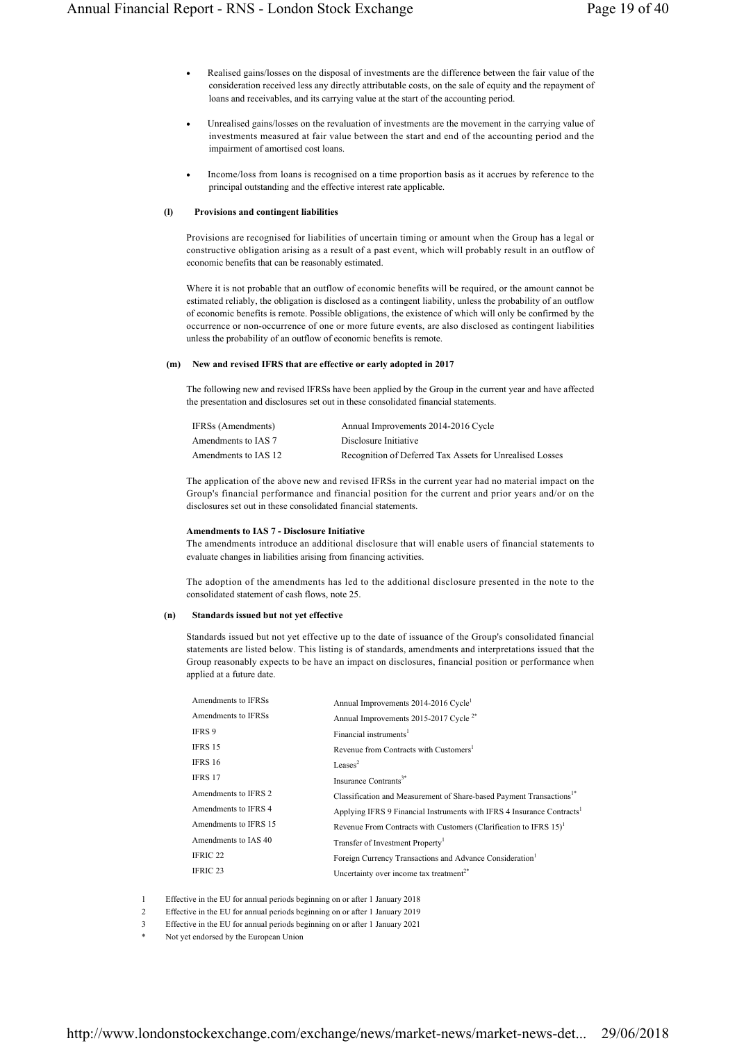- Realised gains/losses on the disposal of investments are the difference between the fair value of the consideration received less any directly attributable costs, on the sale of equity and the repayment of loans and receivables, and its carrying value at the start of the accounting period.

- Unrealised gains/losses on the revaluation of investments are the movement in the carrying value of investments measured at fair value between the start and end of the accounting period and the impairment of amortised cost loans.

- Income/loss from loans is recognised on a time proportion basis as it accrues by reference to the principal outstanding and the effective interest rate applicable.

#### (l) Provisions and contingent liabilities

Provisions are recognised for liabilities of uncertain timing or amount when the Group has a legal or constructive obligation arising as a result of a past event, which will probably result in an outflow of economic benefits that can be reasonably estimated.

Where it is not probable that an outflow of economic benefits will be required, or the amount cannot be estimated reliably, the obligation is disclosed as a contingent liability, unless the probability of an outflow of economic benefits is remote. Possible obligations, the existence of which will only be confirmed by the occurrence or non-occurrence of one or more future events, are also disclosed as contingent liabilities unless the probability of an outflow of economic benefits is remote.

#### (m) New and revised IFRS that are effective or early adopted in 2017

The following new and revised IFRSs have been applied by the Group in the current year and have affected the presentation and disclosures set out in these consolidated financial statements.

| | |
|---|---|
| IFRSs (Amendments) | Annual Improvements 2014-2016 Cycle |
| Amendments to IAS 7 | Disclosure Initiative |
| Amendments to IAS 12 | Recognition of Deferred Tax Assets for Unrealised Losses |

The application of the above new and revised IFRSs in the current year had no material impact on the Group's financial performance and financial position for the current and prior years and/or on the disclosures set out in these consolidated financial statements.

**Amendments to IAS 7 - Disclosure Initiative**
The amendments introduce an additional disclosure that will enable users of financial statements to evaluate changes in liabilities arising from financing activities.

The adoption of the amendments has led to the additional disclosure presented in the note to the consolidated statement of cash flows, note 25.

#### (n) Standards issued but not yet effective

Standards issued but not yet effective up to the date of issuance of the Group's consolidated financial statements are listed below. This listing is of standards, amendments and interpretations issued that the Group reasonably expects to be have an impact on disclosures, financial position or performance when applied at a future date.

| | |
|---|---|
| Amendments to IFRSs | Annual Improvements 2014-2016 Cycle[1] |
| Amendments to IFRSs | Annual Improvements 2015-2017 Cycle [2*] |
| IFRS 9 | Financial instruments[1] |
| IFRS 15 | Revenue from Contracts with Customers[1] |
| IFRS 16 | Leases[2] |
| IFRS 17 | Insurance Contrants[3*] |
| Amendments to IFRS 2 | Classification and Measurement of Share-based Payment Transactions[1*] |
| Amendments to IFRS 4 | Applying IFRS 9 Financial Instruments with IFRS 4 Insurance Contracts[1] |
| Amendments to IFRS 15 | Revenue From Contracts with Customers (Clarification to IFRS 15)[1] |
| Amendments to IAS 40 | Transfer of Investment Property[1] |
| IFRIC 22 | Foreign Currency Transactions and Advance Consideration[1] |
| IFRIC 23 | Uncertainty over income tax treatment[2*] |

1 Effective in the EU for annual periods beginning on or after 1 January 2018
2 Effective in the EU for annual periods beginning on or after 1 January 2019
3 Effective in the EU for annual periods beginning on or after 1 January 2021
\* Not yet endorsed by the European Union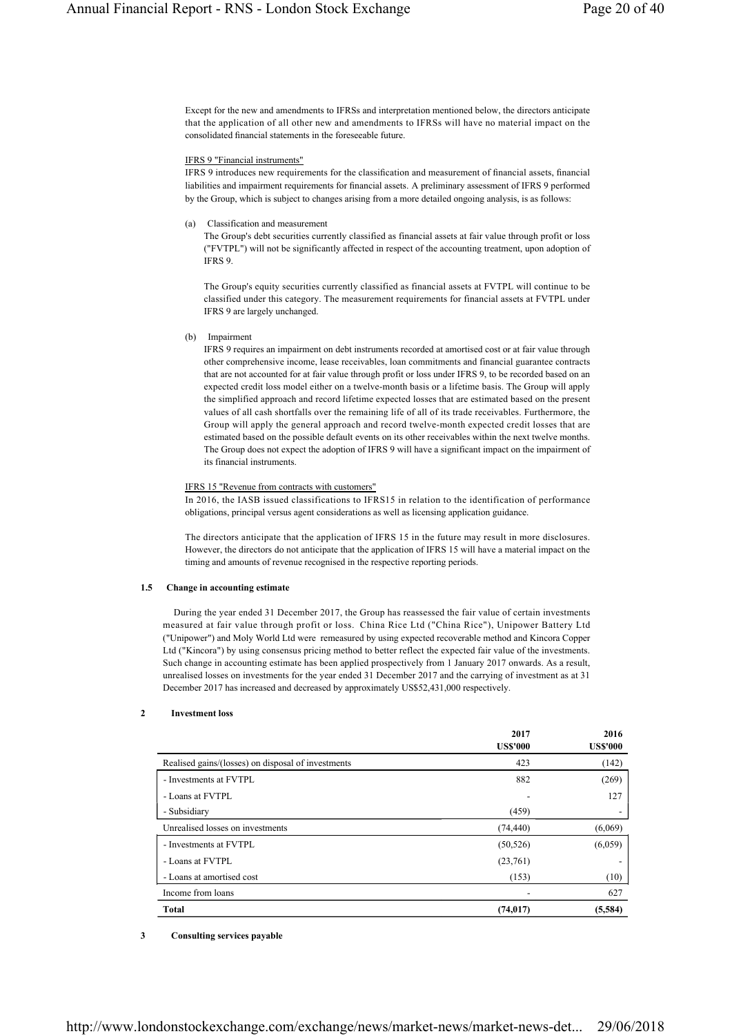Except for the new and amendments to IFRSs and interpretation mentioned below, the directors anticipate that the application of all other new and amendments to IFRSs will have no material impact on the consolidated financial statements in the foreseeable future.

IFRS 9 "Financial instruments"

IFRS 9 introduces new requirements for the classification and measurement of financial assets, financial liabilities and impairment requirements for financial assets. A preliminary assessment of IFRS 9 performed by the Group, which is subject to changes arising from a more detailed ongoing analysis, is as follows:

(a) Classification and measurement

The Group's debt securities currently classified as financial assets at fair value through profit or loss ("FVTPL") will not be significantly affected in respect of the accounting treatment, upon adoption of IFRS 9.

The Group's equity securities currently classified as financial assets at FVTPL will continue to be classified under this category. The measurement requirements for financial assets at FVTPL under IFRS 9 are largely unchanged.

(b) Impairment

IFRS 9 requires an impairment on debt instruments recorded at amortised cost or at fair value through other comprehensive income, lease receivables, loan commitments and financial guarantee contracts that are not accounted for at fair value through profit or loss under IFRS 9, to be recorded based on an expected credit loss model either on a twelve-month basis or a lifetime basis. The Group will apply the simplified approach and record lifetime expected losses that are estimated based on the present values of all cash shortfalls over the remaining life of all of its trade receivables. Furthermore, the Group will apply the general approach and record twelve-month expected credit losses that are estimated based on the possible default events on its other receivables within the next twelve months. The Group does not expect the adoption of IFRS 9 will have a significant impact on the impairment of its financial instruments.

IFRS 15 "Revenue from contracts with customers"

In 2016, the IASB issued classifications to IFRS15 in relation to the identification of performance obligations, principal versus agent considerations as well as licensing application guidance.

The directors anticipate that the application of IFRS 15 in the future may result in more disclosures. However, the directors do not anticipate that the application of IFRS 15 will have a material impact on the timing and amounts of revenue recognised in the respective reporting periods.

### 1.5 Change in accounting estimate

During the year ended 31 December 2017, the Group has reassessed the fair value of certain investments measured at fair value through profit or loss. China Rice Ltd ("China Rice"), Unipower Battery Ltd ("Unipower") and Moly World Ltd were remeasured by using expected recoverable method and Kincora Copper Ltd ("Kincora") by using consensus pricing method to better reflect the expected fair value of the investments. Such change in accounting estimate has been applied prospectively from 1 January 2017 onwards. As a result, unrealised losses on investments for the year ended 31 December 2017 and the carrying of investment as at 31 December 2017 has increased and decreased by approximately US$52,431,000 respectively.

## 2 Investment loss

| | 2017<br>US$'000 | 2016<br>US$'000 |
|---|---|---|
| Realised gains/(losses) on disposal of investments | 423 | (142) |
| - Investments at FVTPL | 882 | (269) |
| - Loans at FVTPL | - | 127 |
| - Subsidiary | (459) | - |
| Unrealised losses on investments | (74,440) | (6,069) |
| - Investments at FVTPL | (50,526) | (6,059) |
| - Loans at FVTPL | (23,761) | - |
| - Loans at amortised cost | (153) | (10) |
| Income from loans | - | 627 |
| **Total** | **(74,017)** | **(5,584)** |

## 3 Consulting services payable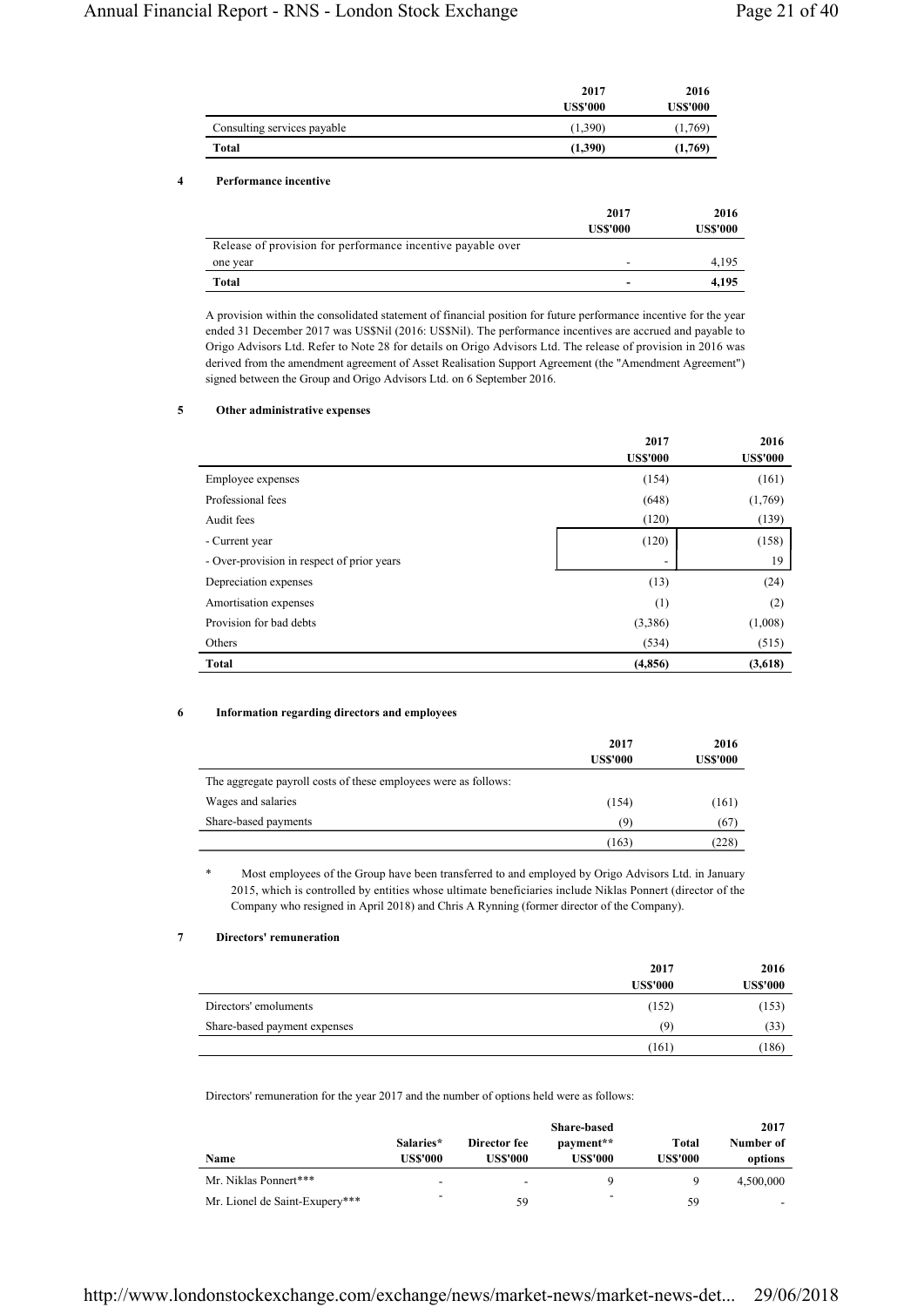| | 2017 US$'000 | 2016 US$'000 |
|---|---|---|
| Consulting services payable | (1,390) | (1,769) |
| **Total** | **(1,390)** | **(1,769)** |

## 4 Performance incentive

| | 2017 US$'000 | 2016 US$'000 |
|---|---|---|
| Release of provision for performance incentive payable over one year | - | 4,195 |
| **Total** | **-** | **4,195** |

A provision within the consolidated statement of financial position for future performance incentive for the year ended 31 December 2017 was US$Nil (2016: US$Nil). The performance incentives are accrued and payable to Origo Advisors Ltd. Refer to Note 28 for details on Origo Advisors Ltd. The release of provision in 2016 was derived from the amendment agreement of Asset Realisation Support Agreement (the "Amendment Agreement") signed between the Group and Origo Advisors Ltd. on 6 September 2016.

## 5 Other administrative expenses

| | 2017 US$'000 | 2016 US$'000 |
|---|---|---|
| Employee expenses | (154) | (161) |
| Professional fees | (648) | (1,769) |
| Audit fees | (120) | (139) |
| - Current year | (120) | (158) |
| - Over-provision in respect of prior years | - | 19 |
| Depreciation expenses | (13) | (24) |
| Amortisation expenses | (1) | (2) |
| Provision for bad debts | (3,386) | (1,008) |
| Others | (534) | (515) |
| **Total** | **(4,856)** | **(3,618)** |

## 6 Information regarding directors and employees

| | 2017 US$'000 | 2016 US$'000 |
|---|---|---|
| The aggregate payroll costs of these employees were as follows: | | |
| Wages and salaries | (154) | (161) |
| Share-based payments | (9) | (67) |
| | (163) | (228) |

\* Most employees of the Group have been transferred to and employed by Origo Advisors Ltd. in January 2015, which is controlled by entities whose ultimate beneficiaries include Niklas Ponnert (director of the Company who resigned in April 2018) and Chris A Rynning (former director of the Company).

## 7 Directors' remuneration

| | 2017 US$'000 | 2016 US$'000 |
|---|---|---|
| Directors' emoluments | (152) | (153) |
| Share-based payment expenses | (9) | (33) |
| | (161) | (186) |

Directors' remuneration for the year 2017 and the number of options held were as follows:

| Name | Salaries* US$'000 | Director fee US$'000 | Share-based payment** US$'000 | Total US$'000 | 2017 Number of options |
|---|---|---|---|---|---|
| Mr. Niklas Ponnert*** | - | - | 9 | 9 | 4,500,000 |
| Mr. Lionel de Saint-Exupery*** | - | 59 | - | 59 | - |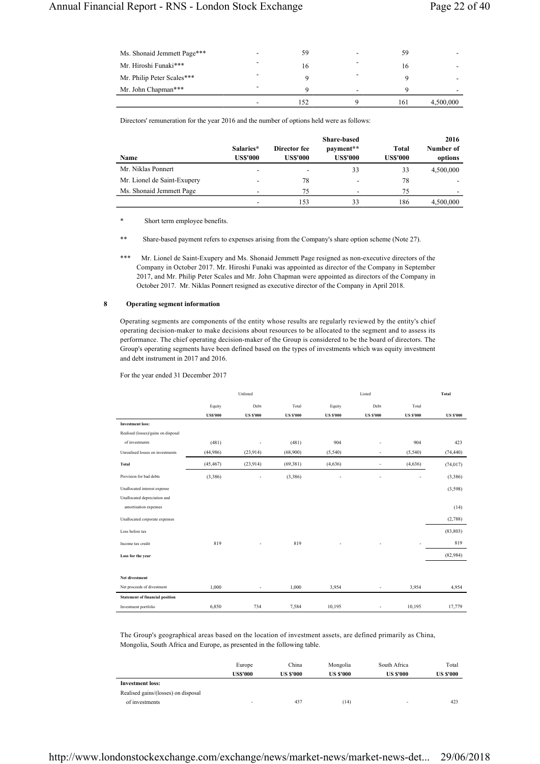| | | | | | |
|---|---|---|---|---|---|
| Ms. Shonaid Jemmett Page*** | - | 59 | - | 59 | - |
| Mr. Hiroshi Funaki*** | - | 16 | - | 16 | - |
| Mr. Philip Peter Scales*** | - | 9 | - | 9 | - |
| Mr. John Chapman*** | - | 9 | - | 9 | - |
| | - | 152 | 9 | 161 | 4,500,000 |

Directors' remuneration for the year 2016 and the number of options held were as follows:

| Name | Salaries* US$'000 | Director fee US$'000 | Share-based payment** US$'000 | Total US$'000 | 2016 Number of options |
|---|---|---|---|---|---|
| Mr. Niklas Ponnert | - | - | 33 | 33 | 4,500,000 |
| Mr. Lionel de Saint-Exupery | - | 78 | - | 78 | - |
| Ms. Shonaid Jemmett Page | - | 75 | - | 75 | - |
| | - | 153 | 33 | 186 | 4,500,000 |

\* Short term employee benefits.

\*\* Share-based payment refers to expenses arising from the Company's share option scheme (Note 27).

\*\*\* Mr. Lionel de Saint-Exupery and Ms. Shonaid Jemmett Page resigned as non-executive directors of the Company in October 2017. Mr. Hiroshi Funaki was appointed as director of the Company in September 2017, and Mr. Philip Peter Scales and Mr. John Chapman were appointed as directors of the Company in October 2017. Mr. Niklas Ponnert resigned as executive director of the Company in April 2018.

## 8 Operating segment information

Operating segments are components of the entity whose results are regularly reviewed by the entity's chief operating decision-maker to make decisions about resources to be allocated to the segment and to assess its performance. The chief operating decision-maker of the Group is considered to be the board of directors. The Group's operating segments have been defined based on the types of investments which was equity investment and debt instrument in 2017 and 2016.

For the year ended 31 December 2017

| | Unlisted | | | Listed | | | Total |
|---|---|---|---|---|---|---|---|
| | Equity | Debt | Total | Equity | Debt | Total | |
| | US$'000 | US $'000 | US $'000 | US $'000 | US $'000 | US $'000 | US $'000 |
| **Investment loss:** | | | | | | | |
| Realised (losses)/gains on disposal of investments | (481) | - | (481) | 904 | - | 904 | 423 |
| Unrealised losses on investments | (44,986) | (23,914) | (68,900) | (5,540) | - | (5,540) | (74,440) |
| **Total** | (45,467) | (23,914) | (69,381) | (4,636) | - | (4,636) | (74,017) |
| Provision for bad debts | (3,386) | - | (3,386) | - | - | - | (3,386) |
| Unallocated interest expense | | | | | | | (3,598) |
| Unallocated depreciation and amortisation expenses | | | | | | | (14) |
| Unallocated corporate expenses | | | | | | | (2,788) |
| Loss before tax | | | | | | | (83,803) |
| Income tax credit | 819 | - | 819 | - | - | - | 819 |
| **Loss for the year** | | | | | | | (82,984) |
| | | | | | | | |
| **Net divestment** | | | | | | | |
| Net proceeds of divestment | 1,000 | - | 1,000 | 3,954 | - | 3,954 | 4,954 |
| **Statement of financial position** | | | | | | | |
| Investment portfolio | 6,850 | 734 | 7,584 | 10,195 | - | 10,195 | 17,779 |

The Group's geographical areas based on the location of investment assets, are defined primarily as China, Mongolia, South Africa and Europe, as presented in the following table.

| | Europe US$'000 | China US $'000 | Mongolia US $'000 | South Africa US $'000 | Total US $'000 |
|---|---|---|---|---|---|
| **Investment loss:** | | | | | |
| Realised gains/(losses) on disposal of investments | - | 437 | (14) | - | 423 |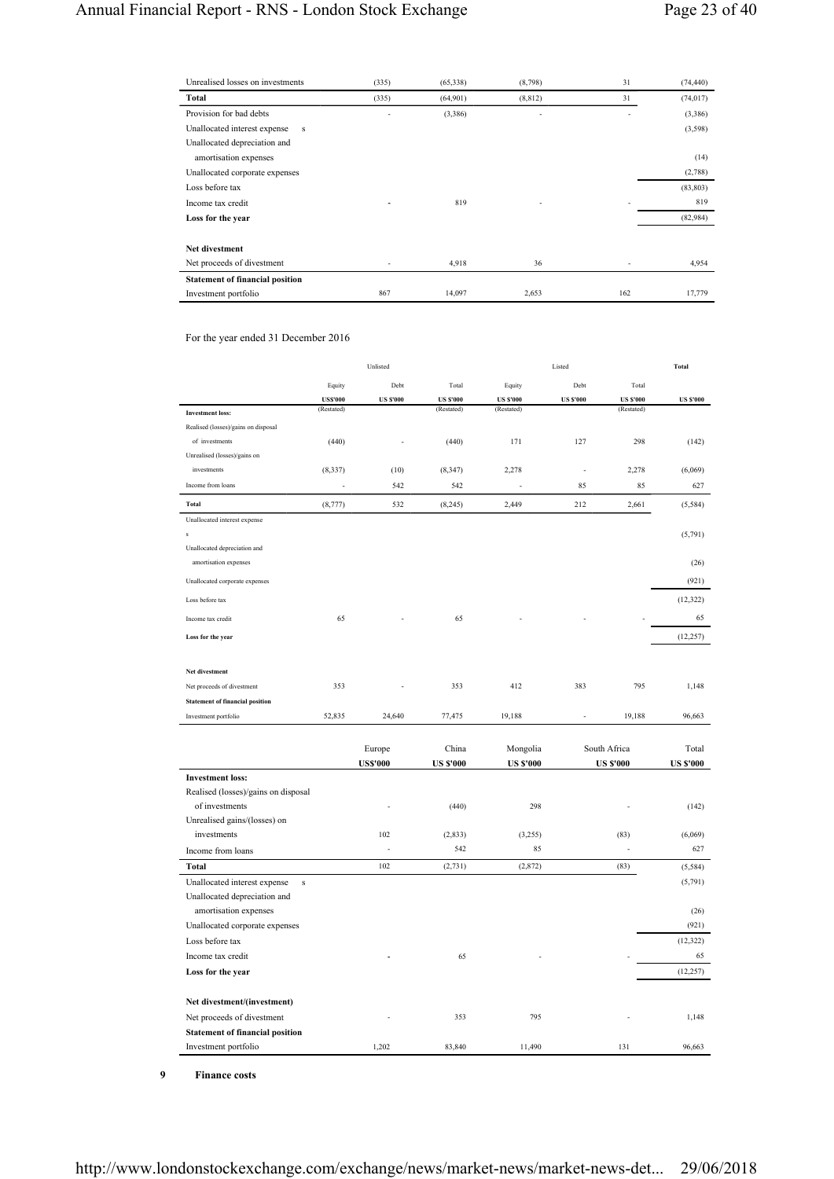| | | | | | |
|---|---|---|---|---|---|
| Unrealised losses on investments | (335) | (65,338) | (8,798) | 31 | (74,440) |
| **Total** | (335) | (64,901) | (8,812) | 31 | (74,017) |
| Provision for bad debts | - | (3,386) | - | - | (3,386) |
| Unallocated interest expense s | | | | | (3,598) |
| Unallocated depreciation and amortisation expenses | | | | | (14) |
| Unallocated corporate expenses | | | | | (2,788) |
| Loss before tax | | | | | (83,803) |
| Income tax credit | - | 819 | - | - | 819 |
| **Loss for the year** | | | | | (82,984) |
| | | | | | |
| **Net divestment** | | | | | |
| Net proceeds of divestment | - | 4,918 | 36 | - | 4,954 |
| **Statement of financial position** | | | | | |
| Investment portfolio | 867 | 14,097 | 2,653 | 162 | 17,779 |

For the year ended 31 December 2016

| | Unlisted | | | Listed | | | Total |
|---|---|---|---|---|---|---|---|
| | Equity | Debt | Total | Equity | Debt | Total | |
| | US$'000 (Restated) | US $'000 | US $'000 (Restated) | US $'000 (Restated) | US $'000 | US $'000 (Restated) | US $'000 |
| **Investment loss:** | | | | | | | |
| Realised (losses)/gains on disposal of investments | (440) | - | (440) | 171 | 127 | 298 | (142) |
| Unrealised (losses)/gains on investments | (8,337) | (10) | (8,347) | 2,278 | - | 2,278 | (6,069) |
| Income from loans | - | 542 | 542 | - | 85 | 85 | 627 |
| **Total** | (8,777) | 532 | (8,245) | 2,449 | 212 | 2,661 | (5,584) |
| Unallocated interest expense s | | | | | | | (5,791) |
| Unallocated depreciation and amortisation expenses | | | | | | | (26) |
| Unallocated corporate expenses | | | | | | | (921) |
| Loss before tax | | | | | | | (12,322) |
| Income tax credit | 65 | - | 65 | - | - | - | 65 |
| **Loss for the year** | | | | | | | (12,257) |
| | | | | | | | |
| **Net divestment** | | | | | | | |
| Net proceeds of divestment | 353 | - | 353 | 412 | 383 | 795 | 1,148 |
| **Statement of financial position** | | | | | | | |
| Investment portfolio | 52,835 | 24,640 | 77,475 | 19,188 | - | 19,188 | 96,663 |

| | Europe | China | Mongolia | South Africa | Total |
|---|---|---|---|---|---|
| | US$'000 | US $'000 | US $'000 | US $'000 | US $'000 |
| **Investment loss:** | | | | | |
| Realised (losses)/gains on disposal of investments | - | (440) | 298 | - | (142) |
| Unrealised gains/(losses) on investments | 102 | (2,833) | (3,255) | (83) | (6,069) |
| Income from loans | - | 542 | 85 | - | 627 |
| **Total** | 102 | (2,731) | (2,872) | (83) | (5,584) |
| Unallocated interest expense s | | | | | (5,791) |
| Unallocated depreciation and amortisation expenses | | | | | (26) |
| Unallocated corporate expenses | | | | | (921) |
| Loss before tax | | | | | (12,322) |
| Income tax credit | - | 65 | - | - | 65 |
| **Loss for the year** | | | | | (12,257) |
| | | | | | |
| **Net divestment/(investment)** | | | | | |
| Net proceeds of divestment | - | 353 | 795 | - | 1,148 |
| **Statement of financial position** | | | | | |
| Investment portfolio | 1,202 | 83,840 | 11,490 | 131 | 96,663 |

**9 Finance costs**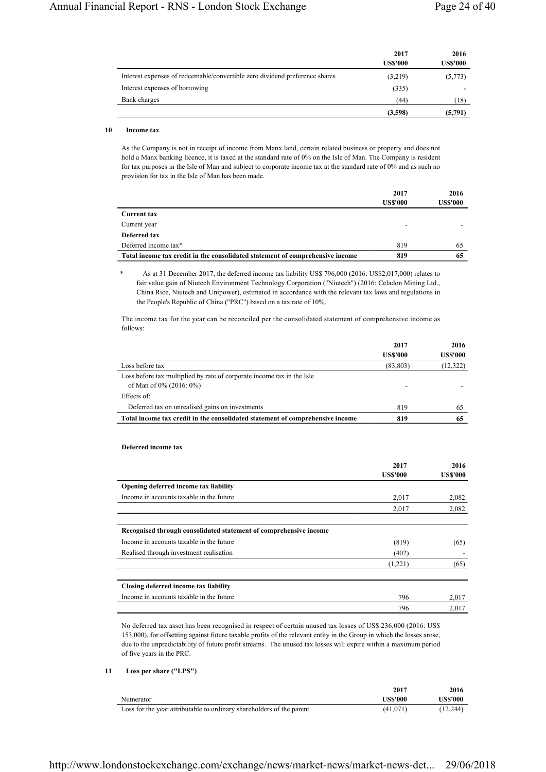| | 2017 US$'000 | 2016 US$'000 |
|---|---|---|
| Interest expenses of redeemable/convertible zero dividend preference shares | (3,219) | (5,773) |
| Interest expenses of borrowing | (335) | - |
| Bank charges | (44) | (18) |
| | **(3,598)** | **(5,791)** |

## 10 Income tax

As the Company is not in receipt of income from Manx land, certain related business or property and does not hold a Manx banking licence, it is taxed at the standard rate of 0% on the Isle of Man. The Company is resident for tax purposes in the Isle of Man and subject to corporate income tax at the standard rate of 0% and as such no provision for tax in the Isle of Man has been made.

| | 2017 US$'000 | 2016 US$'000 |
|---|---|---|
| **Current tax** | | |
| Current year | - | - |
| **Deferred tax** | | |
| Deferred income tax* | 819 | 65 |
| **Total income tax credit in the consolidated statement of comprehensive income** | **819** | **65** |

\* As at 31 December 2017, the deferred income tax liability US$ 796,000 (2016: US$2,017,000) relates to fair value gain of Niutech Environment Technology Corporation ("Niutech") (2016: Celadon Mining Ltd., China Rice, Niutech and Unipower), estimated in accordance with the relevant tax laws and regulations in the People's Republic of China ("PRC") based on a tax rate of 10%.

The income tax for the year can be reconciled per the consolidated statement of comprehensive income as follows:

| | 2017 US$'000 | 2016 US$'000 |
|---|---|---|
| Loss before tax | (83,803) | (12,322) |
| Loss before tax multiplied by rate of corporate income tax in the Isle of Man of 0% (2016: 0%) | - | - |
| Effects of: | | |
| Deferred tax on unrealised gains on investments | 819 | 65 |
| **Total income tax credit in the consolidated statement of comprehensive income** | **819** | **65** |

### Deferred income tax

| | 2017 US$'000 | 2016 US$'000 |
|---|---|---|
| **Opening deferred income tax liability** | | |
| Income in accounts taxable in the future | 2,017 | 2,082 |
| | 2,017 | 2,082 |
| **Recognised through consolidated statement of comprehensive income** | | |
| Income in accounts taxable in the future | (819) | (65) |
| Realised through investment realisation | (402) | - |
| | (1,221) | (65) |
| **Closing deferred income tax liability** | | |
| Income in accounts taxable in the future | 796 | 2,017 |
| | 796 | 2,017 |

No deferred tax asset has been recognised in respect of certain unused tax losses of US$ 236,000 (2016: US$ 153,000), for offsetting against future taxable profits of the relevant entity in the Group in which the losses arose, due to the unpredictability of future profit streams. The unused tax losses will expire within a maximum period of five years in the PRC.

## 11 Loss per share ("LPS")

| Numerator | 2017 US$'000 | 2016 US$'000 |
|---|---|---|
| Loss for the year attributable to ordinary shareholders of the parent | (41,071) | (12,244) |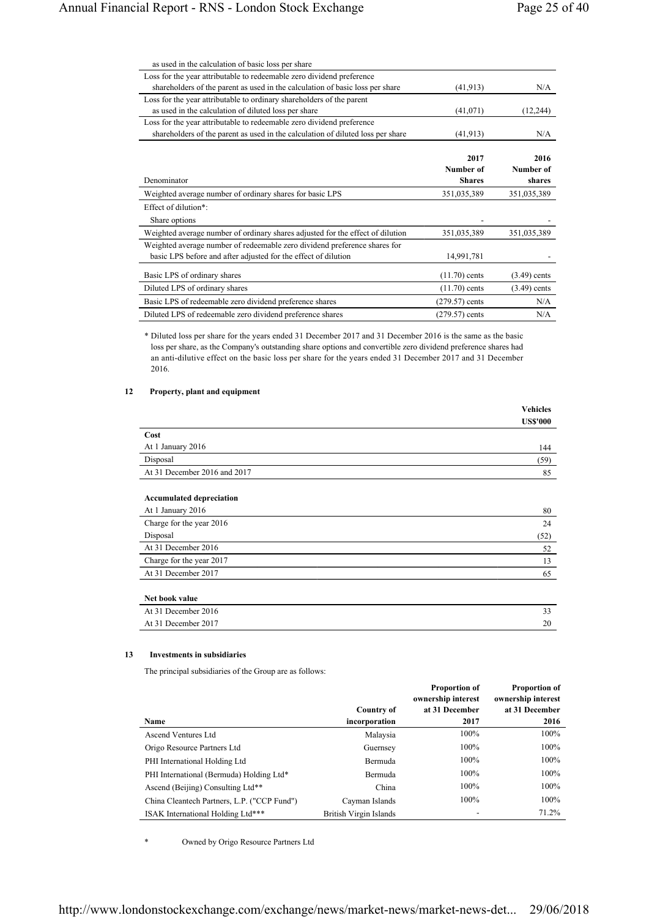| | | |
|---|---|---|
| as used in the calculation of basic loss per share | | |
| Loss for the year attributable to redeemable zero dividend preference shareholders of the parent as used in the calculation of basic loss per share | (41,913) | N/A |
| Loss for the year attributable to ordinary shareholders of the parent as used in the calculation of diluted loss per share | (41,071) | (12,244) |
| Loss for the year attributable to redeemable zero dividend preference shareholders of the parent as used in the calculation of diluted loss per share | (41,913) | N/A |

| Denominator | 2017 Number of Shares | 2016 Number of shares |
|---|---|---|
| Weighted average number of ordinary shares for basic LPS | 351,035,389 | 351,035,389 |
| Effect of dilution*: | | |
| Share options | - | - |
| Weighted average number of ordinary shares adjusted for the effect of dilution | 351,035,389 | 351,035,389 |
| Weighted average number of redeemable zero dividend preference shares for basic LPS before and after adjusted for the effect of dilution | 14,991,781 | - |
| Basic LPS of ordinary shares | (11.70) cents | (3.49) cents |
| Diluted LPS of ordinary shares | (11.70) cents | (3.49) cents |
| Basic LPS of redeemable zero dividend preference shares | (279.57) cents | N/A |
| Diluted LPS of redeemable zero dividend preference shares | (279.57) cents | N/A |

* Diluted loss per share for the years ended 31 December 2017 and 31 December 2016 is the same as the basic loss per share, as the Company's outstanding share options and convertible zero dividend preference shares had an anti-dilutive effect on the basic loss per share for the years ended 31 December 2017 and 31 December 2016.

## 12 Property, plant and equipment

| | Vehicles US$'000 |
|---|---|
| **Cost** | |
| At 1 January 2016 | 144 |
| Disposal | (59) |
| At 31 December 2016 and 2017 | 85 |
| | |
| **Accumulated depreciation** | |
| At 1 January 2016 | 80 |
| Charge for the year 2016 | 24 |
| Disposal | (52) |
| At 31 December 2016 | 52 |
| Charge for the year 2017 | 13 |
| At 31 December 2017 | 65 |
| | |
| **Net book value** | |
| At 31 December 2016 | 33 |
| At 31 December 2017 | 20 |

## 13 Investments in subsidiaries

The principal subsidiaries of the Group are as follows:

| Name | Country of incorporation | Proportion of ownership interest at 31 December 2017 | Proportion of ownership interest at 31 December 2016 |
|---|---|---|---|
| Ascend Ventures Ltd | Malaysia | 100% | 100% |
| Origo Resource Partners Ltd | Guernsey | 100% | 100% |
| PHI International Holding Ltd | Bermuda | 100% | 100% |
| PHI International (Bermuda) Holding Ltd* | Bermuda | 100% | 100% |
| Ascend (Beijing) Consulting Ltd** | China | 100% | 100% |
| China Cleantech Partners, L.P. ("CCP Fund") | Cayman Islands | 100% | 100% |
| ISAK International Holding Ltd*** | British Virgin Islands | - | 71.2% |

\* Owned by Origo Resource Partners Ltd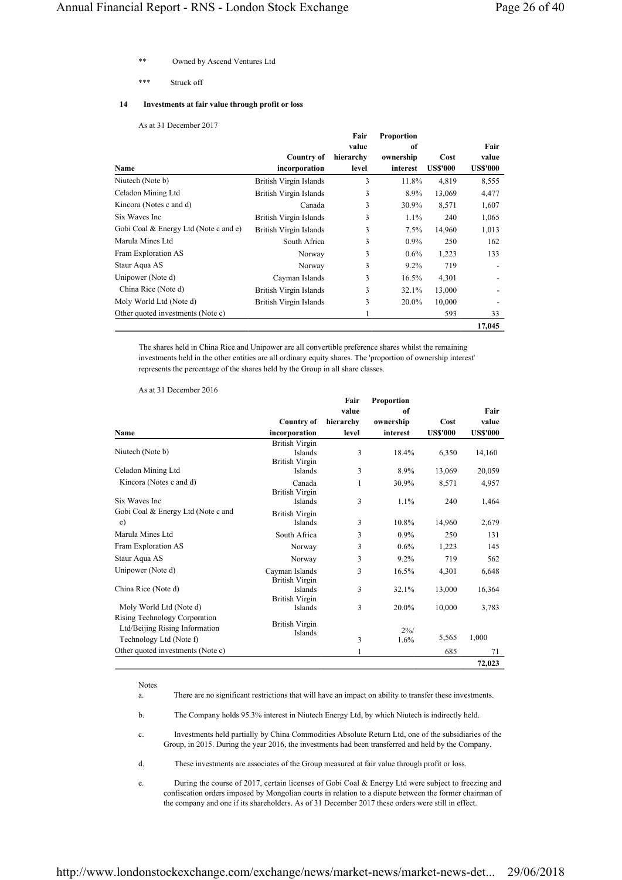** Owned by Ascend Ventures Ltd

*** Struck off

### 14 Investments at fair value through profit or loss

As at 31 December 2017

| Name | Country of incorporation | Fair value hierarchy level | Proportion of ownership interest | Cost US$'000 | Fair value US$'000 |
|---|---|---|---|---|---|
| Niutech (Note b) | British Virgin Islands | 3 | 11.8% | 4,819 | 8,555 |
| Celadon Mining Ltd | British Virgin Islands | 3 | 8.9% | 13,069 | 4,477 |
| Kincora (Notes c and d) | Canada | 3 | 30.9% | 8,571 | 1,607 |
| Six Waves Inc | British Virgin Islands | 3 | 1.1% | 240 | 1,065 |
| Gobi Coal & Energy Ltd (Note c and e) | British Virgin Islands | 3 | 7.5% | 14,960 | 1,013 |
| Marula Mines Ltd | South Africa | 3 | 0.9% | 250 | 162 |
| Fram Exploration AS | Norway | 3 | 0.6% | 1,223 | 133 |
| Staur Aqua AS | Norway | 3 | 9.2% | 719 | - |
| Unipower (Note d) | Cayman Islands | 3 | 16.5% | 4,301 | - |
| China Rice (Note d) | British Virgin Islands | 3 | 32.1% | 13,000 | - |
| Moly World Ltd (Note d) | British Virgin Islands | 3 | 20.0% | 10,000 | - |
| Other quoted investments (Note c) | | 1 | | 593 | 33 |
| | | | | | **17,045** |

The shares held in China Rice and Unipower are all convertible preference shares whilst the remaining investments held in the other entities are all ordinary equity shares. The 'proportion of ownership interest' represents the percentage of the shares held by the Group in all share classes.

As at 31 December 2016

| Name | Country of incorporation | Fair value hierarchy level | Proportion of ownership interest | Cost US$'000 | Fair value US$'000 |
|---|---|---|---|---|---|
| Niutech (Note b) | British Virgin Islands | 3 | 18.4% | 6,350 | 14,160 |
| Celadon Mining Ltd | British Virgin Islands | 3 | 8.9% | 13,069 | 20,059 |
| Kincora (Notes c and d) | Canada | 1 | 30.9% | 8,571 | 4,957 |
| Six Waves Inc | British Virgin Islands | 3 | 1.1% | 240 | 1,464 |
| Gobi Coal & Energy Ltd (Note c and e) | British Virgin Islands | 3 | 10.8% | 14,960 | 2,679 |
| Marula Mines Ltd | South Africa | 3 | 0.9% | 250 | 131 |
| Fram Exploration AS | Norway | 3 | 0.6% | 1,223 | 145 |
| Staur Aqua AS | Norway | 3 | 9.2% | 719 | 562 |
| Unipower (Note d) | Cayman Islands | 3 | 16.5% | 4,301 | 6,648 |
| China Rice (Note d) | British Virgin Islands | 3 | 32.1% | 13,000 | 16,364 |
| Moly World Ltd (Note d) | British Virgin Islands | 3 | 20.0% | 10,000 | 3,783 |
| Rising Technology Corporation Ltd/Beijing Rising Information Technology Ltd (Note f) | British Virgin Islands | 3 | 2%/ 1.6% | 5,565 | 1,000 |
| Other quoted investments (Note c) | | 1 | | 685 | 71 |
| | | | | | **72,023** |

Notes

a. There are no significant restrictions that will have an impact on ability to transfer these investments.

b. The Company holds 95.3% interest in Niutech Energy Ltd, by which Niutech is indirectly held.

c. Investments held partially by China Commodities Absolute Return Ltd, one of the subsidiaries of the Group, in 2015. During the year 2016, the investments had been transferred and held by the Company.

d. These investments are associates of the Group measured at fair value through profit or loss.

e. During the course of 2017, certain licenses of Gobi Coal & Energy Ltd were subject to freezing and confiscation orders imposed by Mongolian courts in relation to a dispute between the former chairman of the company and one if its shareholders. As of 31 December 2017 these orders were still in effect.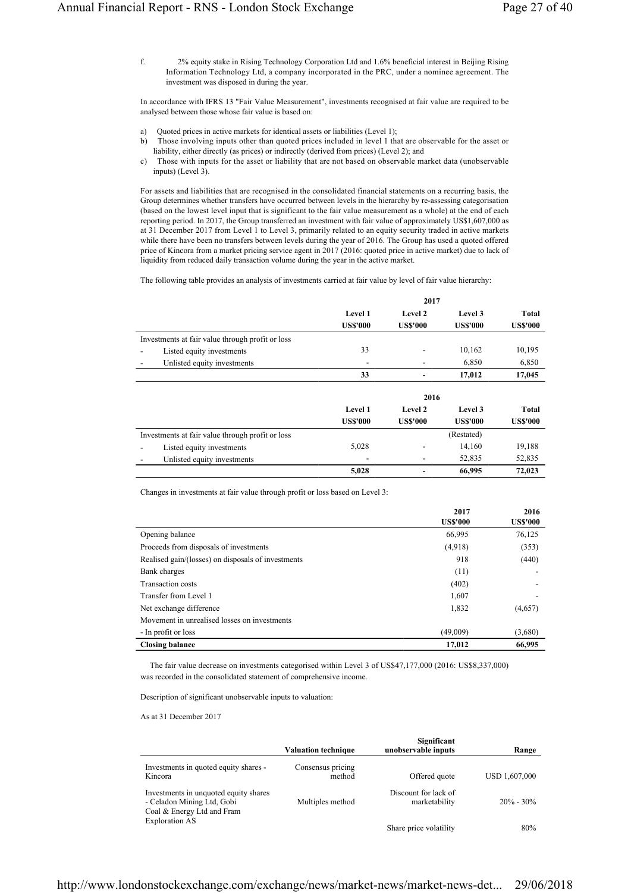f. 2% equity stake in Rising Technology Corporation Ltd and 1.6% beneficial interest in Beijing Rising Information Technology Ltd, a company incorporated in the PRC, under a nominee agreement. The investment was disposed in during the year.

In accordance with IFRS 13 "Fair Value Measurement", investments recognised at fair value are required to be analysed between those whose fair value is based on:

a) Quoted prices in active markets for identical assets or liabilities (Level 1);
b) Those involving inputs other than quoted prices included in level 1 that are observable for the asset or liability, either directly (as prices) or indirectly (derived from prices) (Level 2); and
c) Those with inputs for the asset or liability that are not based on observable market data (unobservable inputs) (Level 3).

For assets and liabilities that are recognised in the consolidated financial statements on a recurring basis, the Group determines whether transfers have occurred between levels in the hierarchy by re-assessing categorisation (based on the lowest level input that is significant to the fair value measurement as a whole) at the end of each reporting period. In 2017, the Group transferred an investment with fair value of approximately US$1,607,000 as at 31 December 2017 from Level 1 to Level 3, primarily related to an equity security traded in active markets while there have been no transfers between levels during the year of 2016. The Group has used a quoted offered price of Kincora from a market pricing service agent in 2017 (2016: quoted price in active market) due to lack of liquidity from reduced daily transaction volume during the year in the active market.

The following table provides an analysis of investments carried at fair value by level of fair value hierarchy:

| | 2017 | | | |
|---|---|---|---|---|
| | **Level 1** | **Level 2** | **Level 3** | **Total** |
| | **US$'000** | **US$'000** | **US$'000** | **US$'000** |
| Investments at fair value through profit or loss | | | | |
| - Listed equity investments | 33 | - | 10,162 | 10,195 |
| - Unlisted equity investments | - | - | 6,850 | 6,850 |
| | **33** | **-** | **17,012** | **17,045** |

| | 2016 | | | |
|---|---|---|---|---|
| | **Level 1** | **Level 2** | **Level 3** | **Total** |
| | **US$'000** | **US$'000** | **US$'000** | **US$'000** |
| Investments at fair value through profit or loss | | | (Restated) | |
| - Listed equity investments | 5,028 | - | 14,160 | 19,188 |
| - Unlisted equity investments | - | - | 52,835 | 52,835 |
| | **5,028** | **-** | **66,995** | **72,023** |

Changes in investments at fair value through profit or loss based on Level 3:

| | **2017** | **2016** |
|---|---|---|
| | **US$'000** | **US$'000** |
| Opening balance | 66,995 | 76,125 |
| Proceeds from disposals of investments | (4,918) | (353) |
| Realised gain/(losses) on disposals of investments | 918 | (440) |
| Bank charges | (11) | - |
| Transaction costs | (402) | - |
| Transfer from Level 1 | 1,607 | - |
| Net exchange difference | 1,832 | (4,657) |
| Movement in unrealised losses on investments | | |
| - In profit or loss | (49,009) | (3,680) |
| **Closing balance** | **17,012** | **66,995** |

The fair value decrease on investments categorised within Level 3 of US$47,177,000 (2016: US$8,337,000) was recorded in the consolidated statement of comprehensive income.

Description of significant unobservable inputs to valuation:

As at 31 December 2017

| | **Valuation technique** | **Significant unobservable inputs** | **Range** |
|---|---|---|---|
| Investments in quoted equity shares - Kincora | Consensus pricing method | Offered quote | USD 1,607,000 |
| Investments in unquoted equity shares - Celadon Mining Ltd, Gobi Coal & Energy Ltd and Fram Exploration AS | Multiples method | Discount for lack of marketability | 20% - 30% |
| | | Share price volatility | 80% |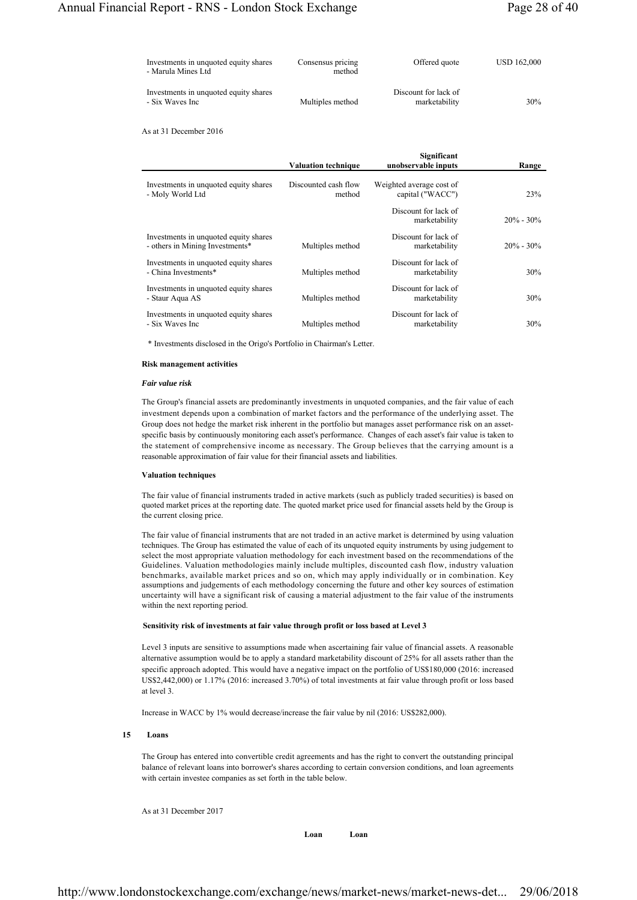| | | | |
|---|---|---|---|
| Investments in unquoted equity shares - Marula Mines Ltd | Consensus pricing method | Offered quote | USD 162,000 |
| Investments in unquoted equity shares - Six Waves Inc | Multiples method | Discount for lack of marketability | 30% |

As at 31 December 2016

| | Valuation technique | Significant unobservable inputs | Range |
|---|---|---|---|
| Investments in unquoted equity shares - Moly World Ltd | Discounted cash flow method | Weighted average cost of capital ("WACC") | 23% |
| | | Discount for lack of marketability | 20% - 30% |
| Investments in unquoted equity shares - others in Mining Investments* | Multiples method | Discount for lack of marketability | 20% - 30% |
| Investments in unquoted equity shares - China Investments* | Multiples method | Discount for lack of marketability | 30% |
| Investments in unquoted equity shares - Staur Aqua AS | Multiples method | Discount for lack of marketability | 30% |
| Investments in unquoted equity shares - Six Waves Inc | Multiples method | Discount for lack of marketability | 30% |

\* Investments disclosed in the Origo's Portfolio in Chairman's Letter.

**Risk management activities**

***Fair value risk***

The Group's financial assets are predominantly investments in unquoted companies, and the fair value of each investment depends upon a combination of market factors and the performance of the underlying asset. The Group does not hedge the market risk inherent in the portfolio but manages asset performance risk on an asset-specific basis by continuously monitoring each asset's performance. Changes of each asset's fair value is taken to the statement of comprehensive income as necessary. The Group believes that the carrying amount is a reasonable approximation of fair value for their financial assets and liabilities.

**Valuation techniques**

The fair value of financial instruments traded in active markets (such as publicly traded securities) is based on quoted market prices at the reporting date. The quoted market price used for financial assets held by the Group is the current closing price.

The fair value of financial instruments that are not traded in an active market is determined by using valuation techniques. The Group has estimated the value of each of its unquoted equity instruments by using judgement to select the most appropriate valuation methodology for each investment based on the recommendations of the Guidelines. Valuation methodologies mainly include multiples, discounted cash flow, industry valuation benchmarks, available market prices and so on, which may apply individually or in combination. Key assumptions and judgements of each methodology concerning the future and other key sources of estimation uncertainty will have a significant risk of causing a material adjustment to the fair value of the instruments within the next reporting period.

**Sensitivity risk of investments at fair value through profit or loss based at Level 3**

Level 3 inputs are sensitive to assumptions made when ascertaining fair value of financial assets. A reasonable alternative assumption would be to apply a standard marketability discount of 25% for all assets rather than the specific approach adopted. This would have a negative impact on the portfolio of US$180,000 (2016: increased US$2,442,000) or 1.17% (2016: increased 3.70%) of total investments at fair value through profit or loss based at level 3.

Increase in WACC by 1% would decrease/increase the fair value by nil (2016: US$282,000).

**15 Loans**

The Group has entered into convertible credit agreements and has the right to convert the outstanding principal balance of relevant loans into borrower's shares according to certain conversion conditions, and loan agreements with certain investee companies as set forth in the table below.

As at 31 December 2017

| Loan | Loan |
|---|---|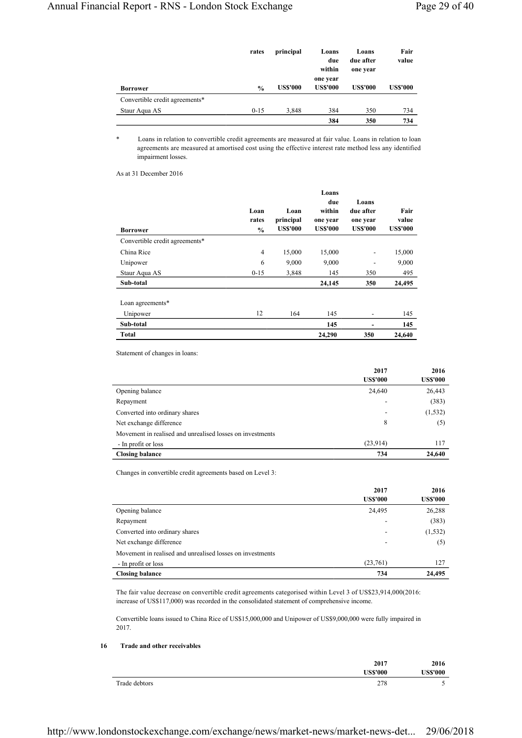| Borrower | rates % | principal US$'000 | Loans due within one year US$'000 | Loans due after one year US$'000 | Fair value US$'000 |
|---|---|---|---|---|---|
| Convertible credit agreements* | | | | | |
| Staur Aqua AS | 0-15 | 3,848 | 384 | 350 | 734 |
| | | | **384** | **350** | **734** |

\* Loans in relation to convertible credit agreements are measured at fair value. Loans in relation to loan agreements are measured at amortised cost using the effective interest rate method less any identified impairment losses.

As at 31 December 2016

| Borrower | Loan rates % | Loan principal US$'000 | Loans due within one year US$'000 | Loans due after one year US$'000 | Fair value US$'000 |
|---|---|---|---|---|---|
| Convertible credit agreements* | | | | | |
| China Rice | 4 | 15,000 | 15,000 | - | 15,000 |
| Unipower | 6 | 9,000 | 9,000 | - | 9,000 |
| Staur Aqua AS | 0-15 | 3,848 | 145 | 350 | 495 |
| **Sub-total** | | | **24,145** | **350** | **24,495** |
| Loan agreements* | | | | | |
| Unipower | 12 | 164 | 145 | - | 145 |
| **Sub-total** | | | **145** | **-** | **145** |
| **Total** | | | **24,290** | **350** | **24,640** |

Statement of changes in loans:

| | 2017 US$'000 | 2016 US$'000 |
|---|---|---|
| Opening balance | 24,640 | 26,443 |
| Repayment | - | (383) |
| Converted into ordinary shares | - | (1,532) |
| Net exchange difference | 8 | (5) |
| Movement in realised and unrealised losses on investments | | |
| - In profit or loss | (23,914) | 117 |
| **Closing balance** | **734** | **24,640** |

Changes in convertible credit agreements based on Level 3:

| | 2017 US$'000 | 2016 US$'000 |
|---|---|---|
| Opening balance | 24,495 | 26,288 |
| Repayment | - | (383) |
| Converted into ordinary shares | - | (1,532) |
| Net exchange difference | - | (5) |
| Movement in realised and unrealised losses on investments | | |
| - In profit or loss | (23,761) | 127 |
| **Closing balance** | **734** | **24,495** |

The fair value decrease on convertible credit agreements categorised within Level 3 of US$23,914,000(2016: increase of US$117,000) was recorded in the consolidated statement of comprehensive income.

Convertible loans issued to China Rice of US$15,000,000 and Unipower of US$9,000,000 were fully impaired in 2017.

## 16 Trade and other receivables

| | 2017 US$'000 | 2016 US$'000 |
|---|---|---|
| Trade debtors | 278 | 5 |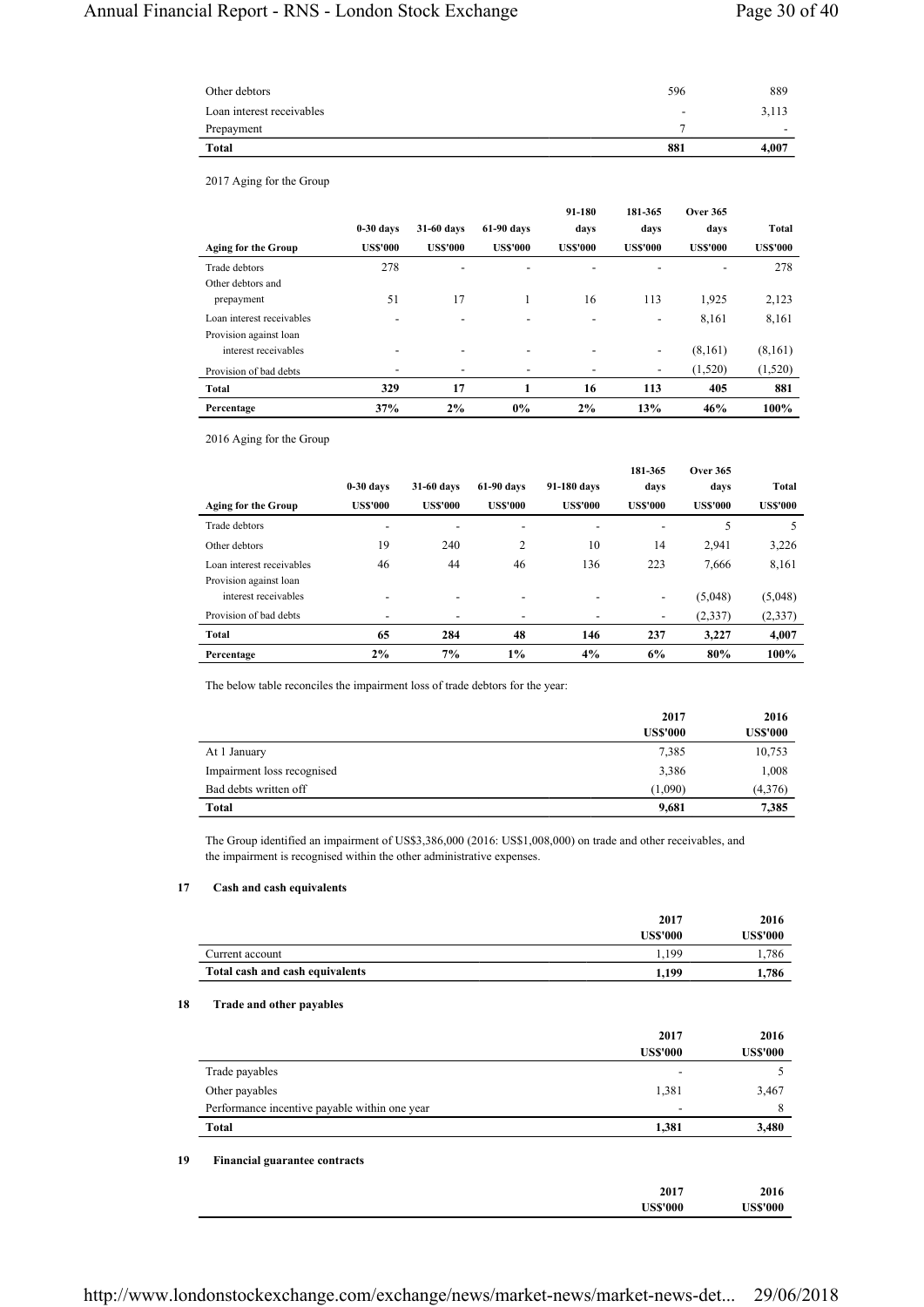| | | |
|---|---|---|
| Other debtors | 596 | 889 |
| Loan interest receivables | - | 3,113 |
| Prepayment | 7 | - |
| **Total** | **881** | **4,007** |

2017 Aging for the Group

| Aging for the Group | 0-30 days US$'000 | 31-60 days US$'000 | 61-90 days US$'000 | 91-180 days US$'000 | 181-365 days US$'000 | Over 365 days US$'000 | Total US$'000 |
|---|---|---|---|---|---|---|---|
| Trade debtors | 278 | - | - | - | - | - | 278 |
| Other debtors and prepayment | 51 | 17 | 1 | 16 | 113 | 1,925 | 2,123 |
| Loan interest receivables | - | - | - | - | - | 8,161 | 8,161 |
| Provision against loan interest receivables | - | - | - | - | - | (8,161) | (8,161) |
| Provision of bad debts | - | - | - | - | - | (1,520) | (1,520) |
| **Total** | **329** | **17** | **1** | **16** | **113** | **405** | **881** |
| **Percentage** | **37%** | **2%** | **0%** | **2%** | **13%** | **46%** | **100%** |

2016 Aging for the Group

| Aging for the Group | 0-30 days US$'000 | 31-60 days US$'000 | 61-90 days US$'000 | 91-180 days US$'000 | 181-365 days US$'000 | Over 365 days US$'000 | Total US$'000 |
|---|---|---|---|---|---|---|---|
| Trade debtors | - | - | - | - | - | 5 | 5 |
| Other debtors | 19 | 240 | 2 | 10 | 14 | 2,941 | 3,226 |
| Loan interest receivables | 46 | 44 | 46 | 136 | 223 | 7,666 | 8,161 |
| Provision against loan interest receivables | - | - | - | - | - | (5,048) | (5,048) |
| Provision of bad debts | - | - | - | - | - | (2,337) | (2,337) |
| **Total** | **65** | **284** | **48** | **146** | **237** | **3,227** | **4,007** |
| **Percentage** | **2%** | **7%** | **1%** | **4%** | **6%** | **80%** | **100%** |

The below table reconciles the impairment loss of trade debtors for the year:

| | 2017 US$'000 | 2016 US$'000 |
|---|---|---|
| At 1 January | 7,385 | 10,753 |
| Impairment loss recognised | 3,386 | 1,008 |
| Bad debts written off | (1,090) | (4,376) |
| **Total** | **9,681** | **7,385** |

The Group identified an impairment of US$3,386,000 (2016: US$1,008,000) on trade and other receivables, and the impairment is recognised within the other administrative expenses.

## 17 Cash and cash equivalents

| | 2017 US$'000 | 2016 US$'000 |
|---|---|---|
| Current account | 1,199 | 1,786 |
| **Total cash and cash equivalents** | **1,199** | **1,786** |

## 18 Trade and other payables

| | 2017 US$'000 | 2016 US$'000 |
|---|---|---|
| Trade payables | - | 5 |
| Other payables | 1,381 | 3,467 |
| Performance incentive payable within one year | - | 8 |
| **Total** | **1,381** | **3,480** |

## 19 Financial guarantee contracts

| | 2017 US$'000 | 2016 US$'000 |
|---|---|---|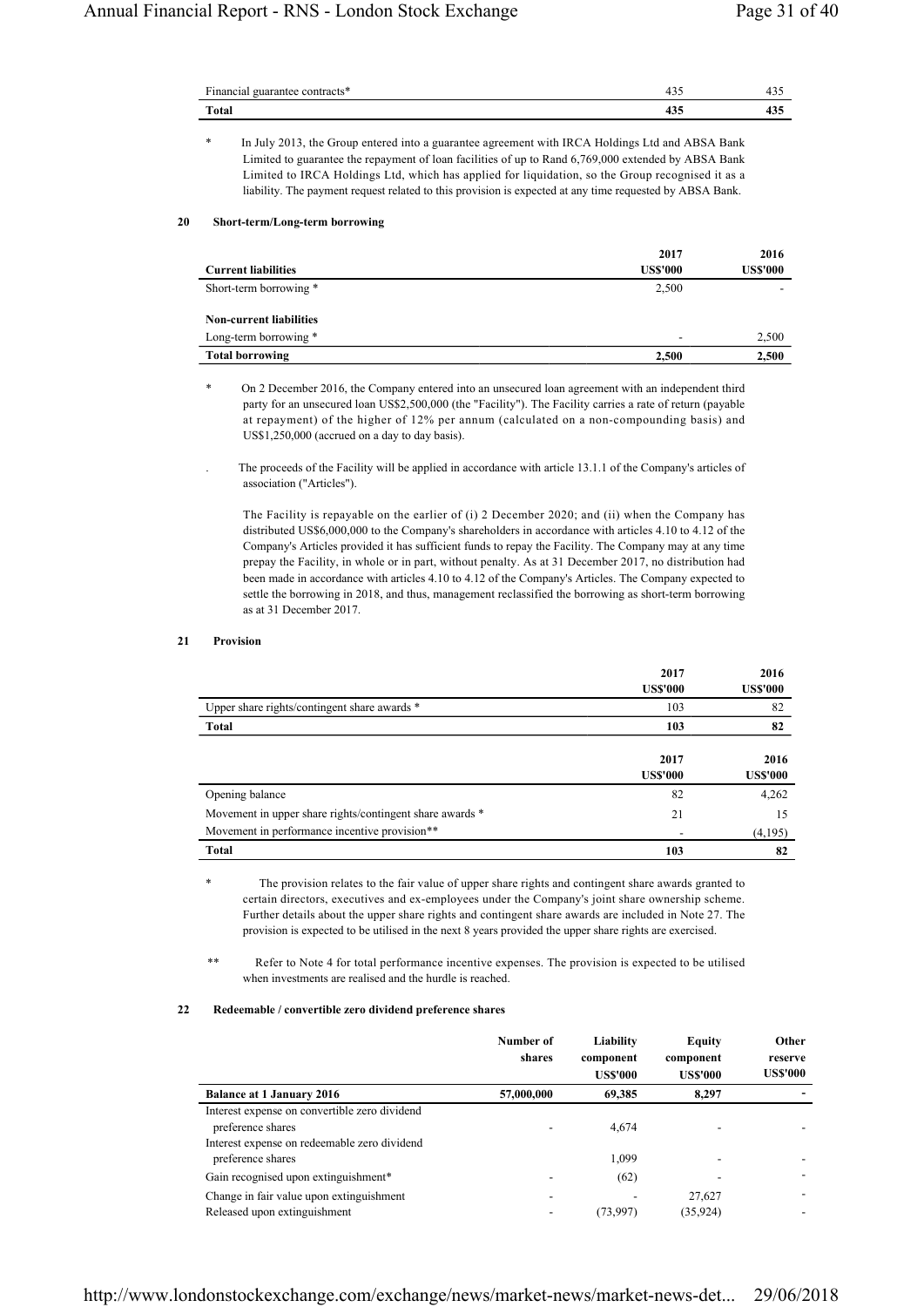| | | |
|---|---|---|
| Financial guarantee contracts* | 435 | 435 |
| **Total** | **435** | **435** |

\* In July 2013, the Group entered into a guarantee agreement with IRCA Holdings Ltd and ABSA Bank Limited to guarantee the repayment of loan facilities of up to Rand 6,769,000 extended by ABSA Bank Limited to IRCA Holdings Ltd, which has applied for liquidation, so the Group recognised it as a liability. The payment request related to this provision is expected at any time requested by ABSA Bank.

## 20 Short-term/Long-term borrowing

| | 2017 | 2016 |
|---|---|---|
| **Current liabilities** | **US$'000** | **US$'000** |
| Short-term borrowing * | 2,500 | - |
| **Non-current liabilities** | | |
| Long-term borrowing * | - | 2,500 |
| **Total borrowing** | **2,500** | **2,500** |

\* On 2 December 2016, the Company entered into an unsecured loan agreement with an independent third party for an unsecured loan US$2,500,000 (the "Facility"). The Facility carries a rate of return (payable at repayment) of the higher of 12% per annum (calculated on a non-compounding basis) and US$1,250,000 (accrued on a day to day basis).

. The proceeds of the Facility will be applied in accordance with article 13.1.1 of the Company's articles of association ("Articles").

The Facility is repayable on the earlier of (i) 2 December 2020; and (ii) when the Company has distributed US$6,000,000 to the Company's shareholders in accordance with articles 4.10 to 4.12 of the Company's Articles provided it has sufficient funds to repay the Facility. The Company may at any time prepay the Facility, in whole or in part, without penalty. As at 31 December 2017, no distribution had been made in accordance with articles 4.10 to 4.12 of the Company's Articles. The Company expected to settle the borrowing in 2018, and thus, management reclassified the borrowing as short-term borrowing as at 31 December 2017.

## 21 Provision

| | 2017<br>US$'000 | 2016<br>US$'000 |
|---|---|---|
| Upper share rights/contingent share awards * | 103 | 82 |
| **Total** | **103** | **82** |

| | 2017<br>US$'000 | 2016<br>US$'000 |
|---|---|---|
| Opening balance | 82 | 4,262 |
| Movement in upper share rights/contingent share awards * | 21 | 15 |
| Movement in performance incentive provision** | - | (4,195) |
| **Total** | **103** | **82** |

\* The provision relates to the fair value of upper share rights and contingent share awards granted to certain directors, executives and ex-employees under the Company's joint share ownership scheme. Further details about the upper share rights and contingent share awards are included in Note 27. The provision is expected to be utilised in the next 8 years provided the upper share rights are exercised.

\*\* Refer to Note 4 for total performance incentive expenses. The provision is expected to be utilised when investments are realised and the hurdle is reached.

## 22 Redeemable / convertible zero dividend preference shares

| | Number of shares | Liability component<br>US$'000 | Equity component<br>US$'000 | Other reserve<br>US$'000 |
|---|---|---|---|---|
| **Balance at 1 January 2016** | **57,000,000** | **69,385** | **8,297** | **-** |
| Interest expense on convertible zero dividend preference shares | - | 4,674 | - | - |
| Interest expense on redeemable zero dividend preference shares | | 1,099 | - | - |
| Gain recognised upon extinguishment* | - | (62) | - | - |
| Change in fair value upon extinguishment | - | - | 27,627 | - |
| Released upon extinguishment | - | (73,997) | (35,924) | - |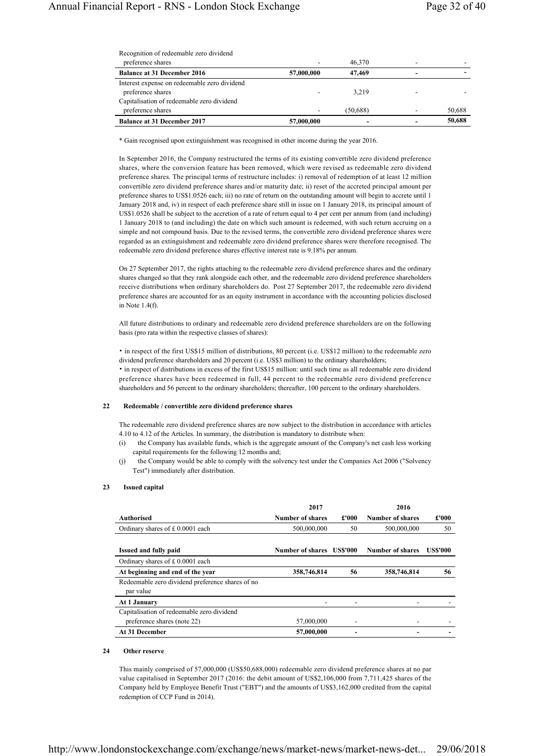| | | | | |
|---|---|---|---|---|
| Recognition of redeemable zero dividend preference shares | - | 46,370 | - | - |
| **Balance at 31 December 2016** | **57,000,000** | **47,469** | **-** | **-** |
| Interest expense on redeemable zero dividend preference shares | - | 3,219 | - | - |
| Capitalisation of redeemable zero dividend preference shares | - | (50,688) | - | 50,688 |
| **Balance at 31 December 2017** | **57,000,000** | **-** | **-** | **50,688** |

\* Gain recognised upon extinguishment was recognised in other income during the year 2016.

In September 2016, the Company restructured the terms of its existing convertible zero dividend preference shares, where the conversion feature has been removed, which were revised as redeemable zero dividend preference shares. The principal terms of restructure includes: i) removal of redemption of at least 12 million convertible zero dividend preference shares and/or maturity date; ii) reset of the accreted principal amount per preference shares to US$1.0526 each; iii) no rate of return on the outstanding amount will begin to accrete until 1 January 2018 and, iv) in respect of each preference share still in issue on 1 January 2018, its principal amount of US$1.0526 shall be subject to the accretion of a rate of return equal to 4 per cent per annum from (and including) 1 January 2018 to (and including) the date on which such amount is redeemed, with such return accruing on a simple and not compound basis. Due to the revised terms, the convertible zero dividend preference shares were regarded as an extinguishment and redeemable zero dividend preference shares were therefore recognised. The redeemable zero dividend preference shares effective interest rate is 9.18% per annum.

On 27 September 2017, the rights attaching to the redeemable zero dividend preference shares and the ordinary shares changed so that they rank alongside each other, and the redeemable zero dividend preference shareholders receive distributions when ordinary shareholders do. Post 27 September 2017, the redeemable zero dividend preference shares are accounted for as an equity instrument in accordance with the accounting policies disclosed in Note 1.4(f).

All future distributions to ordinary and redeemable zero dividend preference shareholders are on the following basis (pro rata within the respective classes of shares):

• in respect of the first US$15 million of distributions, 80 percent (i.e. US$12 million) to the redeemable zero dividend preference shareholders and 20 percent (i.e. US$3 million) to the ordinary shareholders;
• in respect of distributions in excess of the first US$15 million: until such time as all redeemable zero dividend preference shares have been redeemed in full, 44 percent to the redeemable zero dividend preference shareholders and 56 percent to the ordinary shareholders; thereafter, 100 percent to the ordinary shareholders.

## 22 Redeemable / convertible zero dividend preference shares

The redeemable zero dividend preference shares are now subject to the distribution in accordance with articles 4.10 to 4.12 of the Articles. In summary, the distribution is mandatory to distribute when:

(i) the Company has available funds, which is the aggregate amount of the Company's net cash less working capital requirements for the following 12 months and;
(j) the Company would be able to comply with the solvency test under the Companies Act 2006 ("Solvency Test") immediately after distribution.

## 23 Issued capital

| | 2017 | | 2016 | |
|---|---|---|---|---|
| **Authorised** | **Number of shares** | **£'000** | **Number of shares** | **£'000** |
| Ordinary shares of £ 0.0001 each | 500,000,000 | 50 | 500,000,000 | 50 |
| | | | | |
| **Issued and fully paid** | **Number of shares** | **US$'000** | **Number of shares** | **US$'000** |
| Ordinary shares of £ 0.0001 each | | | | |
| **At beginning and end of the year** | **358,746,814** | **56** | **358,746,814** | **56** |
| Redeemable zero dividend preference shares of no par value | | | | |
| **At 1 January** | - | - | - | - |
| Capitalisation of redeemable zero dividend preference shares (note 22) | 57,000,000 | - | - | - |
| **At 31 December** | **57,000,000** | **-** | **-** | **-** |

## 24 Other reserve

This mainly comprised of 57,000,000 (US$50,688,000) redeemable zero dividend preference shares at no par value capitalised in September 2017 (2016: the debit amount of US$2,106,000 from 7,711,425 shares of the Company held by Employee Benefit Trust ("EBT") and the amounts of US$3,162,000 credited from the capital redemption of CCP Fund in 2014).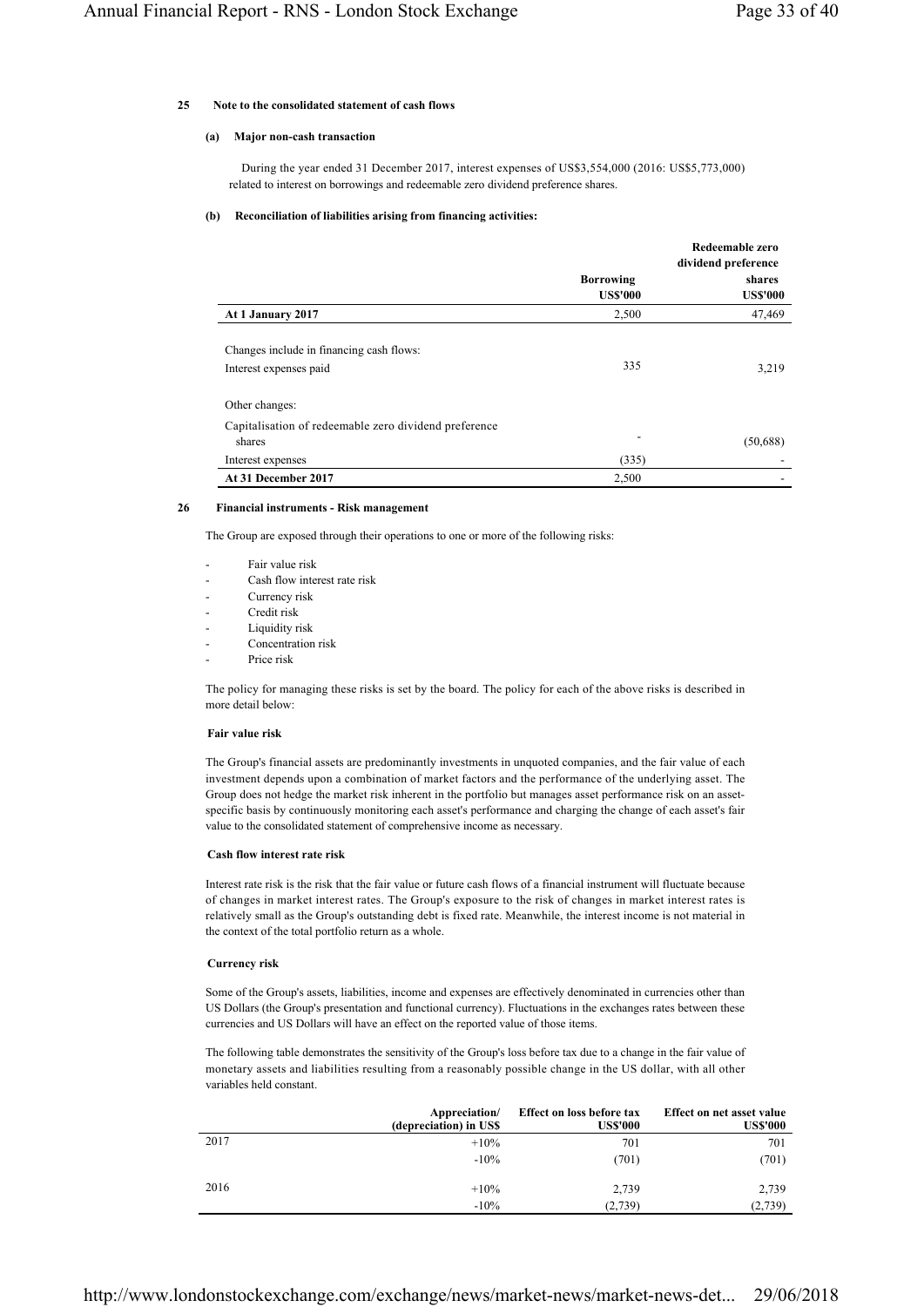## 25 Note to the consolidated statement of cash flows

### (a) Major non-cash transaction

During the year ended 31 December 2017, interest expenses of US$3,554,000 (2016: US$5,773,000) related to interest on borrowings and redeemable zero dividend preference shares.

### (b) Reconciliation of liabilities arising from financing activities:

| | Borrowing US$'000 | Redeemable zero dividend preference shares US$'000 |
|---|---|---|
| **At 1 January 2017** | 2,500 | 47,469 |
| Changes include in financing cash flows: | | |
| Interest expenses paid | 335 | 3,219 |
| Other changes: | | |
| Capitalisation of redeemable zero dividend preference shares | - | (50,688) |
| Interest expenses | (335) | - |
| **At 31 December 2017** | 2,500 | - |

## 26 Financial instruments - Risk management

The Group are exposed through their operations to one or more of the following risks:

- Fair value risk
- Cash flow interest rate risk
- Currency risk
- Credit risk
- Liquidity risk
- Concentration risk
- Price risk

The policy for managing these risks is set by the board. The policy for each of the above risks is described in more detail below:

**Fair value risk**

The Group's financial assets are predominantly investments in unquoted companies, and the fair value of each investment depends upon a combination of market factors and the performance of the underlying asset. The Group does not hedge the market risk inherent in the portfolio but manages asset performance risk on an asset-specific basis by continuously monitoring each asset's performance and charging the change of each asset's fair value to the consolidated statement of comprehensive income as necessary.

**Cash flow interest rate risk**

Interest rate risk is the risk that the fair value or future cash flows of a financial instrument will fluctuate because of changes in market interest rates. The Group's exposure to the risk of changes in market interest rates is relatively small as the Group's outstanding debt is fixed rate. Meanwhile, the interest income is not material in the context of the total portfolio return as a whole.

**Currency risk**

Some of the Group's assets, liabilities, income and expenses are effectively denominated in currencies other than US Dollars (the Group's presentation and functional currency). Fluctuations in the exchanges rates between these currencies and US Dollars will have an effect on the reported value of those items.

The following table demonstrates the sensitivity of the Group's loss before tax due to a change in the fair value of monetary assets and liabilities resulting from a reasonably possible change in the US dollar, with all other variables held constant.

| | Appreciation/ (depreciation) in US$ | Effect on loss before tax US$'000 | Effect on net asset value US$'000 |
|---|---|---|---|
| 2017 | +10% | 701 | 701 |
| | -10% | (701) | (701) |
| 2016 | +10% | 2,739 | 2,739 |
| | -10% | (2,739) | (2,739) |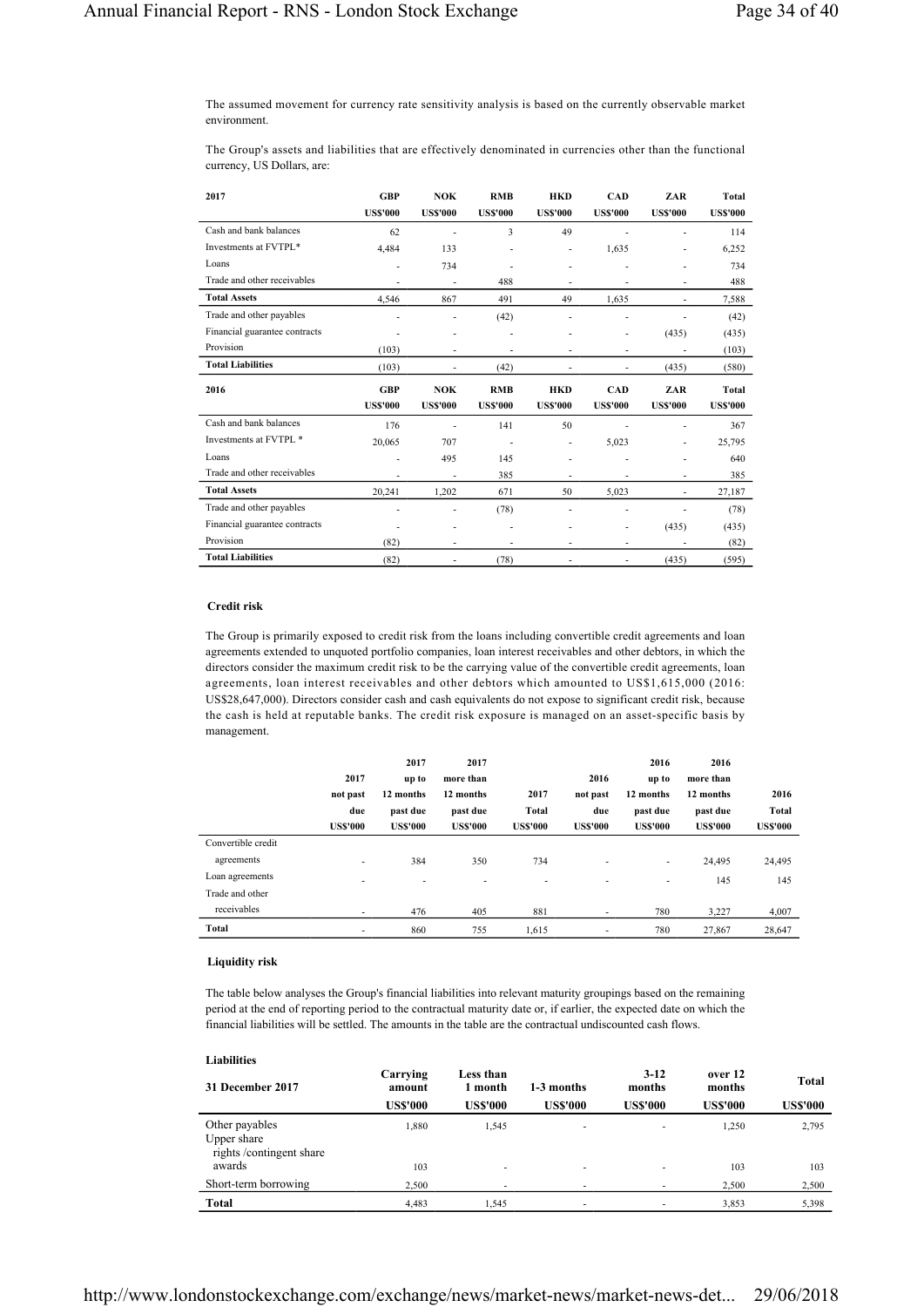The assumed movement for currency rate sensitivity analysis is based on the currently observable market environment.

The Group's assets and liabilities that are effectively denominated in currencies other than the functional currency, US Dollars, are:

| 2017 | GBP | NOK | RMB | HKD | CAD | ZAR | Total |
|---|---|---|---|---|---|---|---|
| | US$'000 | US$'000 | US$'000 | US$'000 | US$'000 | US$'000 | US$'000 |
| Cash and bank balances | 62 | - | 3 | 49 | - | - | 114 |
| Investments at FVTPL* | 4,484 | 133 | - | - | 1,635 | - | 6,252 |
| Loans | - | 734 | - | - | - | - | 734 |
| Trade and other receivables | - | - | 488 | - | - | - | 488 |
| **Total Assets** | 4,546 | 867 | 491 | 49 | 1,635 | - | 7,588 |
| Trade and other payables | - | - | (42) | - | - | - | (42) |
| Financial guarantee contracts | - | - | - | - | - | (435) | (435) |
| Provision | (103) | - | - | - | - | - | (103) |
| **Total Liabilities** | (103) | - | (42) | - | - | (435) | (580) |

| 2016 | GBP | NOK | RMB | HKD | CAD | ZAR | Total |
|---|---|---|---|---|---|---|---|
| | US$'000 | US$'000 | US$'000 | US$'000 | US$'000 | US$'000 | US$'000 |
| Cash and bank balances | 176 | - | 141 | 50 | - | - | 367 |
| Investments at FVTPL * | 20,065 | 707 | - | - | 5,023 | - | 25,795 |
| Loans | - | 495 | 145 | - | - | - | 640 |
| Trade and other receivables | - | - | 385 | - | - | - | 385 |
| **Total Assets** | 20,241 | 1,202 | 671 | 50 | 5,023 | - | 27,187 |
| Trade and other payables | - | - | (78) | - | - | - | (78) |
| Financial guarantee contracts | - | - | - | - | - | (435) | (435) |
| Provision | (82) | - | - | - | - | - | (82) |
| **Total Liabilities** | (82) | - | (78) | - | - | (435) | (595) |

### Credit risk

The Group is primarily exposed to credit risk from the loans including convertible credit agreements and loan agreements extended to unquoted portfolio companies, loan interest receivables and other debtors, in which the directors consider the maximum credit risk to be the carrying value of the convertible credit agreements, loan agreements, loan interest receivables and other debtors which amounted to US$1,615,000 (2016: US$28,647,000). Directors consider cash and cash equivalents do not expose to significant credit risk, because the cash is held at reputable banks. The credit risk exposure is managed on an asset-specific basis by management.

| | 2017 not past due | 2017 up to 12 months past due | 2017 more than 12 months past due | 2017 Total | 2016 not past due | 2016 up to 12 months past due | 2016 more than 12 months past due | 2016 Total |
|---|---|---|---|---|---|---|---|---|
| | US$'000 | US$'000 | US$'000 | US$'000 | US$'000 | US$'000 | US$'000 | US$'000 |
| Convertible credit agreements | - | 384 | 350 | 734 | - | - | 24,495 | 24,495 |
| Loan agreements | - | - | - | - | - | - | 145 | 145 |
| Trade and other receivables | - | 476 | 405 | 881 | - | 780 | 3,227 | 4,007 |
| **Total** | - | 860 | 755 | 1,615 | - | 780 | 27,867 | 28,647 |

### Liquidity risk

The table below analyses the Group's financial liabilities into relevant maturity groupings based on the remaining period at the end of reporting period to the contractual maturity date or, if earlier, the expected date on which the financial liabilities will be settled. The amounts in the table are the contractual undiscounted cash flows.

**Liabilities**

| 31 December 2017 | Carrying amount | Less than 1 month | 1-3 months | 3-12 months | over 12 months | Total |
|---|---|---|---|---|---|---|
| | US$'000 | US$'000 | US$'000 | US$'000 | US$'000 | US$'000 |
| Other payables | 1,880 | 1,545 | - | - | 1,250 | 2,795 |
| Upper share rights /contingent share awards | 103 | - | - | - | 103 | 103 |
| Short-term borrowing | 2,500 | - | - | - | 2,500 | 2,500 |
| **Total** | 4,483 | 1,545 | - | - | 3,853 | 5,398 |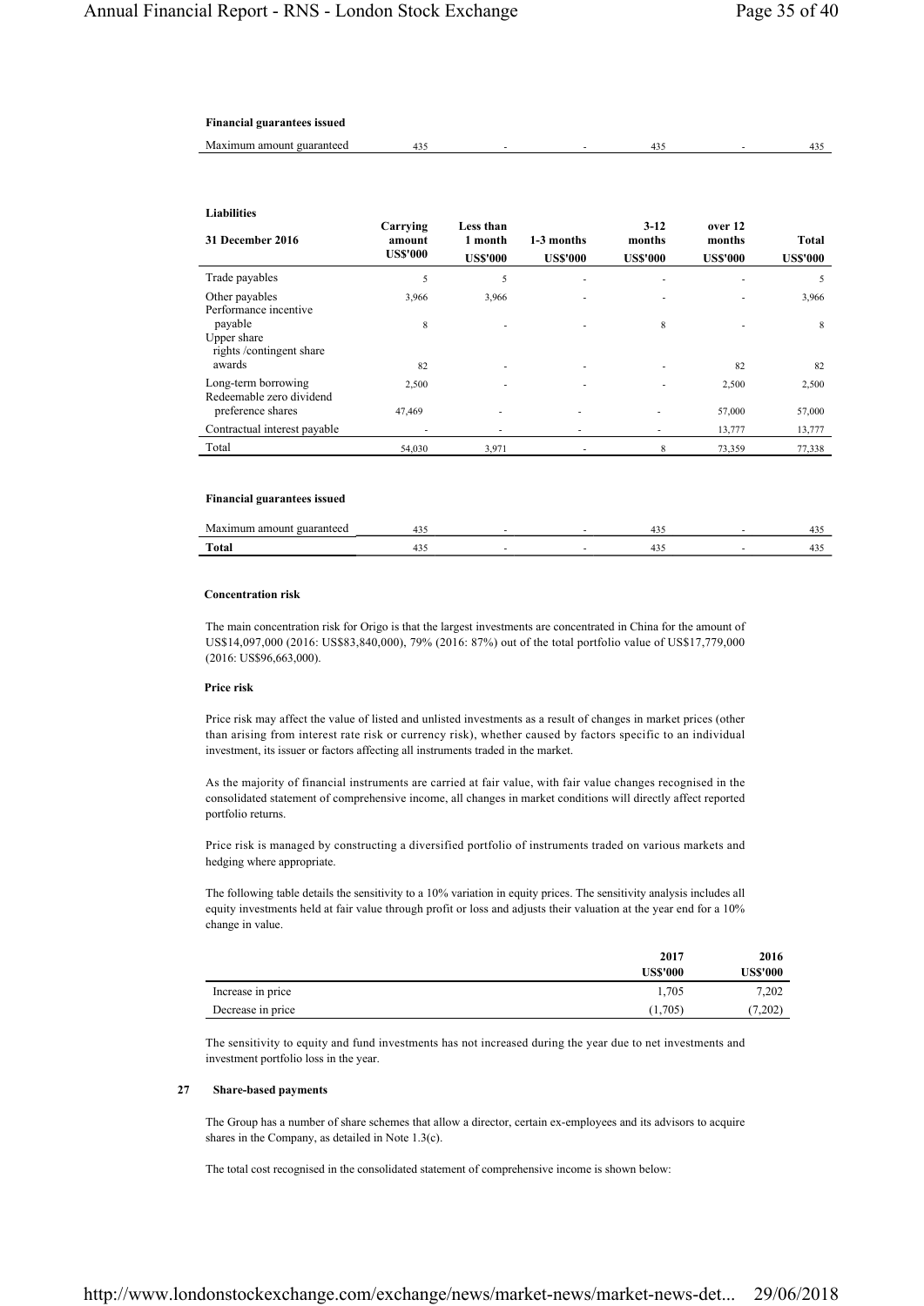**Financial guarantees issued**

| | | | | | | |
|---|---|---|---|---|---|---|
| Maximum amount guaranteed | 435 | - | - | 435 | - | 435 |

**Liabilities**

| 31 December 2016 | Carrying amount US$'000 | Less than 1 month US$'000 | 1-3 months US$'000 | 3-12 months US$'000 | over 12 months US$'000 | Total US$'000 |
|---|---|---|---|---|---|---|
| Trade payables | 5 | 5 | - | - | - | 5 |
| Other payables | 3,966 | 3,966 | - | - | - | 3,966 |
| Performance incentive payable | 8 | - | - | 8 | - | 8 |
| Upper share rights /contingent share awards | 82 | - | - | - | 82 | 82 |
| Long-term borrowing | 2,500 | - | - | - | 2,500 | 2,500 |
| Redeemable zero dividend preference shares | 47,469 | - | - | - | 57,000 | 57,000 |
| Contractual interest payable | - | - | - | - | 13,777 | 13,777 |
| Total | 54,030 | 3,971 | - | 8 | 73,359 | 77,338 |

**Financial guarantees issued**

| | | | | | | |
|---|---|---|---|---|---|---|
| Maximum amount guaranteed | 435 | - | - | 435 | - | 435 |
| **Total** | 435 | - | - | 435 | - | 435 |

**Concentration risk**

The main concentration risk for Origo is that the largest investments are concentrated in China for the amount of US$14,097,000 (2016: US$83,840,000), 79% (2016: 87%) out of the total portfolio value of US$17,779,000 (2016: US$96,663,000).

**Price risk**

Price risk may affect the value of listed and unlisted investments as a result of changes in market prices (other than arising from interest rate risk or currency risk), whether caused by factors specific to an individual investment, its issuer or factors affecting all instruments traded in the market.

As the majority of financial instruments are carried at fair value, with fair value changes recognised in the consolidated statement of comprehensive income, all changes in market conditions will directly affect reported portfolio returns.

Price risk is managed by constructing a diversified portfolio of instruments traded on various markets and hedging where appropriate.

The following table details the sensitivity to a 10% variation in equity prices. The sensitivity analysis includes all equity investments held at fair value through profit or loss and adjusts their valuation at the year end for a 10% change in value.

| | 2017 US$'000 | 2016 US$'000 |
|---|---|---|
| Increase in price | 1,705 | 7,202 |
| Decrease in price | (1,705) | (7,202) |

The sensitivity to equity and fund investments has not increased during the year due to net investments and investment portfolio loss in the year.

## 27 Share-based payments

The Group has a number of share schemes that allow a director, certain ex-employees and its advisors to acquire shares in the Company, as detailed in Note 1.3(c).

The total cost recognised in the consolidated statement of comprehensive income is shown below: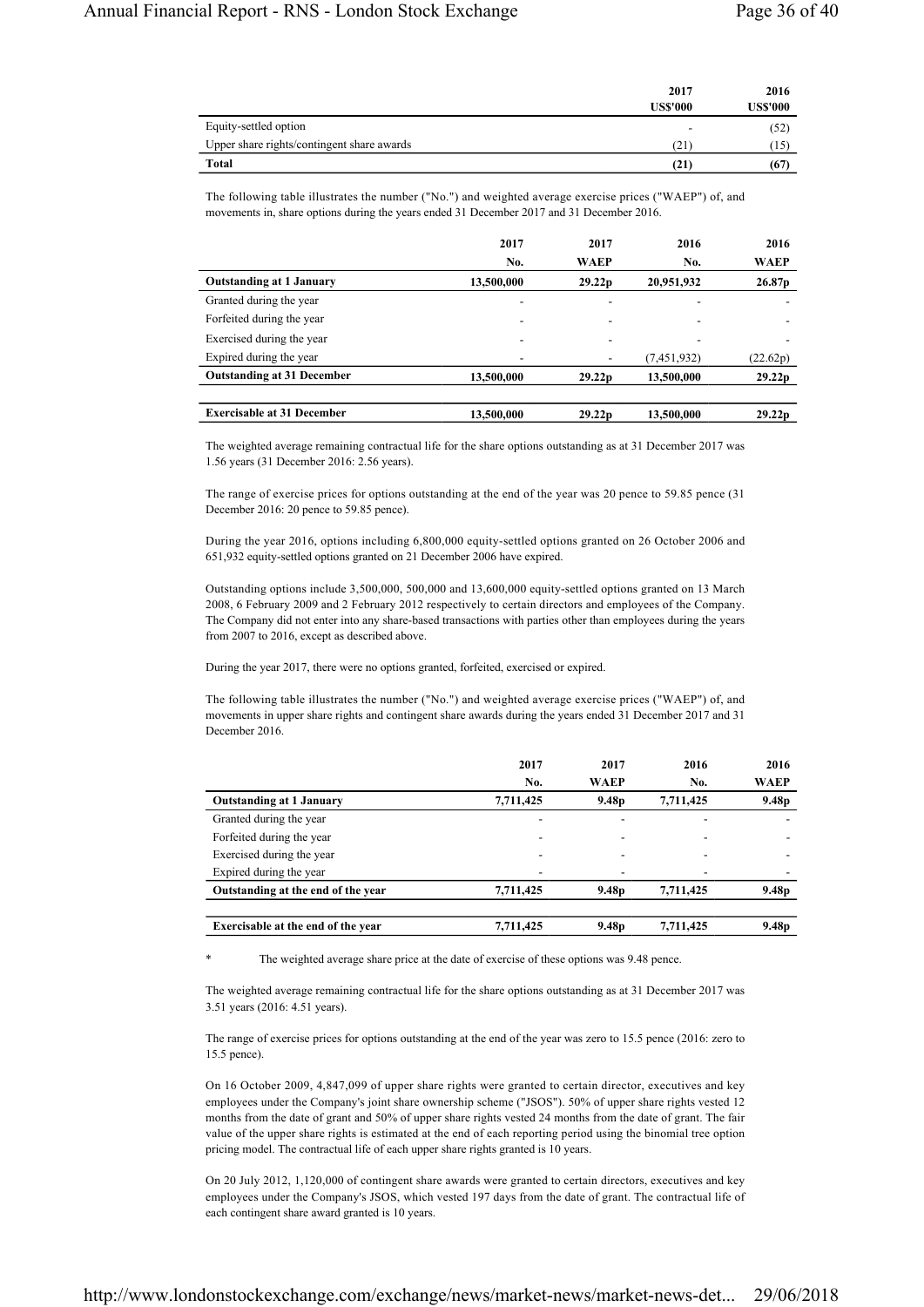| | 2017 US$'000 | 2016 US$'000 |
|---|---|---|
| Equity-settled option | - | (52) |
| Upper share rights/contingent share awards | (21) | (15) |
| **Total** | **(21)** | **(67)** |

The following table illustrates the number ("No.") and weighted average exercise prices ("WAEP") of, and movements in, share options during the years ended 31 December 2017 and 31 December 2016.

| | 2017 No. | 2017 WAEP | 2016 No. | 2016 WAEP |
|---|---|---|---|---|
| **Outstanding at 1 January** | **13,500,000** | **29.22p** | **20,951,932** | **26.87p** |
| Granted during the year | - | - | - | - |
| Forfeited during the year | - | - | - | - |
| Exercised during the year | - | - | - | - |
| Expired during the year | - | - | (7,451,932) | (22.62p) |
| **Outstanding at 31 December** | **13,500,000** | **29.22p** | **13,500,000** | **29.22p** |
| **Exercisable at 31 December** | **13,500,000** | **29.22p** | **13,500,000** | **29.22p** |

The weighted average remaining contractual life for the share options outstanding as at 31 December 2017 was 1.56 years (31 December 2016: 2.56 years).

The range of exercise prices for options outstanding at the end of the year was 20 pence to 59.85 pence (31 December 2016: 20 pence to 59.85 pence).

During the year 2016, options including 6,800,000 equity-settled options granted on 26 October 2006 and 651,932 equity-settled options granted on 21 December 2006 have expired.

Outstanding options include 3,500,000, 500,000 and 13,600,000 equity-settled options granted on 13 March 2008, 6 February 2009 and 2 February 2012 respectively to certain directors and employees of the Company. The Company did not enter into any share-based transactions with parties other than employees during the years from 2007 to 2016, except as described above.

During the year 2017, there were no options granted, forfeited, exercised or expired.

The following table illustrates the number ("No.") and weighted average exercise prices ("WAEP") of, and movements in upper share rights and contingent share awards during the years ended 31 December 2017 and 31 December 2016.

| | 2017 No. | 2017 WAEP | 2016 No. | 2016 WAEP |
|---|---|---|---|---|
| **Outstanding at 1 January** | **7,711,425** | **9.48p** | **7,711,425** | **9.48p** |
| Granted during the year | - | - | - | - |
| Forfeited during the year | - | - | - | - |
| Exercised during the year | - | - | - | - |
| Expired during the year | - | - | - | - |
| **Outstanding at the end of the year** | **7,711,425** | **9.48p** | **7,711,425** | **9.48p** |
| **Exercisable at the end of the year** | **7,711,425** | **9.48p** | **7,711,425** | **9.48p** |

\* The weighted average share price at the date of exercise of these options was 9.48 pence.

The weighted average remaining contractual life for the share options outstanding as at 31 December 2017 was 3.51 years (2016: 4.51 years).

The range of exercise prices for options outstanding at the end of the year was zero to 15.5 pence (2016: zero to 15.5 pence).

On 16 October 2009, 4,847,099 of upper share rights were granted to certain director, executives and key employees under the Company's joint share ownership scheme ("JSOS"). 50% of upper share rights vested 12 months from the date of grant and 50% of upper share rights vested 24 months from the date of grant. The fair value of the upper share rights is estimated at the end of each reporting period using the binomial tree option pricing model. The contractual life of each upper share rights granted is 10 years.

On 20 July 2012, 1,120,000 of contingent share awards were granted to certain directors, executives and key employees under the Company's JSOS, which vested 197 days from the date of grant. The contractual life of each contingent share award granted is 10 years.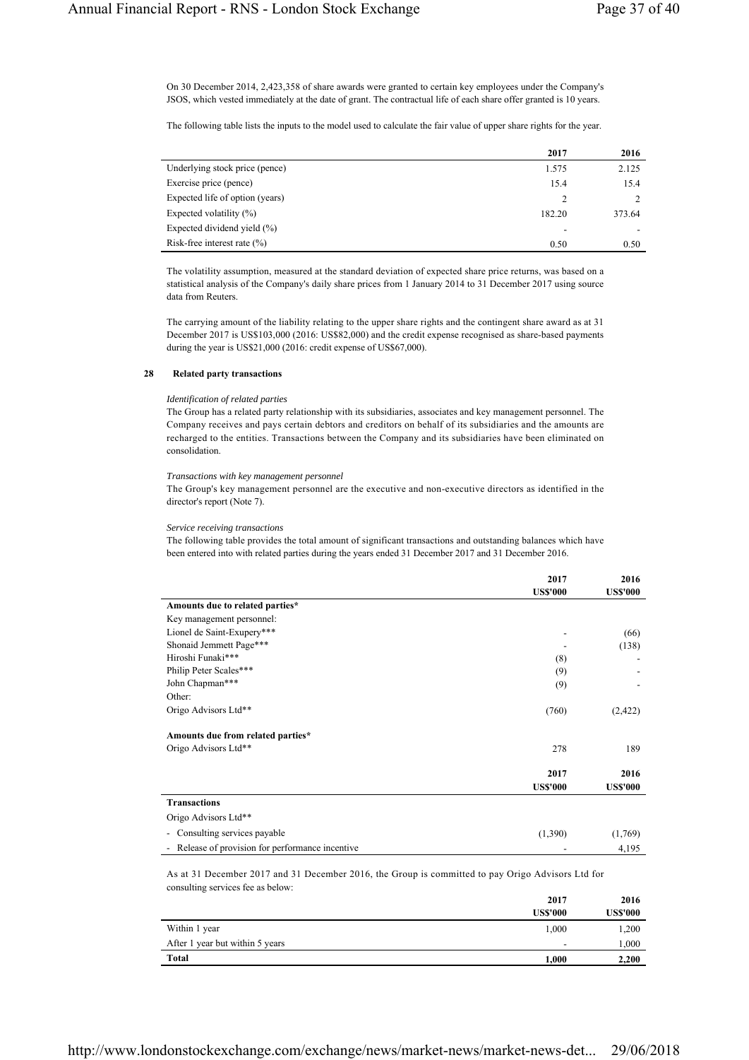On 30 December 2014, 2,423,358 of share awards were granted to certain key employees under the Company's JSOS, which vested immediately at the date of grant. The contractual life of each share offer granted is 10 years.

The following table lists the inputs to the model used to calculate the fair value of upper share rights for the year.

| | 2017 | 2016 |
|---|---|---|
| Underlying stock price (pence) | 1.575 | 2.125 |
| Exercise price (pence) | 15.4 | 15.4 |
| Expected life of option (years) | 2 | 2 |
| Expected volatility (%) | 182.20 | 373.64 |
| Expected dividend yield (%) | - | - |
| Risk-free interest rate (%) | 0.50 | 0.50 |

The volatility assumption, measured at the standard deviation of expected share price returns, was based on a statistical analysis of the Company's daily share prices from 1 January 2014 to 31 December 2017 using source data from Reuters.

The carrying amount of the liability relating to the upper share rights and the contingent share award as at 31 December 2017 is US$103,000 (2016: US$82,000) and the credit expense recognised as share-based payments during the year is US$21,000 (2016: credit expense of US$67,000).

## 28 Related party transactions

*Identification of related parties*

The Group has a related party relationship with its subsidiaries, associates and key management personnel. The Company receives and pays certain debtors and creditors on behalf of its subsidiaries and the amounts are recharged to the entities. Transactions between the Company and its subsidiaries have been eliminated on consolidation.

*Transactions with key management personnel*

The Group's key management personnel are the executive and non-executive directors as identified in the director's report (Note 7).

*Service receiving transactions*

The following table provides the total amount of significant transactions and outstanding balances which have been entered into with related parties during the years ended 31 December 2017 and 31 December 2016.

| | 2017<br>US$'000 | 2016<br>US$'000 |
|---|---|---|
| **Amounts due to related parties*** | | |
| Key management personnel: | | |
| Lionel de Saint-Exupery*** | - | (66) |
| Shonaid Jemmett Page*** | - | (138) |
| Hiroshi Funaki*** | (8) | - |
| Philip Peter Scales*** | (9) | - |
| John Chapman*** | (9) | - |
| Other: | | |
| Origo Advisors Ltd** | (760) | (2,422) |
| **Amounts due from related parties*** | | |
| Origo Advisors Ltd** | 278 | 189 |

| | 2017<br>US$'000 | 2016<br>US$'000 |
|---|---|---|
| **Transactions** | | |
| Origo Advisors Ltd** | | |
| - Consulting services payable | (1,390) | (1,769) |
| - Release of provision for performance incentive | - | 4,195 |

As at 31 December 2017 and 31 December 2016, the Group is committed to pay Origo Advisors Ltd for consulting services fee as below:

| | 2017<br>US$'000 | 2016<br>US$'000 |
|---|---|---|
| Within 1 year | 1,000 | 1,200 |
| After 1 year but within 5 years | - | 1,000 |
| **Total** | **1,000** | **2,200** |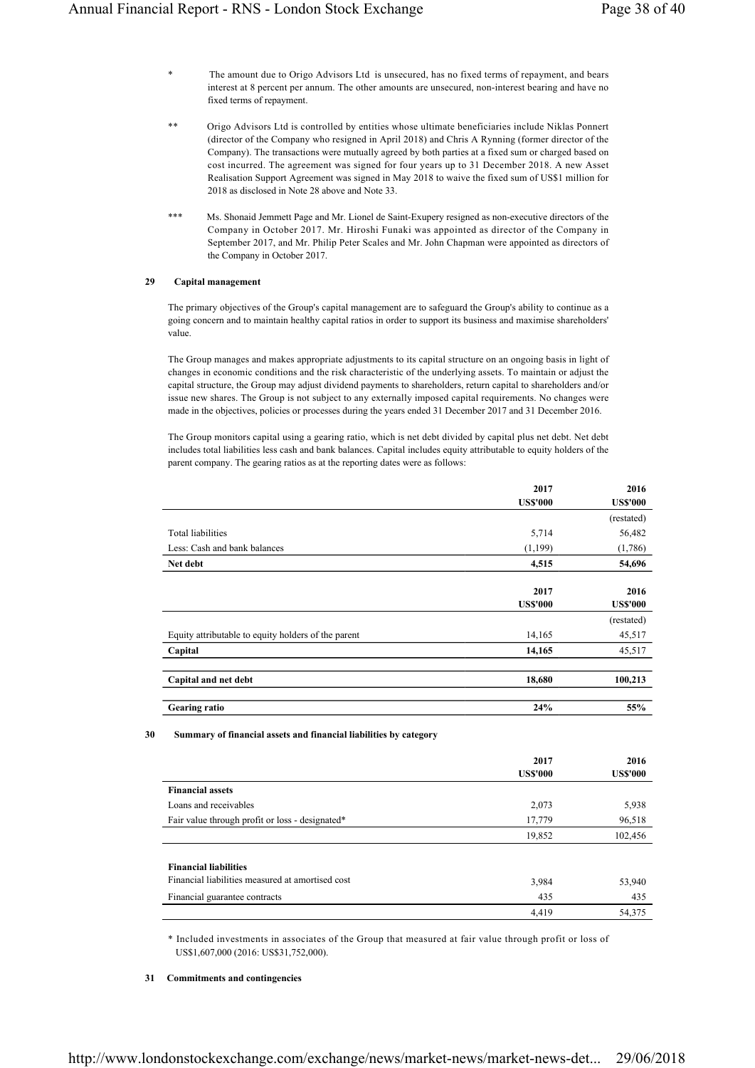\* The amount due to Origo Advisors Ltd is unsecured, has no fixed terms of repayment, and bears interest at 8 percent per annum. The other amounts are unsecured, non-interest bearing and have no fixed terms of repayment.

\*\* Origo Advisors Ltd is controlled by entities whose ultimate beneficiaries include Niklas Ponnert (director of the Company who resigned in April 2018) and Chris A Rynning (former director of the Company). The transactions were mutually agreed by both parties at a fixed sum or charged based on cost incurred. The agreement was signed for four years up to 31 December 2018. A new Asset Realisation Support Agreement was signed in May 2018 to waive the fixed sum of US$1 million for 2018 as disclosed in Note 28 above and Note 33.

\*\*\* Ms. Shonaid Jemmett Page and Mr. Lionel de Saint-Exupery resigned as non-executive directors of the Company in October 2017. Mr. Hiroshi Funaki was appointed as director of the Company in September 2017, and Mr. Philip Peter Scales and Mr. John Chapman were appointed as directors of the Company in October 2017.

## 29 Capital management

The primary objectives of the Group's capital management are to safeguard the Group's ability to continue as a going concern and to maintain healthy capital ratios in order to support its business and maximise shareholders' value.

The Group manages and makes appropriate adjustments to its capital structure on an ongoing basis in light of changes in economic conditions and the risk characteristic of the underlying assets. To maintain or adjust the capital structure, the Group may adjust dividend payments to shareholders, return capital to shareholders and/or issue new shares. The Group is not subject to any externally imposed capital requirements. No changes were made in the objectives, policies or processes during the years ended 31 December 2017 and 31 December 2016.

The Group monitors capital using a gearing ratio, which is net debt divided by capital plus net debt. Net debt includes total liabilities less cash and bank balances. Capital includes equity attributable to equity holders of the parent company. The gearing ratios as at the reporting dates were as follows:

| | 2017 US$'000 | 2016 US$'000 |
|---|---|---|
| | | (restated) |
| Total liabilities | 5,714 | 56,482 |
| Less: Cash and bank balances | (1,199) | (1,786) |
| **Net debt** | **4,515** | **54,696** |

| | 2017 US$'000 | 2016 US$'000 |
|---|---|---|
| | | (restated) |
| Equity attributable to equity holders of the parent | 14,165 | 45,517 |
| **Capital** | **14,165** | 45,517 |
| **Capital and net debt** | **18,680** | **100,213** |
| **Gearing ratio** | **24%** | **55%** |

## 30 Summary of financial assets and financial liabilities by category

| | 2017 US$'000 | 2016 US$'000 |
|---|---|---|
| **Financial assets** | | |
| Loans and receivables | 2,073 | 5,938 |
| Fair value through profit or loss - designated* | 17,779 | 96,518 |
| | 19,852 | 102,456 |
| **Financial liabilities** | | |
| Financial liabilities measured at amortised cost | 3,984 | 53,940 |
| Financial guarantee contracts | 435 | 435 |
| | 4,419 | 54,375 |

\* Included investments in associates of the Group that measured at fair value through profit or loss of US$1,607,000 (2016: US$31,752,000).

## 31 Commitments and contingencies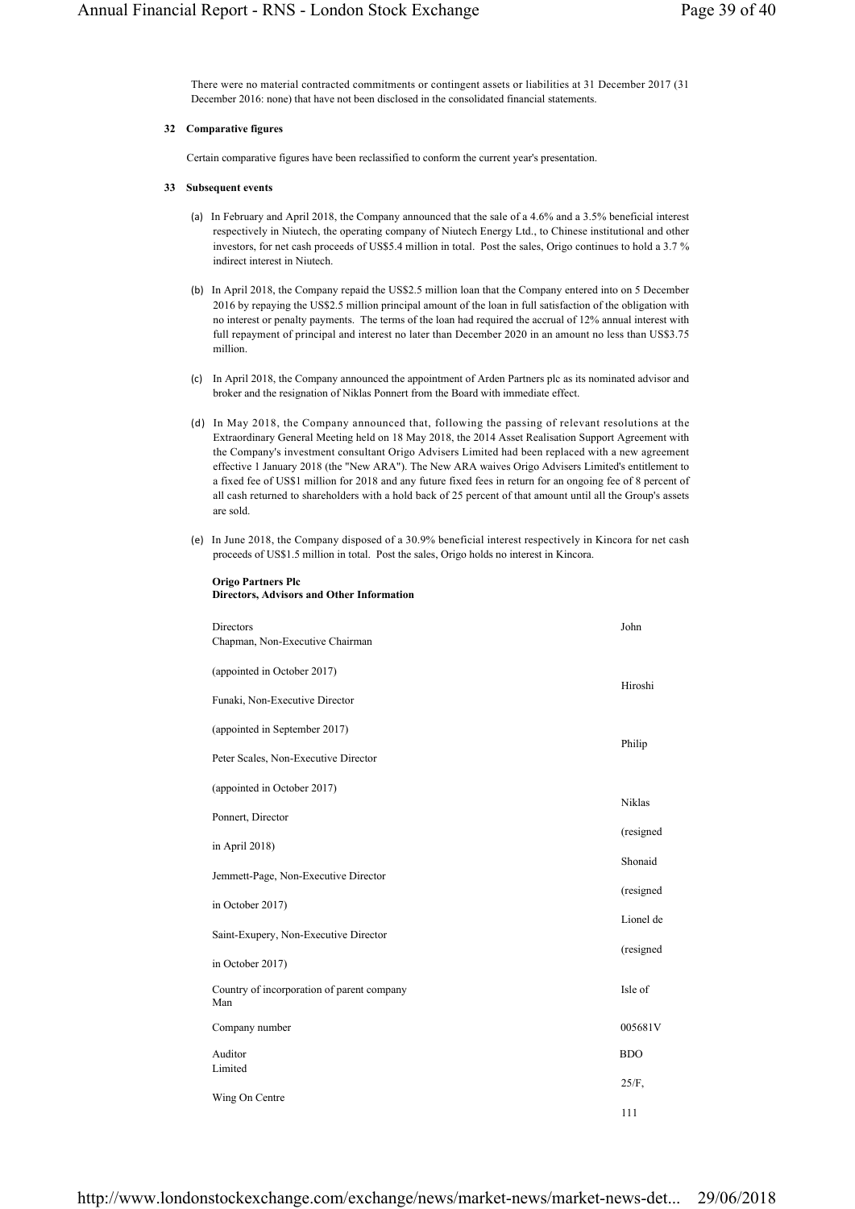There were no material contracted commitments or contingent assets or liabilities at 31 December 2017 (31 December 2016: none) that have not been disclosed in the consolidated financial statements.

**32 Comparative figures**

Certain comparative figures have been reclassified to conform the current year's presentation.

**33 Subsequent events**

(a) In February and April 2018, the Company announced that the sale of a 4.6% and a 3.5% beneficial interest respectively in Niutech, the operating company of Niutech Energy Ltd., to Chinese institutional and other investors, for net cash proceeds of US$5.4 million in total. Post the sales, Origo continues to hold a 3.7 % indirect interest in Niutech.

(b) In April 2018, the Company repaid the US$2.5 million loan that the Company entered into on 5 December 2016 by repaying the US$2.5 million principal amount of the loan in full satisfaction of the obligation with no interest or penalty payments. The terms of the loan had required the accrual of 12% annual interest with full repayment of principal and interest no later than December 2020 in an amount no less than US$3.75 million.

(c) In April 2018, the Company announced the appointment of Arden Partners plc as its nominated advisor and broker and the resignation of Niklas Ponnert from the Board with immediate effect.

(d) In May 2018, the Company announced that, following the passing of relevant resolutions at the Extraordinary General Meeting held on 18 May 2018, the 2014 Asset Realisation Support Agreement with the Company's investment consultant Origo Advisers Limited had been replaced with a new agreement effective 1 January 2018 (the "New ARA"). The New ARA waives Origo Advisers Limited's entitlement to a fixed fee of US$1 million for 2018 and any future fixed fees in return for an ongoing fee of 8 percent of all cash returned to shareholders with a hold back of 25 percent of that amount until all the Group's assets are sold.

(e) In June 2018, the Company disposed of a 30.9% beneficial interest respectively in Kincora for net cash proceeds of US$1.5 million in total. Post the sales, Origo holds no interest in Kincora.

**Origo Partners Plc**
**Directors, Advisors and Other Information**

Directors
John Chapman, Non-Executive Chairman
(appointed in October 2017)
Hiroshi Funaki, Non-Executive Director
(appointed in September 2017)
Philip Peter Scales, Non-Executive Director
(appointed in October 2017)
Niklas Ponnert, Director
(resigned in April 2018)
Shonaid Jemmett-Page, Non-Executive Director
(resigned in October 2017)
Lionel de Saint-Exupery, Non-Executive Director
(resigned in October 2017)

Country of incorporation of parent company: Isle of Man

Company number: 005681V

Auditor: BDO Limited
25/F,
Wing On Centre
111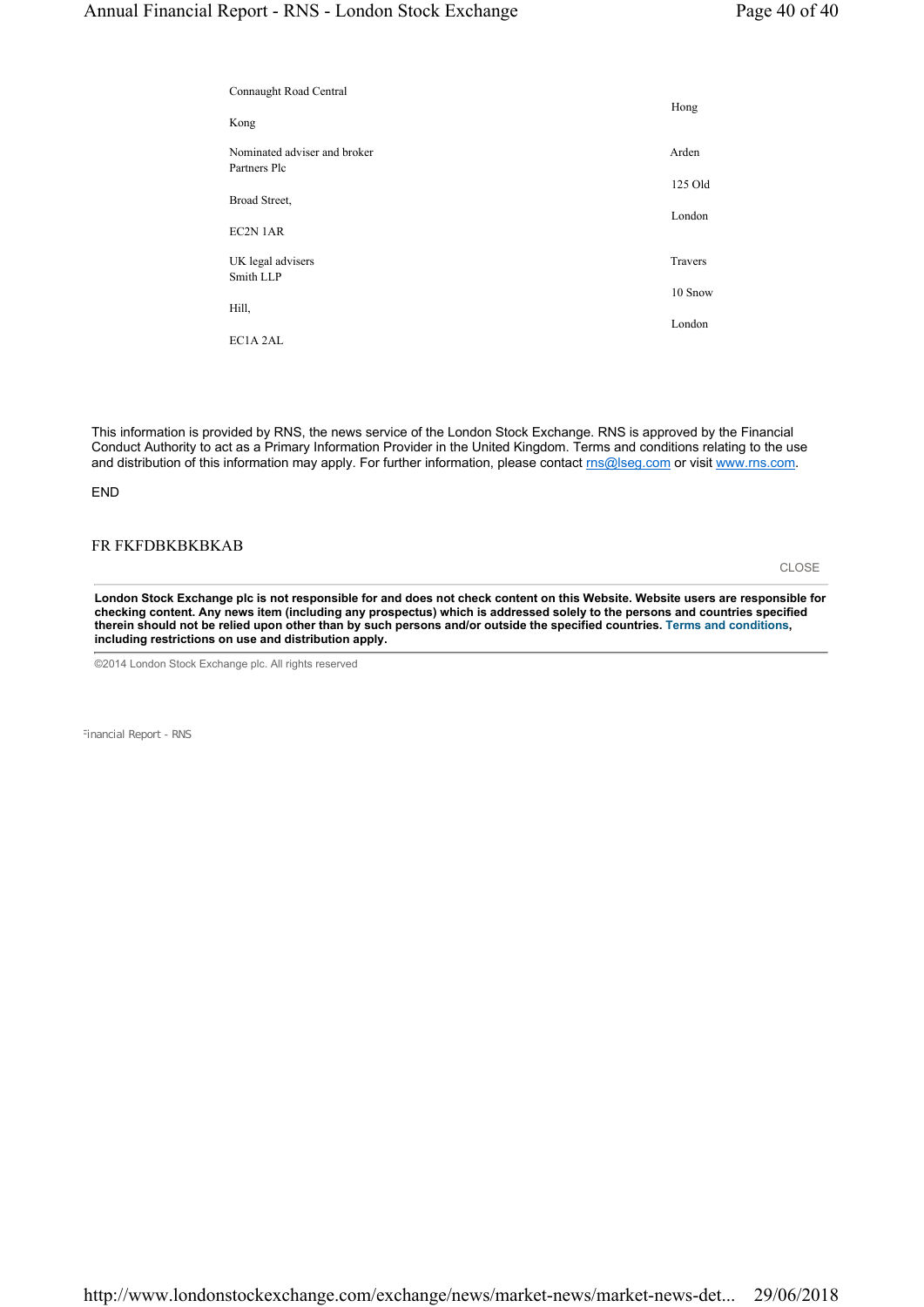Connaught Road Central

Hong Kong

| | |
|---|---|
| Nominated adviser and broker | Arden Partners Plc<br>125 Old Broad Street,<br>London<br>EC2N 1AR |
| UK legal advisers | Travers Smith LLP<br>10 Snow Hill,<br>London<br>EC1A 2AL |

This information is provided by RNS, the news service of the London Stock Exchange. RNS is approved by the Financial Conduct Authority to act as a Primary Information Provider in the United Kingdom. Terms and conditions relating to the use and distribution of this information may apply. For further information, please contact rns@lseg.com or visit www.rns.com.

END

FR FKFDBKBKBKAB

CLOSE

**London Stock Exchange plc is not responsible for and does not check content on this Website. Website users are responsible for checking content. Any news item (including any prospectus) which is addressed solely to the persons and countries specified therein should not be relied upon other than by such persons and/or outside the specified countries. Terms and conditions, including restrictions on use and distribution apply.**

©2014 London Stock Exchange plc. All rights reserved